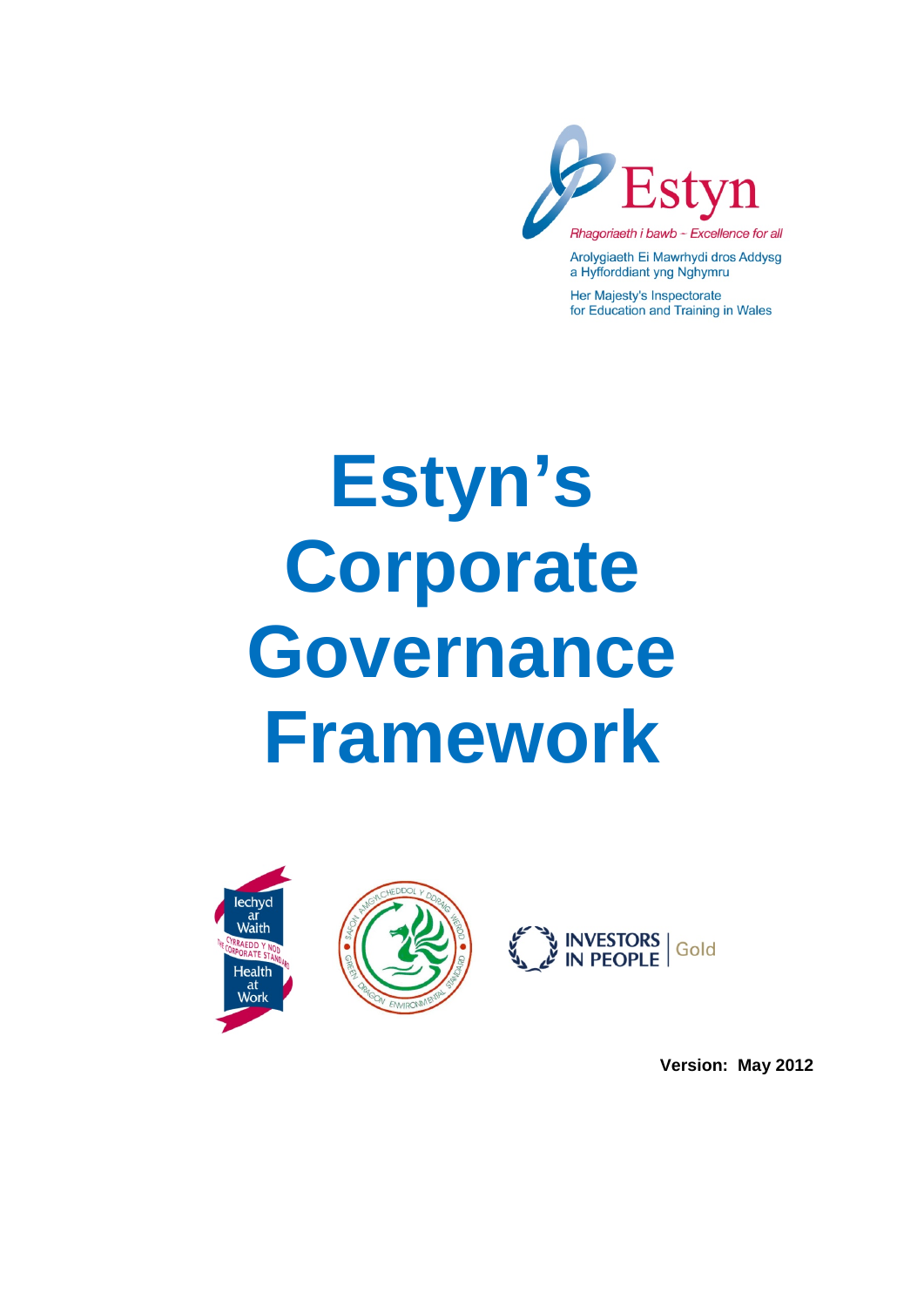Estyn

*Rhagoriaeth i bawb ~ Excellence for all*

Arolygiaeth Ei Mawrhydi dros Addysg a Hyfforddiant yng Nghymru

Her Majesty's Inspectorate for Education and Training in Wales

# Estyn's Corporate Governance Framework

**Version: May 2012**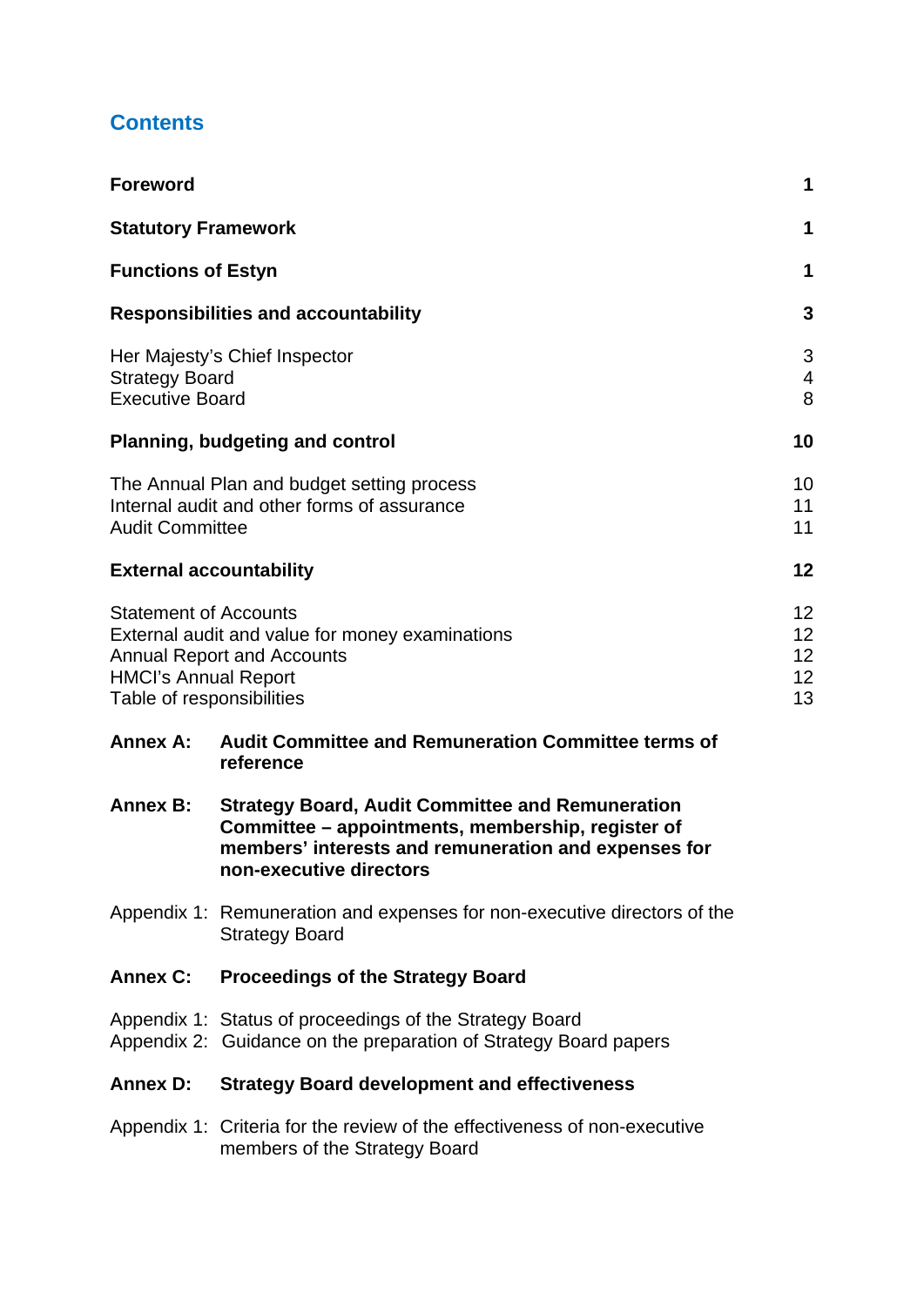## Contents

| | |
|---|---|
| **Foreword** | **1** |
| **Statutory Framework** | **1** |
| **Functions of Estyn** | **1** |
| **Responsibilities and accountability** | **3** |
| Her Majesty's Chief Inspector | 3 |
| Strategy Board | 4 |
| Executive Board | 8 |
| **Planning, budgeting and control** | **10** |
| The Annual Plan and budget setting process | 10 |
| Internal audit and other forms of assurance | 11 |
| Audit Committee | 11 |
| **External accountability** | **12** |
| Statement of Accounts | 12 |
| External audit and value for money examinations | 12 |
| Annual Report and Accounts | 12 |
| HMCI's Annual Report | 12 |
| Table of responsibilities | 13 |

**Annex A: Audit Committee and Remuneration Committee terms of reference**

**Annex B: Strategy Board, Audit Committee and Remuneration Committee – appointments, membership, register of members' interests and remuneration and expenses for non-executive directors**

Appendix 1: Remuneration and expenses for non-executive directors of the Strategy Board

**Annex C: Proceedings of the Strategy Board**

Appendix 1: Status of proceedings of the Strategy Board
Appendix 2: Guidance on the preparation of Strategy Board papers

**Annex D: Strategy Board development and effectiveness**

Appendix 1: Criteria for the review of the effectiveness of non-executive members of the Strategy Board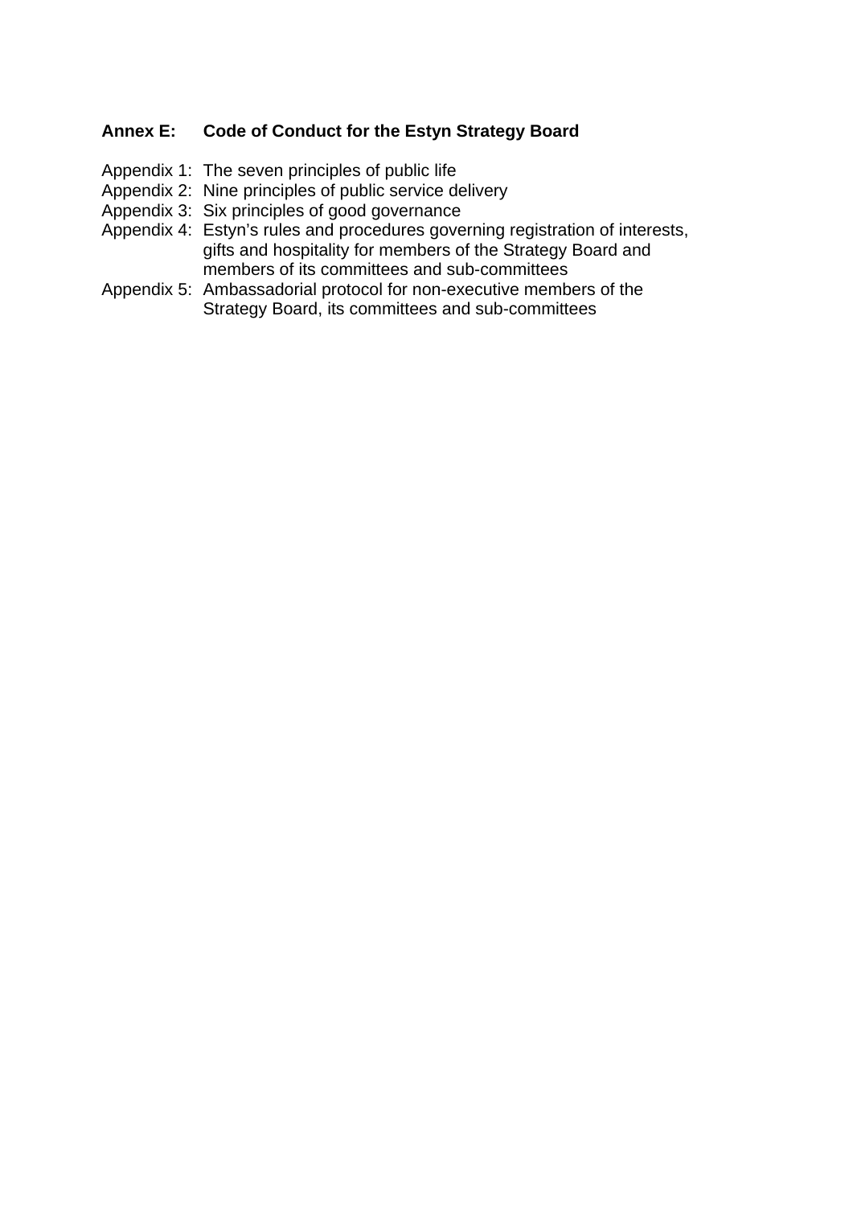## Annex E: Code of Conduct for the Estyn Strategy Board

Appendix 1: The seven principles of public life
Appendix 2: Nine principles of public service delivery
Appendix 3: Six principles of good governance
Appendix 4: Estyn's rules and procedures governing registration of interests, gifts and hospitality for members of the Strategy Board and members of its committees and sub-committees
Appendix 5: Ambassadorial protocol for non-executive members of the Strategy Board, its committees and sub-committees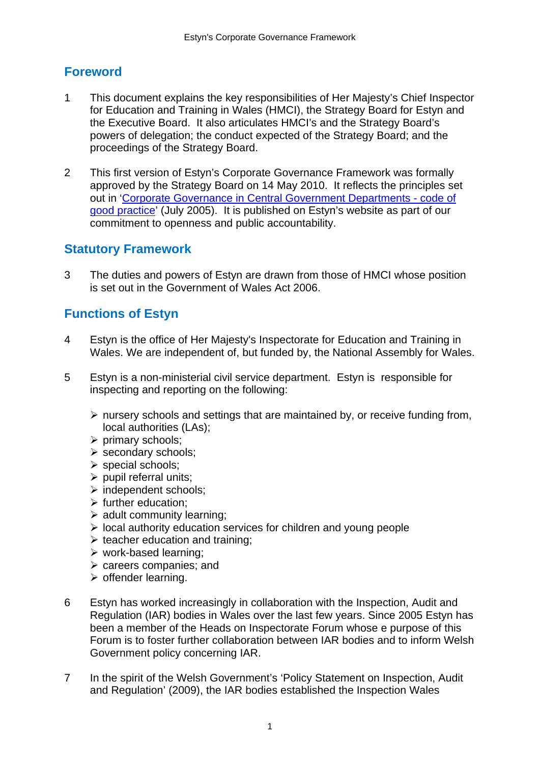## Foreword

1 This document explains the key responsibilities of Her Majesty's Chief Inspector for Education and Training in Wales (HMCI), the Strategy Board for Estyn and the Executive Board. It also articulates HMCI's and the Strategy Board's powers of delegation; the conduct expected of the Strategy Board; and the proceedings of the Strategy Board.

2 This first version of Estyn's Corporate Governance Framework was formally approved by the Strategy Board on 14 May 2010. It reflects the principles set out in '[Corporate Governance in Central Government Departments - code of good practice]' (July 2005). It is published on Estyn's website as part of our commitment to openness and public accountability.

## Statutory Framework

3 The duties and powers of Estyn are drawn from those of HMCI whose position is set out in the Government of Wales Act 2006.

## Functions of Estyn

4 Estyn is the office of Her Majesty's Inspectorate for Education and Training in Wales. We are independent of, but funded by, the National Assembly for Wales.

5 Estyn is a non-ministerial civil service department. Estyn is responsible for inspecting and reporting on the following:

- nursery schools and settings that are maintained by, or receive funding from, local authorities (LAs);
- primary schools;
- secondary schools;
- special schools;
- pupil referral units;
- independent schools;
- further education;
- adult community learning;
- local authority education services for children and young people
- teacher education and training;
- work-based learning;
- careers companies; and
- offender learning.

6 Estyn has worked increasingly in collaboration with the Inspection, Audit and Regulation (IAR) bodies in Wales over the last few years. Since 2005 Estyn has been a member of the Heads on Inspectorate Forum whose e purpose of this Forum is to foster further collaboration between IAR bodies and to inform Welsh Government policy concerning IAR.

7 In the spirit of the Welsh Government's 'Policy Statement on Inspection, Audit and Regulation' (2009), the IAR bodies established the Inspection Wales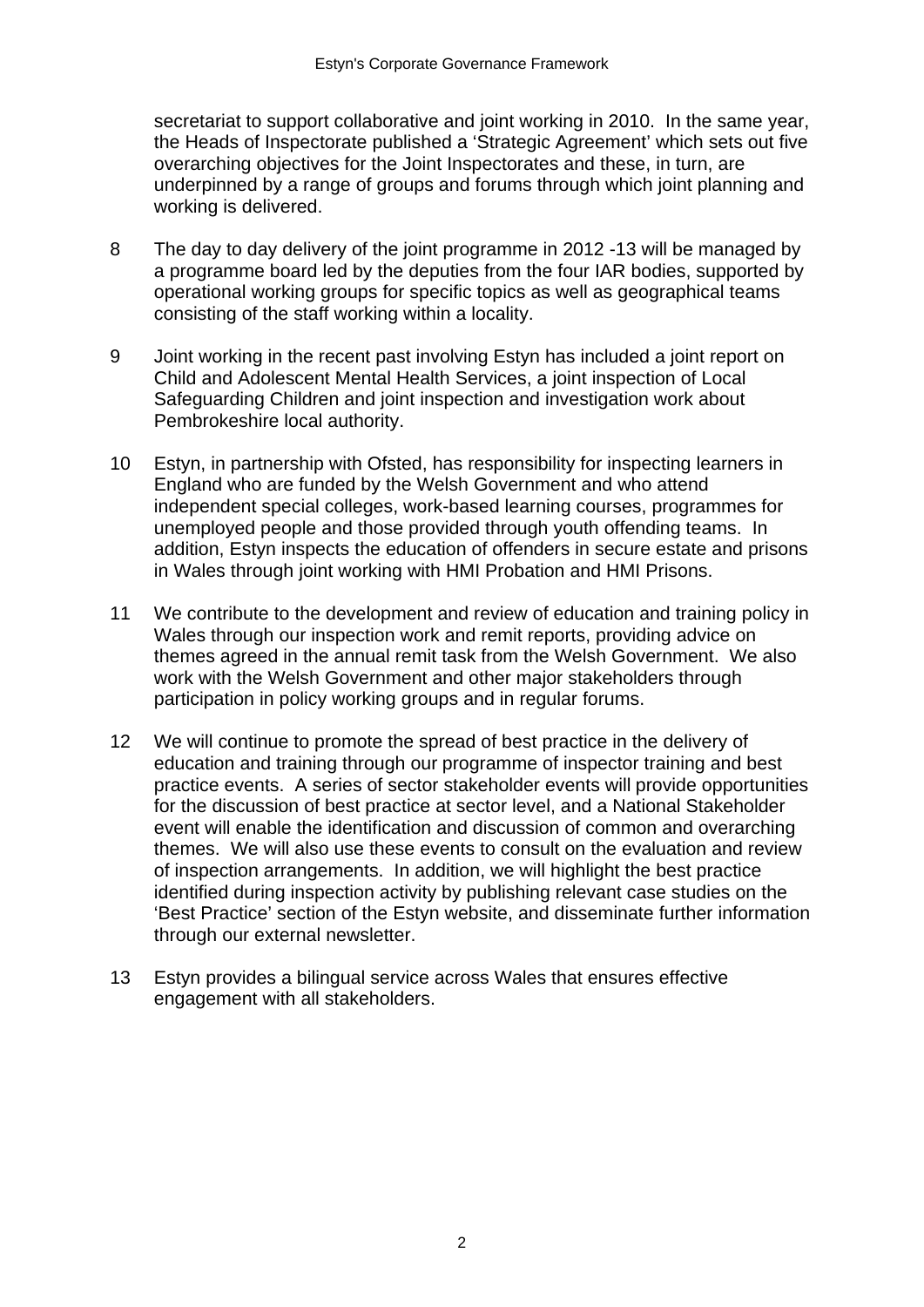secretariat to support collaborative and joint working in 2010. In the same year, the Heads of Inspectorate published a 'Strategic Agreement' which sets out five overarching objectives for the Joint Inspectorates and these, in turn, are underpinned by a range of groups and forums through which joint planning and working is delivered.

8 The day to day delivery of the joint programme in 2012 -13 will be managed by a programme board led by the deputies from the four IAR bodies, supported by operational working groups for specific topics as well as geographical teams consisting of the staff working within a locality.

9 Joint working in the recent past involving Estyn has included a joint report on Child and Adolescent Mental Health Services, a joint inspection of Local Safeguarding Children and joint inspection and investigation work about Pembrokeshire local authority.

10 Estyn, in partnership with Ofsted, has responsibility for inspecting learners in England who are funded by the Welsh Government and who attend independent special colleges, work-based learning courses, programmes for unemployed people and those provided through youth offending teams. In addition, Estyn inspects the education of offenders in secure estate and prisons in Wales through joint working with HMI Probation and HMI Prisons.

11 We contribute to the development and review of education and training policy in Wales through our inspection work and remit reports, providing advice on themes agreed in the annual remit task from the Welsh Government. We also work with the Welsh Government and other major stakeholders through participation in policy working groups and in regular forums.

12 We will continue to promote the spread of best practice in the delivery of education and training through our programme of inspector training and best practice events. A series of sector stakeholder events will provide opportunities for the discussion of best practice at sector level, and a National Stakeholder event will enable the identification and discussion of common and overarching themes. We will also use these events to consult on the evaluation and review of inspection arrangements. In addition, we will highlight the best practice identified during inspection activity by publishing relevant case studies on the 'Best Practice' section of the Estyn website, and disseminate further information through our external newsletter.

13 Estyn provides a bilingual service across Wales that ensures effective engagement with all stakeholders.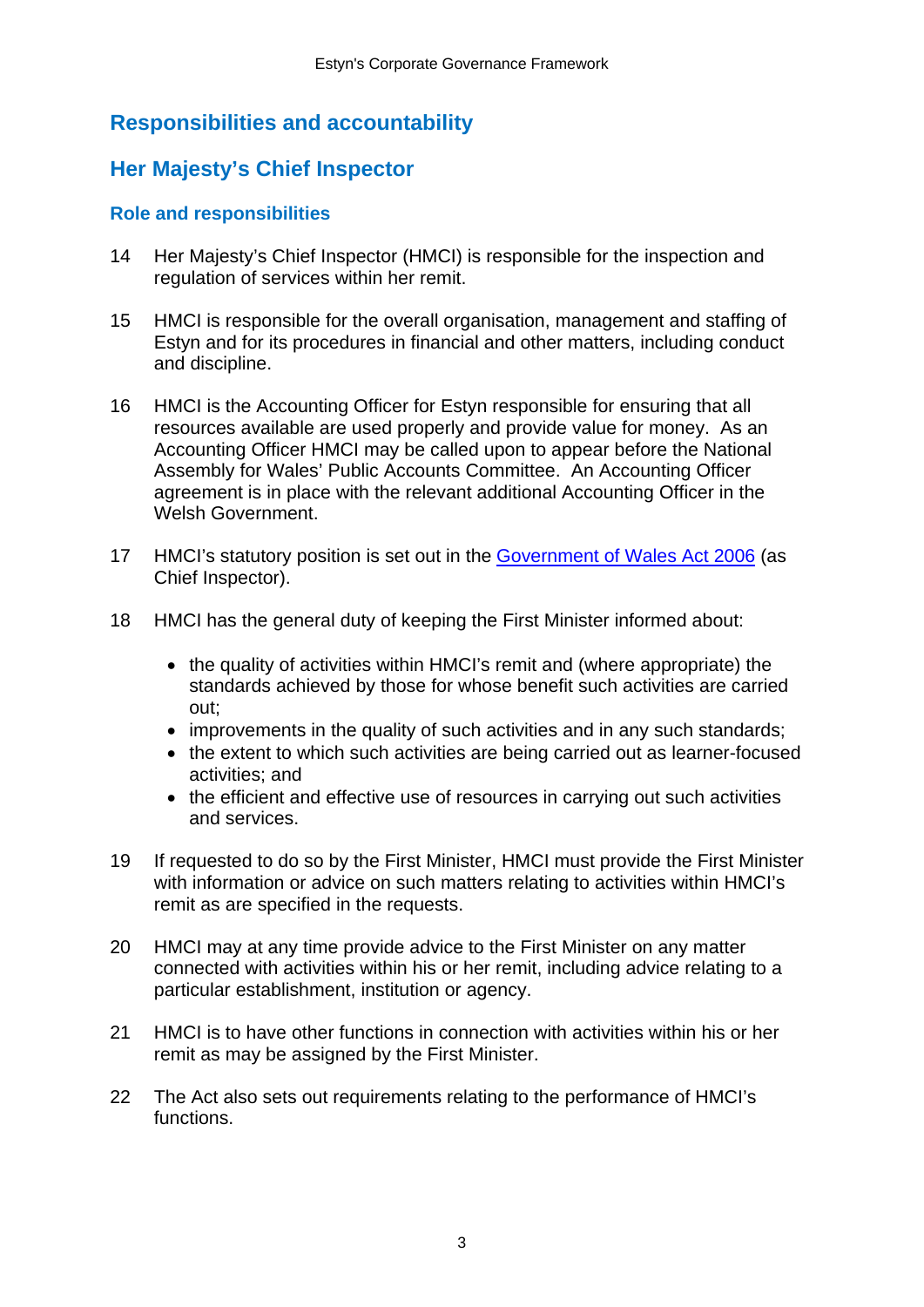## Responsibilities and accountability

## Her Majesty's Chief Inspector

### Role and responsibilities

14 Her Majesty's Chief Inspector (HMCI) is responsible for the inspection and regulation of services within her remit.

15 HMCI is responsible for the overall organisation, management and staffing of Estyn and for its procedures in financial and other matters, including conduct and discipline.

16 HMCI is the Accounting Officer for Estyn responsible for ensuring that all resources available are used properly and provide value for money. As an Accounting Officer HMCI may be called upon to appear before the National Assembly for Wales' Public Accounts Committee. An Accounting Officer agreement is in place with the relevant additional Accounting Officer in the Welsh Government.

17 HMCI's statutory position is set out in the Government of Wales Act 2006 (as Chief Inspector).

18 HMCI has the general duty of keeping the First Minister informed about:

- the quality of activities within HMCI's remit and (where appropriate) the standards achieved by those for whose benefit such activities are carried out;
- improvements in the quality of such activities and in any such standards;
- the extent to which such activities are being carried out as learner-focused activities; and
- the efficient and effective use of resources in carrying out such activities and services.

19 If requested to do so by the First Minister, HMCI must provide the First Minister with information or advice on such matters relating to activities within HMCI's remit as are specified in the requests.

20 HMCI may at any time provide advice to the First Minister on any matter connected with activities within his or her remit, including advice relating to a particular establishment, institution or agency.

21 HMCI is to have other functions in connection with activities within his or her remit as may be assigned by the First Minister.

22 The Act also sets out requirements relating to the performance of HMCI's functions.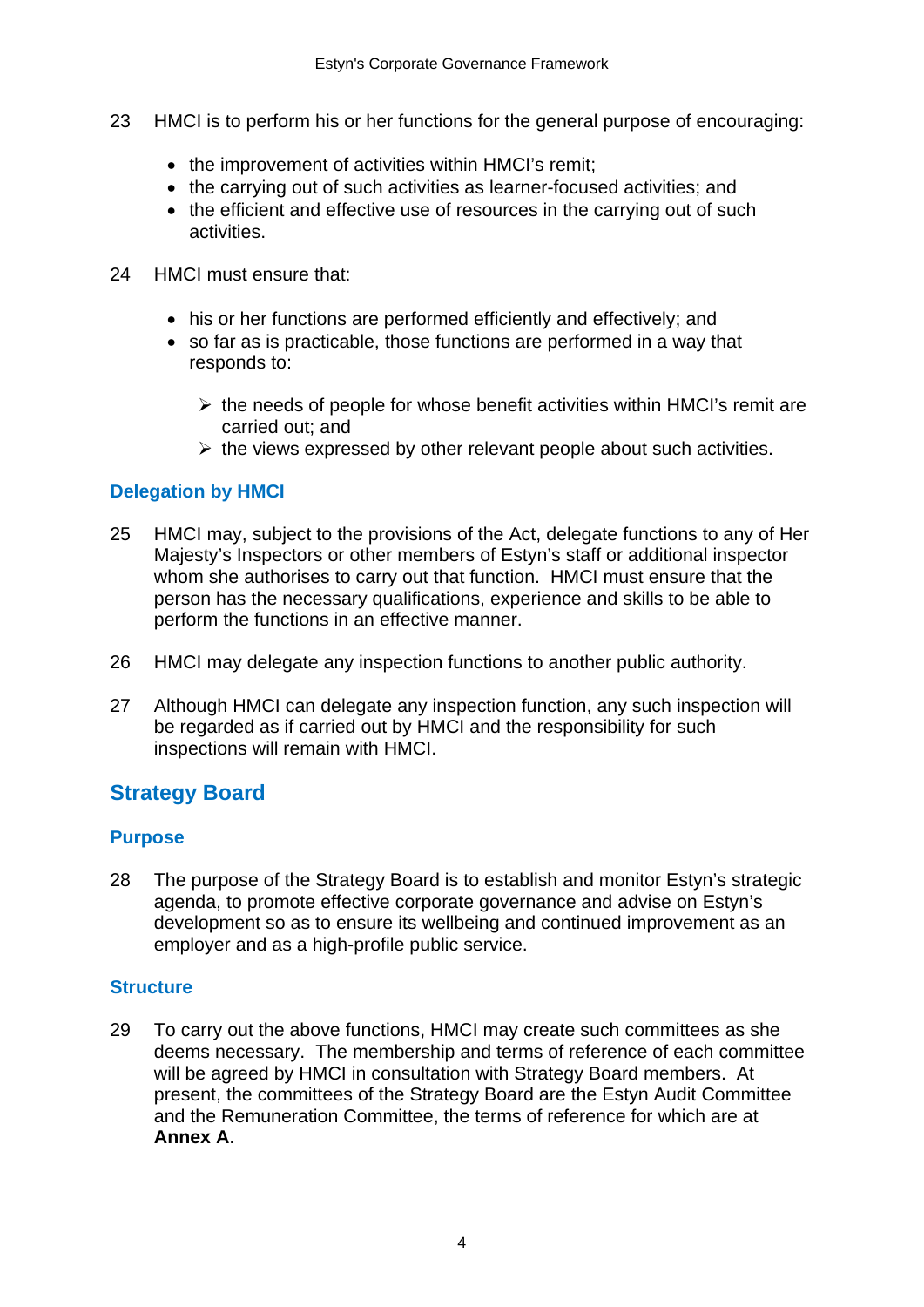23 HMCI is to perform his or her functions for the general purpose of encouraging:

- the improvement of activities within HMCI's remit;
- the carrying out of such activities as learner-focused activities; and
- the efficient and effective use of resources in the carrying out of such activities.

24 HMCI must ensure that:

- his or her functions are performed efficiently and effectively; and
- so far as is practicable, those functions are performed in a way that responds to:
  - the needs of people for whose benefit activities within HMCI's remit are carried out; and
  - the views expressed by other relevant people about such activities.

### Delegation by HMCI

25 HMCI may, subject to the provisions of the Act, delegate functions to any of Her Majesty's Inspectors or other members of Estyn's staff or additional inspector whom she authorises to carry out that function. HMCI must ensure that the person has the necessary qualifications, experience and skills to be able to perform the functions in an effective manner.

26 HMCI may delegate any inspection functions to another public authority.

27 Although HMCI can delegate any inspection function, any such inspection will be regarded as if carried out by HMCI and the responsibility for such inspections will remain with HMCI.

## Strategy Board

### Purpose

28 The purpose of the Strategy Board is to establish and monitor Estyn's strategic agenda, to promote effective corporate governance and advise on Estyn's development so as to ensure its wellbeing and continued improvement as an employer and as a high-profile public service.

### Structure

29 To carry out the above functions, HMCI may create such committees as she deems necessary. The membership and terms of reference of each committee will be agreed by HMCI in consultation with Strategy Board members. At present, the committees of the Strategy Board are the Estyn Audit Committee and the Remuneration Committee, the terms of reference for which are at **Annex A**.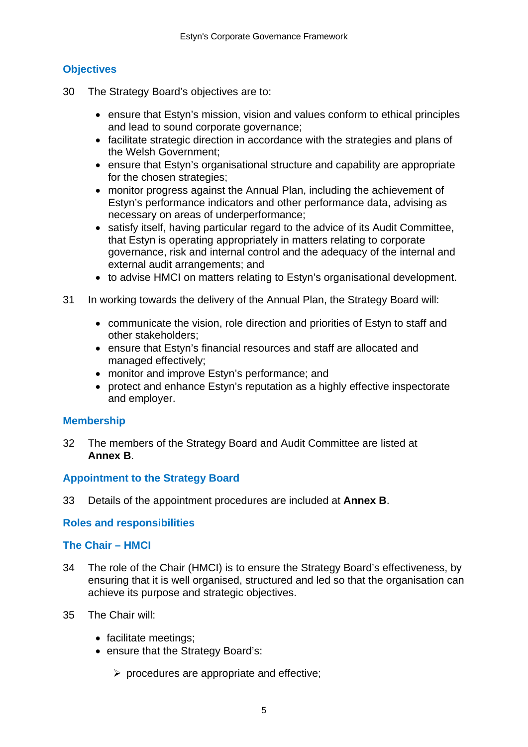## Objectives

30 The Strategy Board's objectives are to:

- ensure that Estyn's mission, vision and values conform to ethical principles and lead to sound corporate governance;
- facilitate strategic direction in accordance with the strategies and plans of the Welsh Government;
- ensure that Estyn's organisational structure and capability are appropriate for the chosen strategies;
- monitor progress against the Annual Plan, including the achievement of Estyn's performance indicators and other performance data, advising as necessary on areas of underperformance;
- satisfy itself, having particular regard to the advice of its Audit Committee, that Estyn is operating appropriately in matters relating to corporate governance, risk and internal control and the adequacy of the internal and external audit arrangements; and
- to advise HMCI on matters relating to Estyn's organisational development.

31 In working towards the delivery of the Annual Plan, the Strategy Board will:

- communicate the vision, role direction and priorities of Estyn to staff and other stakeholders;
- ensure that Estyn's financial resources and staff are allocated and managed effectively;
- monitor and improve Estyn's performance; and
- protect and enhance Estyn's reputation as a highly effective inspectorate and employer.

## Membership

32 The members of the Strategy Board and Audit Committee are listed at **Annex B**.

## Appointment to the Strategy Board

33 Details of the appointment procedures are included at **Annex B**.

## Roles and responsibilities

### The Chair – HMCI

34 The role of the Chair (HMCI) is to ensure the Strategy Board's effectiveness, by ensuring that it is well organised, structured and led so that the organisation can achieve its purpose and strategic objectives.

35 The Chair will:

- facilitate meetings;
- ensure that the Strategy Board's:
  - procedures are appropriate and effective;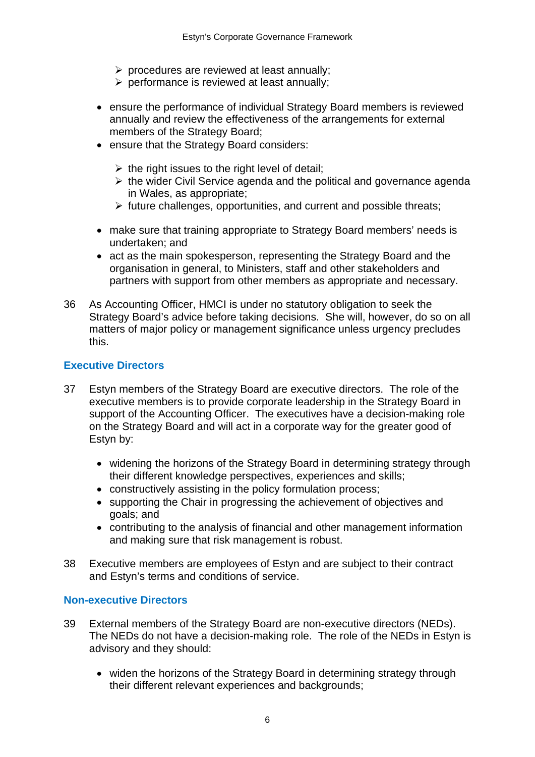- procedures are reviewed at least annually;
    - performance is reviewed at least annually;

- ensure the performance of individual Strategy Board members is reviewed annually and review the effectiveness of the arrangements for external members of the Strategy Board;
- ensure that the Strategy Board considers:
    - the right issues to the right level of detail;
    - the wider Civil Service agenda and the political and governance agenda in Wales, as appropriate;
    - future challenges, opportunities, and current and possible threats;
- make sure that training appropriate to Strategy Board members' needs is undertaken; and
- act as the main spokesperson, representing the Strategy Board and the organisation in general, to Ministers, staff and other stakeholders and partners with support from other members as appropriate and necessary.

36 As Accounting Officer, HMCI is under no statutory obligation to seek the Strategy Board's advice before taking decisions. She will, however, do so on all matters of major policy or management significance unless urgency precludes this.

## Executive Directors

37 Estyn members of the Strategy Board are executive directors. The role of the executive members is to provide corporate leadership in the Strategy Board in support of the Accounting Officer. The executives have a decision-making role on the Strategy Board and will act in a corporate way for the greater good of Estyn by:

- widening the horizons of the Strategy Board in determining strategy through their different knowledge perspectives, experiences and skills;
- constructively assisting in the policy formulation process;
- supporting the Chair in progressing the achievement of objectives and goals; and
- contributing to the analysis of financial and other management information and making sure that risk management is robust.

38 Executive members are employees of Estyn and are subject to their contract and Estyn's terms and conditions of service.

## Non-executive Directors

39 External members of the Strategy Board are non-executive directors (NEDs). The NEDs do not have a decision-making role. The role of the NEDs in Estyn is advisory and they should:

- widen the horizons of the Strategy Board in determining strategy through their different relevant experiences and backgrounds;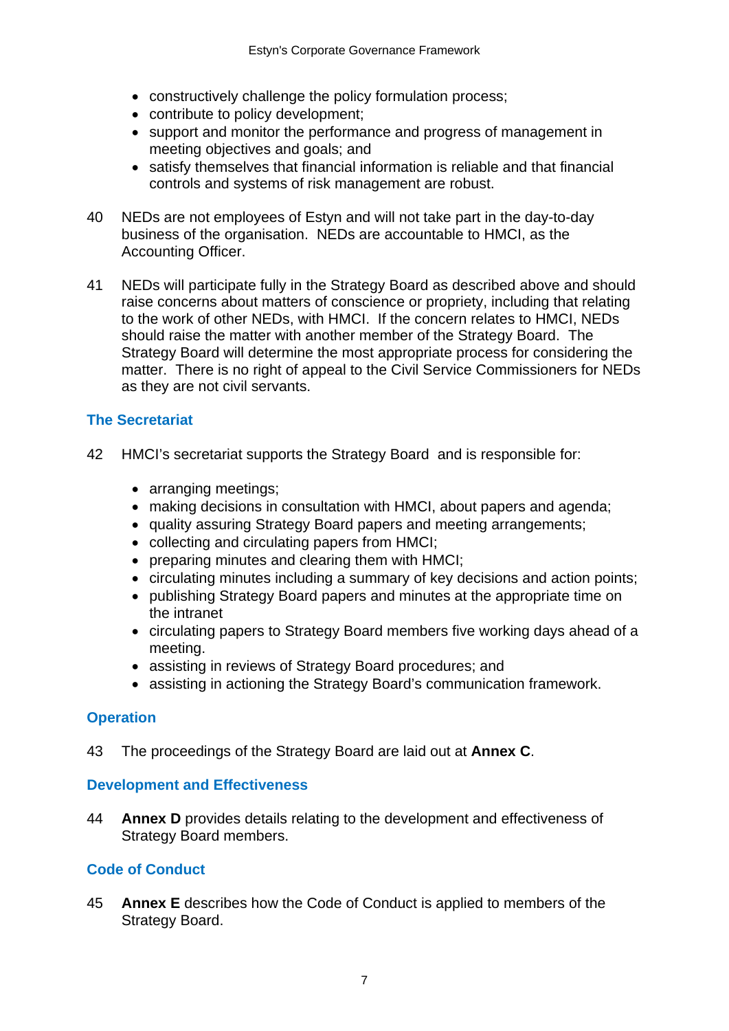- constructively challenge the policy formulation process;
- contribute to policy development;
- support and monitor the performance and progress of management in meeting objectives and goals; and
- satisfy themselves that financial information is reliable and that financial controls and systems of risk management are robust.

40 NEDs are not employees of Estyn and will not take part in the day-to-day business of the organisation. NEDs are accountable to HMCI, as the Accounting Officer.

41 NEDs will participate fully in the Strategy Board as described above and should raise concerns about matters of conscience or propriety, including that relating to the work of other NEDs, with HMCI. If the concern relates to HMCI, NEDs should raise the matter with another member of the Strategy Board. The Strategy Board will determine the most appropriate process for considering the matter. There is no right of appeal to the Civil Service Commissioners for NEDs as they are not civil servants.

## The Secretariat

42 HMCI's secretariat supports the Strategy Board and is responsible for:

- arranging meetings;
- making decisions in consultation with HMCI, about papers and agenda;
- quality assuring Strategy Board papers and meeting arrangements;
- collecting and circulating papers from HMCI;
- preparing minutes and clearing them with HMCI;
- circulating minutes including a summary of key decisions and action points;
- publishing Strategy Board papers and minutes at the appropriate time on the intranet
- circulating papers to Strategy Board members five working days ahead of a meeting.
- assisting in reviews of Strategy Board procedures; and
- assisting in actioning the Strategy Board's communication framework.

## Operation

43 The proceedings of the Strategy Board are laid out at **Annex C**.

## Development and Effectiveness

44 **Annex D** provides details relating to the development and effectiveness of Strategy Board members.

## Code of Conduct

45 **Annex E** describes how the Code of Conduct is applied to members of the Strategy Board.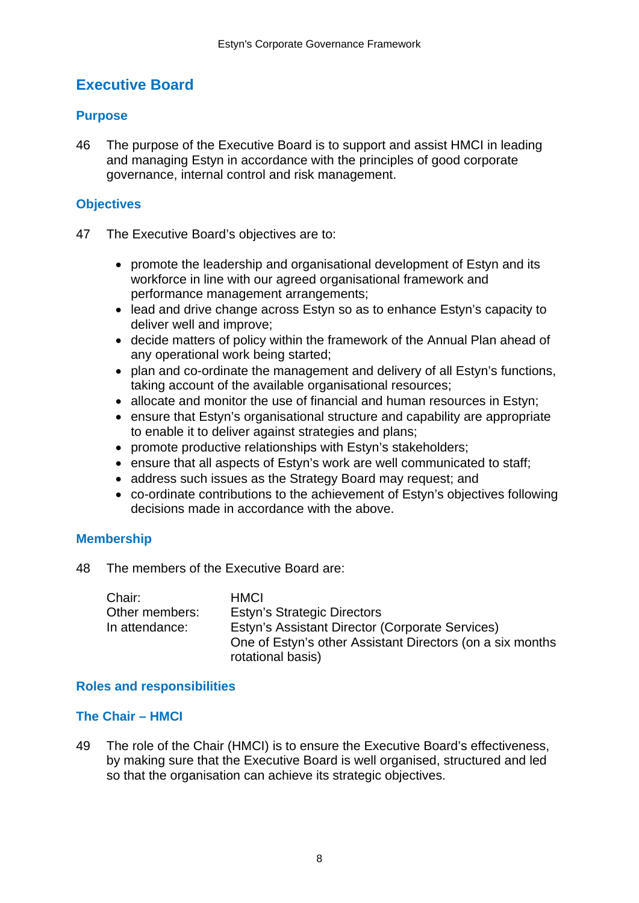## Executive Board

### Purpose

46 The purpose of the Executive Board is to support and assist HMCI in leading and managing Estyn in accordance with the principles of good corporate governance, internal control and risk management.

### Objectives

47 The Executive Board's objectives are to:

- promote the leadership and organisational development of Estyn and its workforce in line with our agreed organisational framework and performance management arrangements;
- lead and drive change across Estyn so as to enhance Estyn's capacity to deliver well and improve;
- decide matters of policy within the framework of the Annual Plan ahead of any operational work being started;
- plan and co-ordinate the management and delivery of all Estyn's functions, taking account of the available organisational resources;
- allocate and monitor the use of financial and human resources in Estyn;
- ensure that Estyn's organisational structure and capability are appropriate to enable it to deliver against strategies and plans;
- promote productive relationships with Estyn's stakeholders;
- ensure that all aspects of Estyn's work are well communicated to staff;
- address such issues as the Strategy Board may request; and
- co-ordinate contributions to the achievement of Estyn's objectives following decisions made in accordance with the above.

### Membership

48 The members of the Executive Board are:

| | |
|---|---|
| Chair: | HMCI |
| Other members: | Estyn's Strategic Directors |
| In attendance: | Estyn's Assistant Director (Corporate Services) |
| | One of Estyn's other Assistant Directors (on a six months rotational basis) |

### Roles and responsibilities

### The Chair – HMCI

49 The role of the Chair (HMCI) is to ensure the Executive Board's effectiveness, by making sure that the Executive Board is well organised, structured and led so that the organisation can achieve its strategic objectives.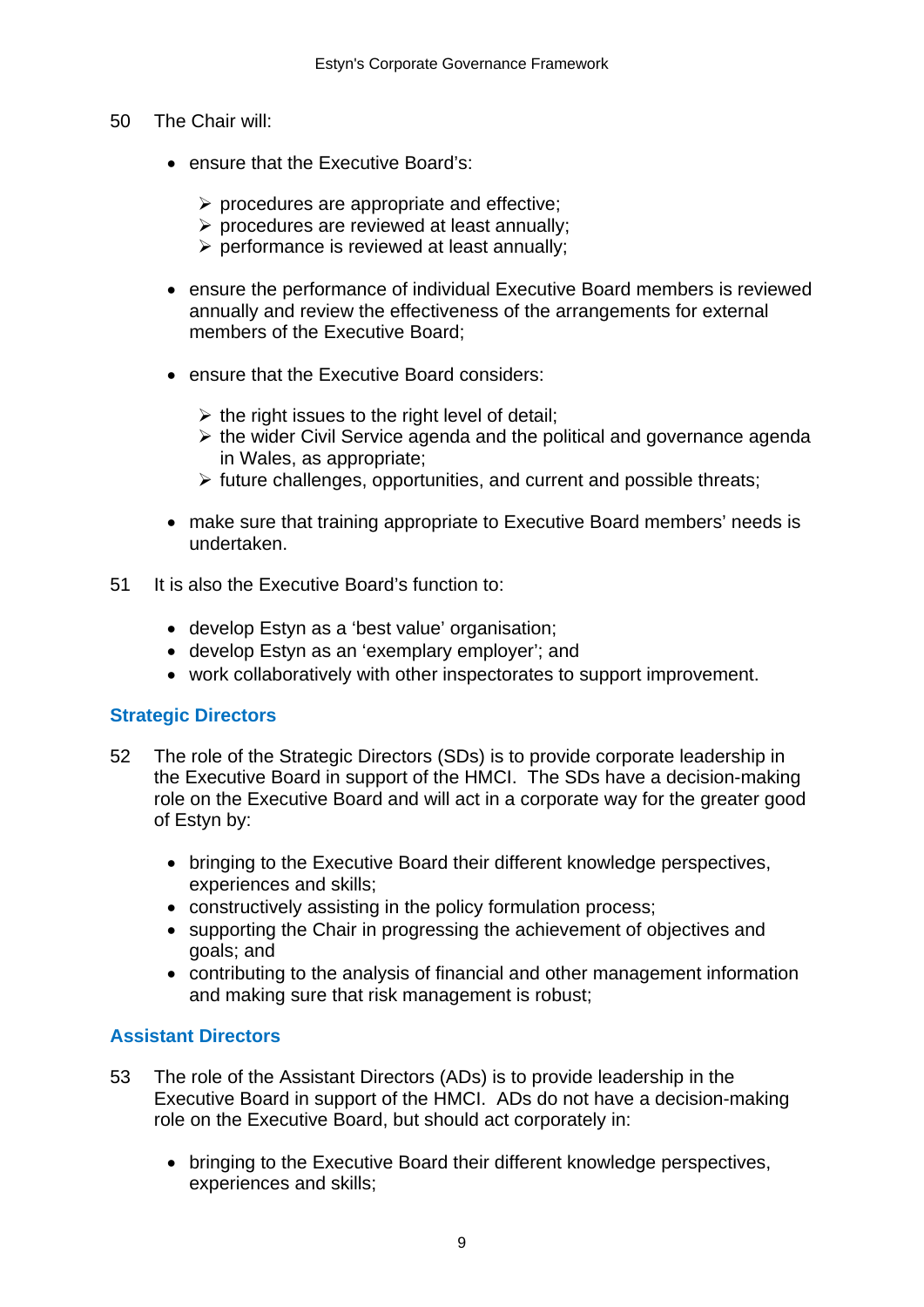50 The Chair will:

- ensure that the Executive Board's:
  - procedures are appropriate and effective;
  - procedures are reviewed at least annually;
  - performance is reviewed at least annually;

- ensure the performance of individual Executive Board members is reviewed annually and review the effectiveness of the arrangements for external members of the Executive Board;

- ensure that the Executive Board considers:
  - the right issues to the right level of detail;
  - the wider Civil Service agenda and the political and governance agenda in Wales, as appropriate;
  - future challenges, opportunities, and current and possible threats;

- make sure that training appropriate to Executive Board members' needs is undertaken.

51 It is also the Executive Board's function to:

- develop Estyn as a 'best value' organisation;
- develop Estyn as an 'exemplary employer'; and
- work collaboratively with other inspectorates to support improvement.

## Strategic Directors

52 The role of the Strategic Directors (SDs) is to provide corporate leadership in the Executive Board in support of the HMCI. The SDs have a decision-making role on the Executive Board and will act in a corporate way for the greater good of Estyn by:

- bringing to the Executive Board their different knowledge perspectives, experiences and skills;
- constructively assisting in the policy formulation process;
- supporting the Chair in progressing the achievement of objectives and goals; and
- contributing to the analysis of financial and other management information and making sure that risk management is robust;

## Assistant Directors

53 The role of the Assistant Directors (ADs) is to provide leadership in the Executive Board in support of the HMCI. ADs do not have a decision-making role on the Executive Board, but should act corporately in:

- bringing to the Executive Board their different knowledge perspectives, experiences and skills;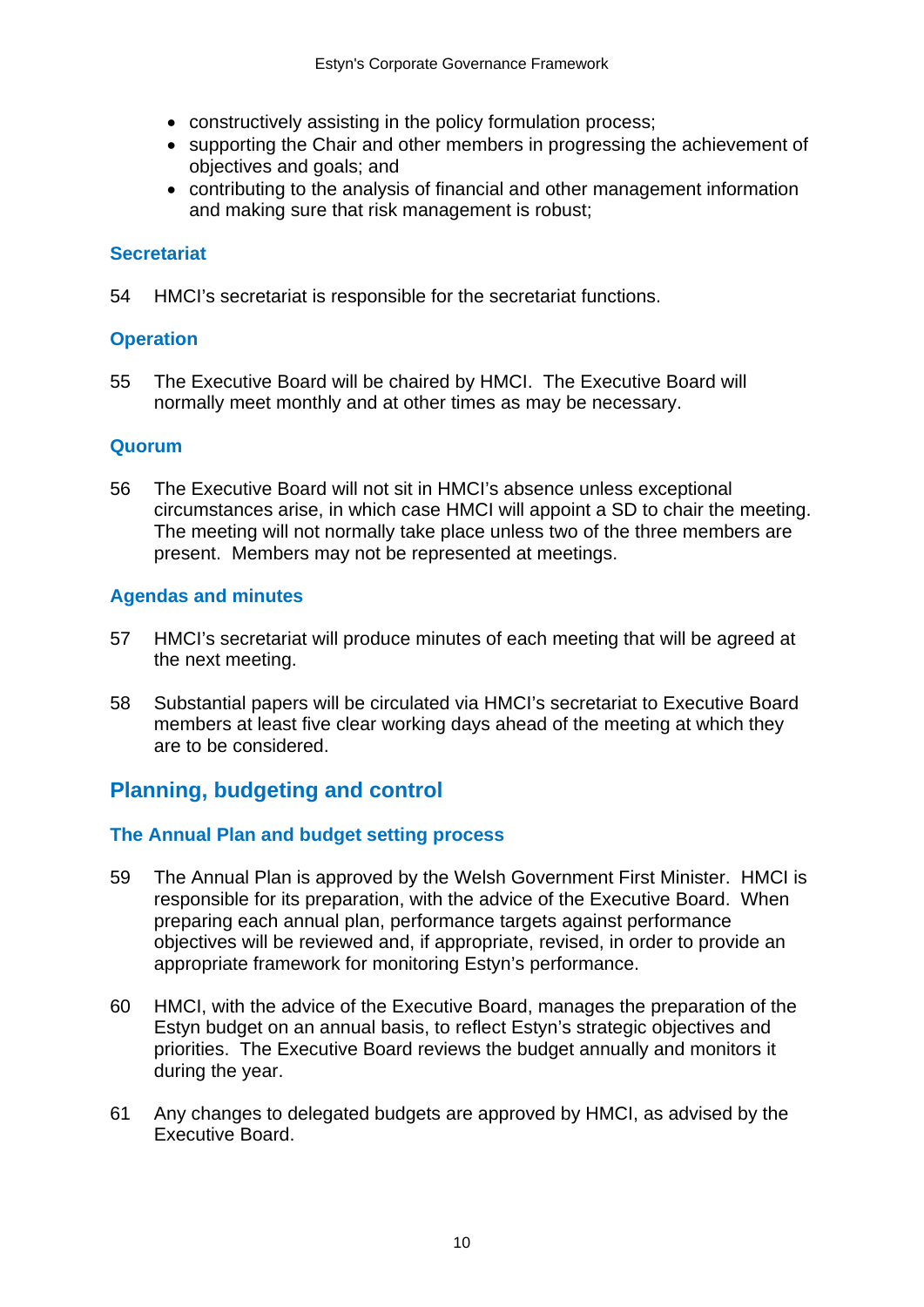- constructively assisting in the policy formulation process;
- supporting the Chair and other members in progressing the achievement of objectives and goals; and
- contributing to the analysis of financial and other management information and making sure that risk management is robust;

### Secretariat

54 HMCI's secretariat is responsible for the secretariat functions.

### Operation

55 The Executive Board will be chaired by HMCI. The Executive Board will normally meet monthly and at other times as may be necessary.

### Quorum

56 The Executive Board will not sit in HMCI's absence unless exceptional circumstances arise, in which case HMCI will appoint a SD to chair the meeting. The meeting will not normally take place unless two of the three members are present. Members may not be represented at meetings.

### Agendas and minutes

57 HMCI's secretariat will produce minutes of each meeting that will be agreed at the next meeting.

58 Substantial papers will be circulated via HMCI's secretariat to Executive Board members at least five clear working days ahead of the meeting at which they are to be considered.

## Planning, budgeting and control

### The Annual Plan and budget setting process

59 The Annual Plan is approved by the Welsh Government First Minister. HMCI is responsible for its preparation, with the advice of the Executive Board. When preparing each annual plan, performance targets against performance objectives will be reviewed and, if appropriate, revised, in order to provide an appropriate framework for monitoring Estyn's performance.

60 HMCI, with the advice of the Executive Board, manages the preparation of the Estyn budget on an annual basis, to reflect Estyn's strategic objectives and priorities. The Executive Board reviews the budget annually and monitors it during the year.

61 Any changes to delegated budgets are approved by HMCI, as advised by the Executive Board.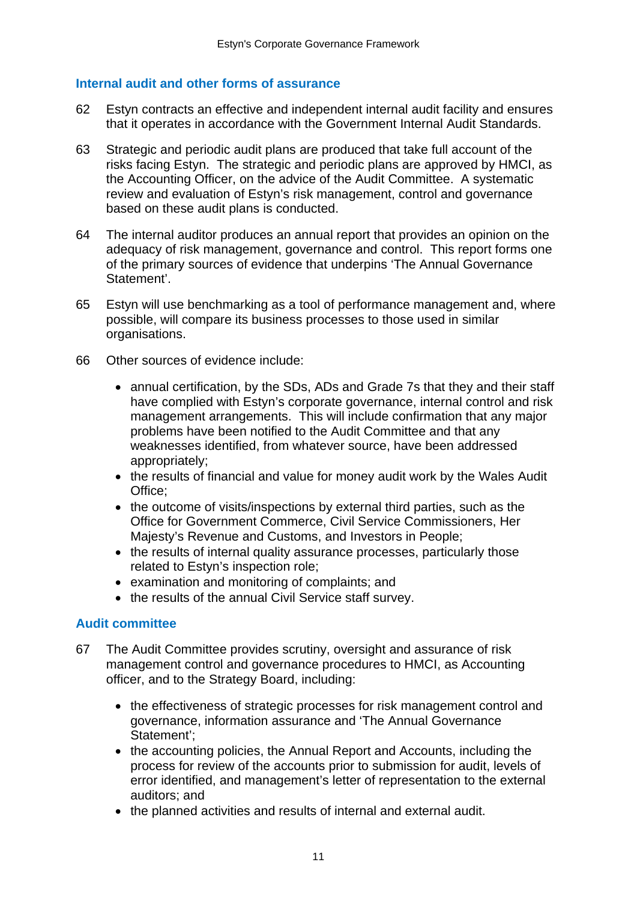## Internal audit and other forms of assurance

62 Estyn contracts an effective and independent internal audit facility and ensures that it operates in accordance with the Government Internal Audit Standards.

63 Strategic and periodic audit plans are produced that take full account of the risks facing Estyn. The strategic and periodic plans are approved by HMCI, as the Accounting Officer, on the advice of the Audit Committee. A systematic review and evaluation of Estyn's risk management, control and governance based on these audit plans is conducted.

64 The internal auditor produces an annual report that provides an opinion on the adequacy of risk management, governance and control. This report forms one of the primary sources of evidence that underpins 'The Annual Governance Statement'.

65 Estyn will use benchmarking as a tool of performance management and, where possible, will compare its business processes to those used in similar organisations.

66 Other sources of evidence include:

- annual certification, by the SDs, ADs and Grade 7s that they and their staff have complied with Estyn's corporate governance, internal control and risk management arrangements. This will include confirmation that any major problems have been notified to the Audit Committee and that any weaknesses identified, from whatever source, have been addressed appropriately;
- the results of financial and value for money audit work by the Wales Audit Office;
- the outcome of visits/inspections by external third parties, such as the Office for Government Commerce, Civil Service Commissioners, Her Majesty's Revenue and Customs, and Investors in People;
- the results of internal quality assurance processes, particularly those related to Estyn's inspection role;
- examination and monitoring of complaints; and
- the results of the annual Civil Service staff survey.

## Audit committee

67 The Audit Committee provides scrutiny, oversight and assurance of risk management control and governance procedures to HMCI, as Accounting officer, and to the Strategy Board, including:

- the effectiveness of strategic processes for risk management control and governance, information assurance and 'The Annual Governance Statement';
- the accounting policies, the Annual Report and Accounts, including the process for review of the accounts prior to submission for audit, levels of error identified, and management's letter of representation to the external auditors; and
- the planned activities and results of internal and external audit.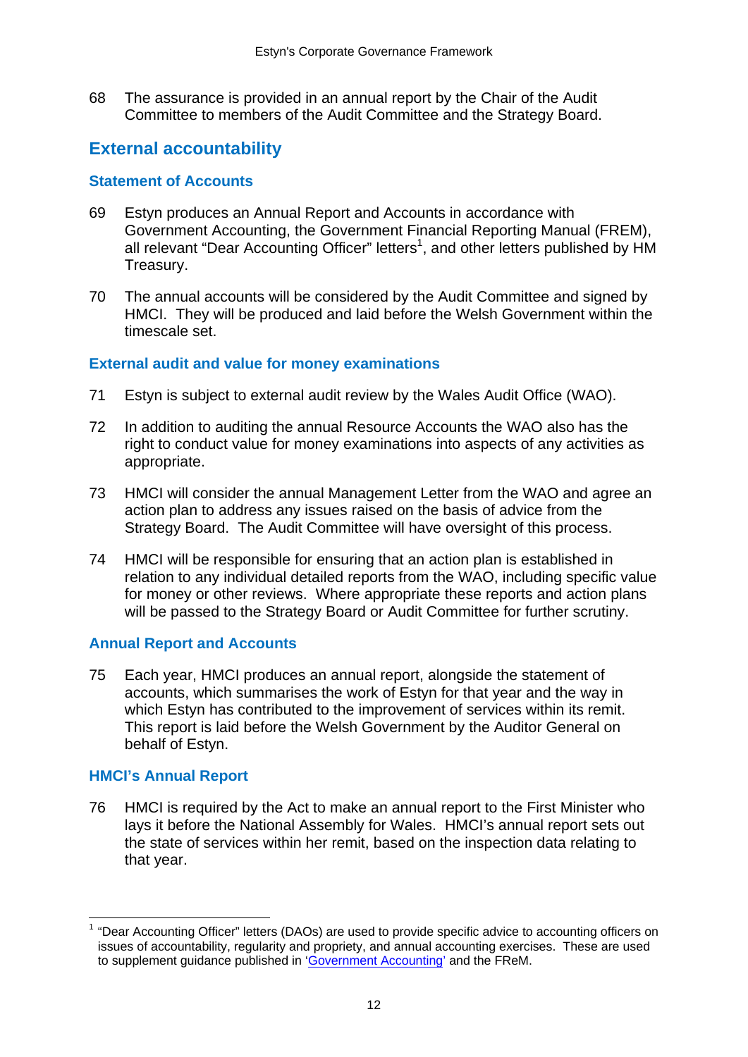68 The assurance is provided in an annual report by the Chair of the Audit Committee to members of the Audit Committee and the Strategy Board.

## External accountability

### Statement of Accounts

69 Estyn produces an Annual Report and Accounts in accordance with Government Accounting, the Government Financial Reporting Manual (FREM), all relevant "Dear Accounting Officer" letters[1], and other letters published by HM Treasury.

70 The annual accounts will be considered by the Audit Committee and signed by HMCI. They will be produced and laid before the Welsh Government within the timescale set.

### External audit and value for money examinations

71 Estyn is subject to external audit review by the Wales Audit Office (WAO).

72 In addition to auditing the annual Resource Accounts the WAO also has the right to conduct value for money examinations into aspects of any activities as appropriate.

73 HMCI will consider the annual Management Letter from the WAO and agree an action plan to address any issues raised on the basis of advice from the Strategy Board. The Audit Committee will have oversight of this process.

74 HMCI will be responsible for ensuring that an action plan is established in relation to any individual detailed reports from the WAO, including specific value for money or other reviews. Where appropriate these reports and action plans will be passed to the Strategy Board or Audit Committee for further scrutiny.

### Annual Report and Accounts

75 Each year, HMCI produces an annual report, alongside the statement of accounts, which summarises the work of Estyn for that year and the way in which Estyn has contributed to the improvement of services within its remit. This report is laid before the Welsh Government by the Auditor General on behalf of Estyn.

### HMCI's Annual Report

76 HMCI is required by the Act to make an annual report to the First Minister who lays it before the National Assembly for Wales. HMCI's annual report sets out the state of services within her remit, based on the inspection data relating to that year.

---

[1] "Dear Accounting Officer" letters (DAOs) are used to provide specific advice to accounting officers on issues of accountability, regularity and propriety, and annual accounting exercises. These are used to supplement guidance published in 'Government Accounting' and the FReM.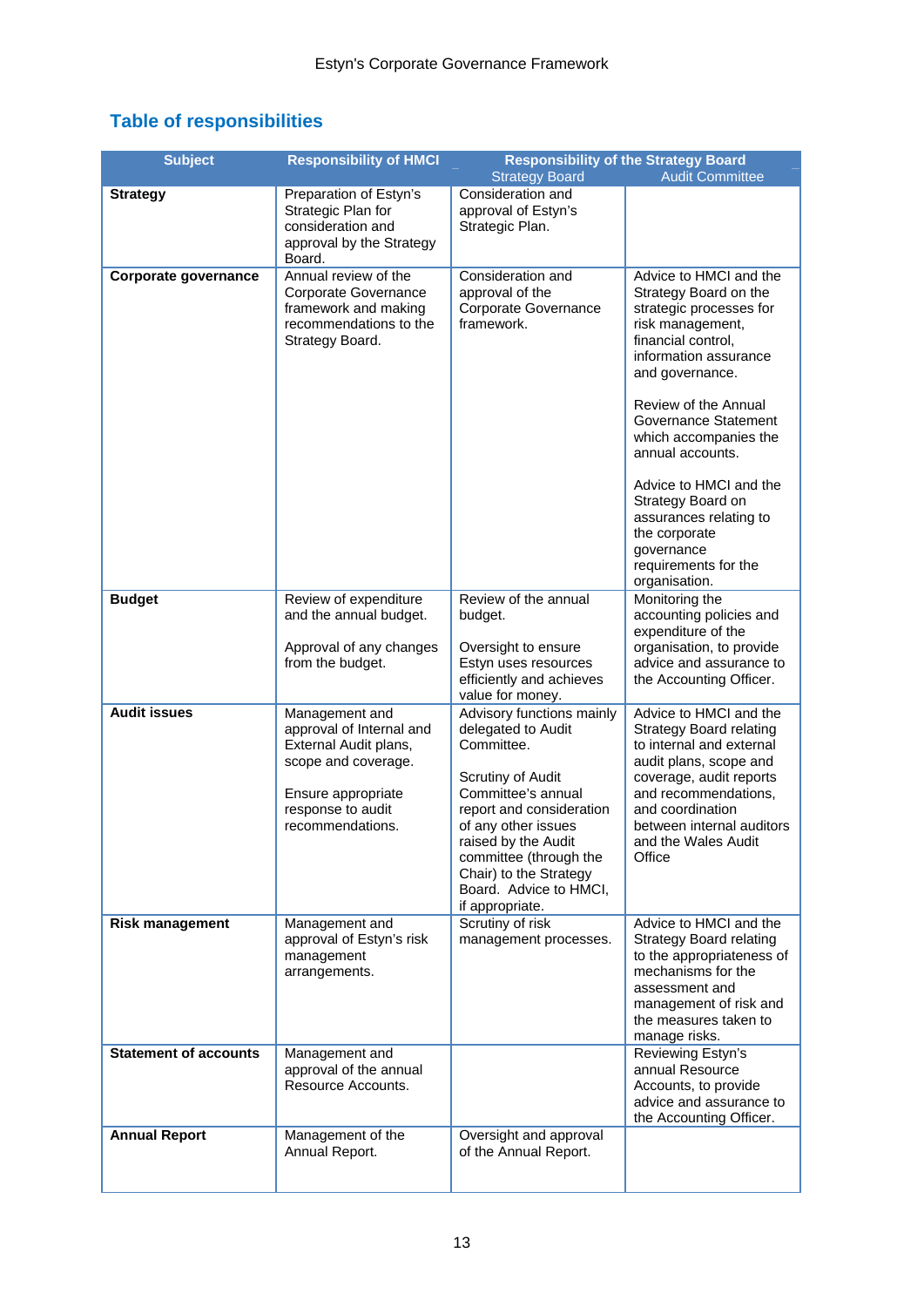## Table of responsibilities

| Subject | Responsibility of HMCI | Responsibility of the Strategy Board | |
|---|---|---|---|
| | | Strategy Board | Audit Committee |
| **Strategy** | Preparation of Estyn's Strategic Plan for consideration and approval by the Strategy Board. | Consideration and approval of Estyn's Strategic Plan. | |
| **Corporate governance** | Annual review of the Corporate Governance framework and making recommendations to the Strategy Board. | Consideration and approval of the Corporate Governance framework. | Advice to HMCI and the Strategy Board on the strategic processes for risk management, financial control, information assurance and governance.<br><br>Review of the Annual Governance Statement which accompanies the annual accounts.<br><br>Advice to HMCI and the Strategy Board on assurances relating to the corporate governance requirements for the organisation. |
| **Budget** | Review of expenditure and the annual budget.<br><br>Approval of any changes from the budget. | Review of the annual budget.<br><br>Oversight to ensure Estyn uses resources efficiently and achieves value for money. | Monitoring the accounting policies and expenditure of the organisation, to provide advice and assurance to the Accounting Officer. |
| **Audit issues** | Management and approval of Internal and External Audit plans, scope and coverage.<br><br>Ensure appropriate response to audit recommendations. | Advisory functions mainly delegated to Audit Committee.<br><br>Scrutiny of Audit Committee's annual report and consideration of any other issues raised by the Audit committee (through the Chair) to the Strategy Board. Advice to HMCI, if appropriate. | Advice to HMCI and the Strategy Board relating to internal and external audit plans, scope and coverage, audit reports and recommendations, and coordination between internal auditors and the Wales Audit Office |
| **Risk management** | Management and approval of Estyn's risk management arrangements. | Scrutiny of risk management processes. | Advice to HMCI and the Strategy Board relating to the appropriateness of mechanisms for the assessment and management of risk and the measures taken to manage risks. |
| **Statement of accounts** | Management and approval of the annual Resource Accounts. | | Reviewing Estyn's annual Resource Accounts, to provide advice and assurance to the Accounting Officer. |
| **Annual Report** | Management of the Annual Report. | Oversight and approval of the Annual Report. | |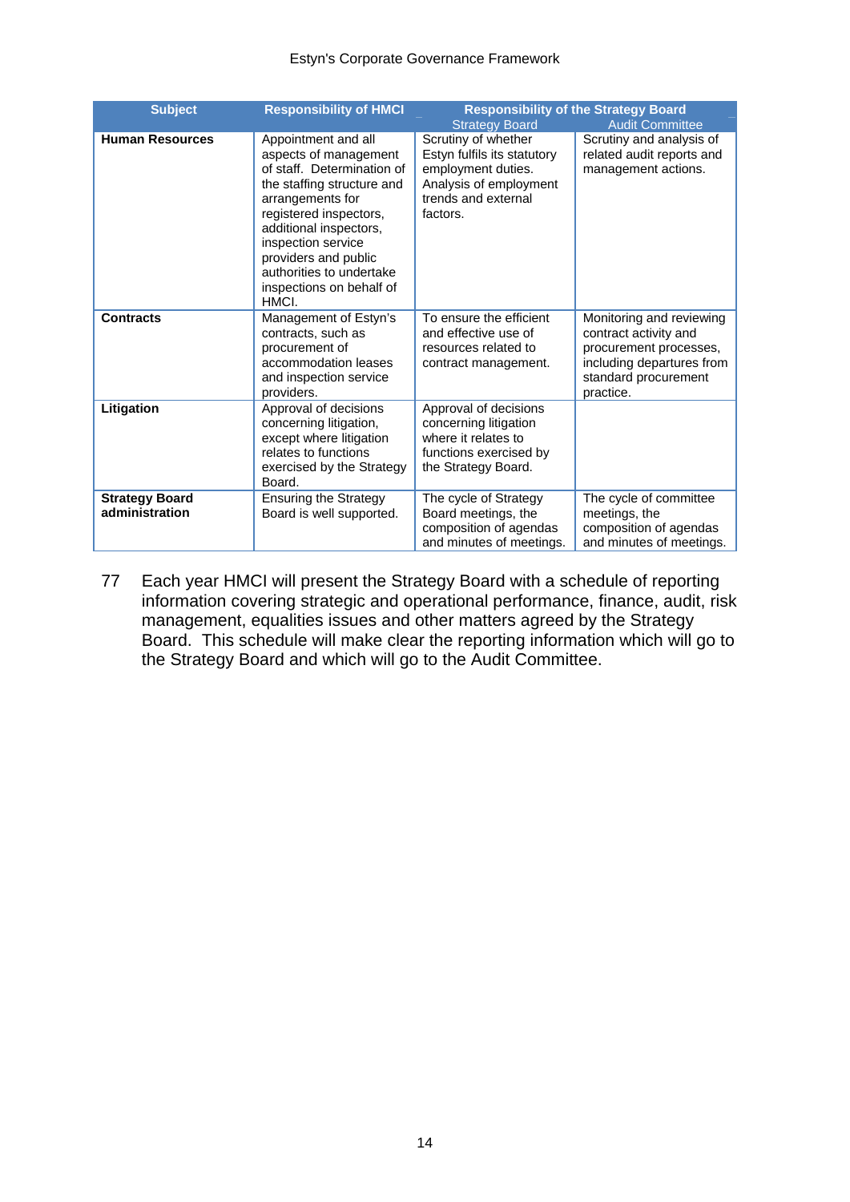| Subject | Responsibility of HMCI | Responsibility of the Strategy Board | |
|---|---|---|---|
| | | Strategy Board | Audit Committee |
| **Human Resources** | Appointment and all aspects of management of staff. Determination of the staffing structure and arrangements for registered inspectors, additional inspectors, inspection service providers and public authorities to undertake inspections on behalf of HMCI. | Scrutiny of whether Estyn fulfils its statutory employment duties. Analysis of employment trends and external factors. | Scrutiny and analysis of related audit reports and management actions. |
| **Contracts** | Management of Estyn's contracts, such as procurement of accommodation leases and inspection service providers. | To ensure the efficient and effective use of resources related to contract management. | Monitoring and reviewing contract activity and procurement processes, including departures from standard procurement practice. |
| **Litigation** | Approval of decisions concerning litigation, except where litigation relates to functions exercised by the Strategy Board. | Approval of decisions concerning litigation where it relates to functions exercised by the Strategy Board. | |
| **Strategy Board administration** | Ensuring the Strategy Board is well supported. | The cycle of Strategy Board meetings, the composition of agendas and minutes of meetings. | The cycle of committee meetings, the composition of agendas and minutes of meetings. |

77 Each year HMCI will present the Strategy Board with a schedule of reporting information covering strategic and operational performance, finance, audit, risk management, equalities issues and other matters agreed by the Strategy Board. This schedule will make clear the reporting information which will go to the Strategy Board and which will go to the Audit Committee.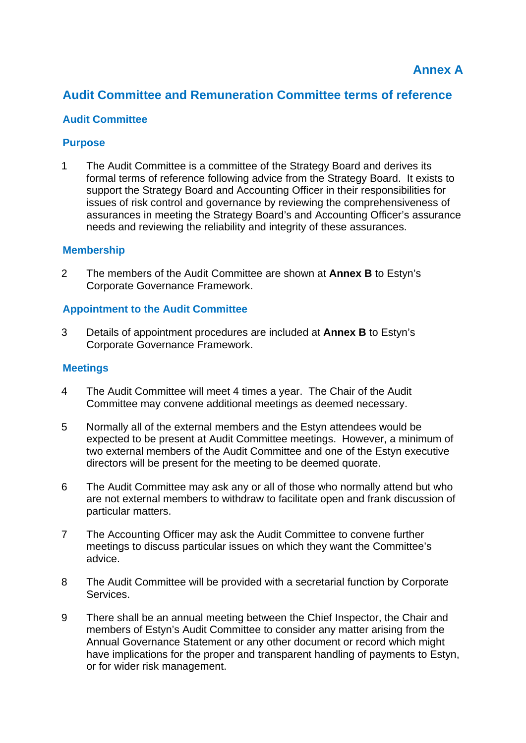**Annex A**

# Audit Committee and Remuneration Committee terms of reference

## Audit Committee

### Purpose

1 The Audit Committee is a committee of the Strategy Board and derives its formal terms of reference following advice from the Strategy Board. It exists to support the Strategy Board and Accounting Officer in their responsibilities for issues of risk control and governance by reviewing the comprehensiveness of assurances in meeting the Strategy Board's and Accounting Officer's assurance needs and reviewing the reliability and integrity of these assurances.

### Membership

2 The members of the Audit Committee are shown at **Annex B** to Estyn's Corporate Governance Framework.

### Appointment to the Audit Committee

3 Details of appointment procedures are included at **Annex B** to Estyn's Corporate Governance Framework.

### Meetings

4 The Audit Committee will meet 4 times a year. The Chair of the Audit Committee may convene additional meetings as deemed necessary.

5 Normally all of the external members and the Estyn attendees would be expected to be present at Audit Committee meetings. However, a minimum of two external members of the Audit Committee and one of the Estyn executive directors will be present for the meeting to be deemed quorate.

6 The Audit Committee may ask any or all of those who normally attend but who are not external members to withdraw to facilitate open and frank discussion of particular matters.

7 The Accounting Officer may ask the Audit Committee to convene further meetings to discuss particular issues on which they want the Committee's advice.

8 The Audit Committee will be provided with a secretarial function by Corporate Services.

9 There shall be an annual meeting between the Chief Inspector, the Chair and members of Estyn's Audit Committee to consider any matter arising from the Annual Governance Statement or any other document or record which might have implications for the proper and transparent handling of payments to Estyn, or for wider risk management.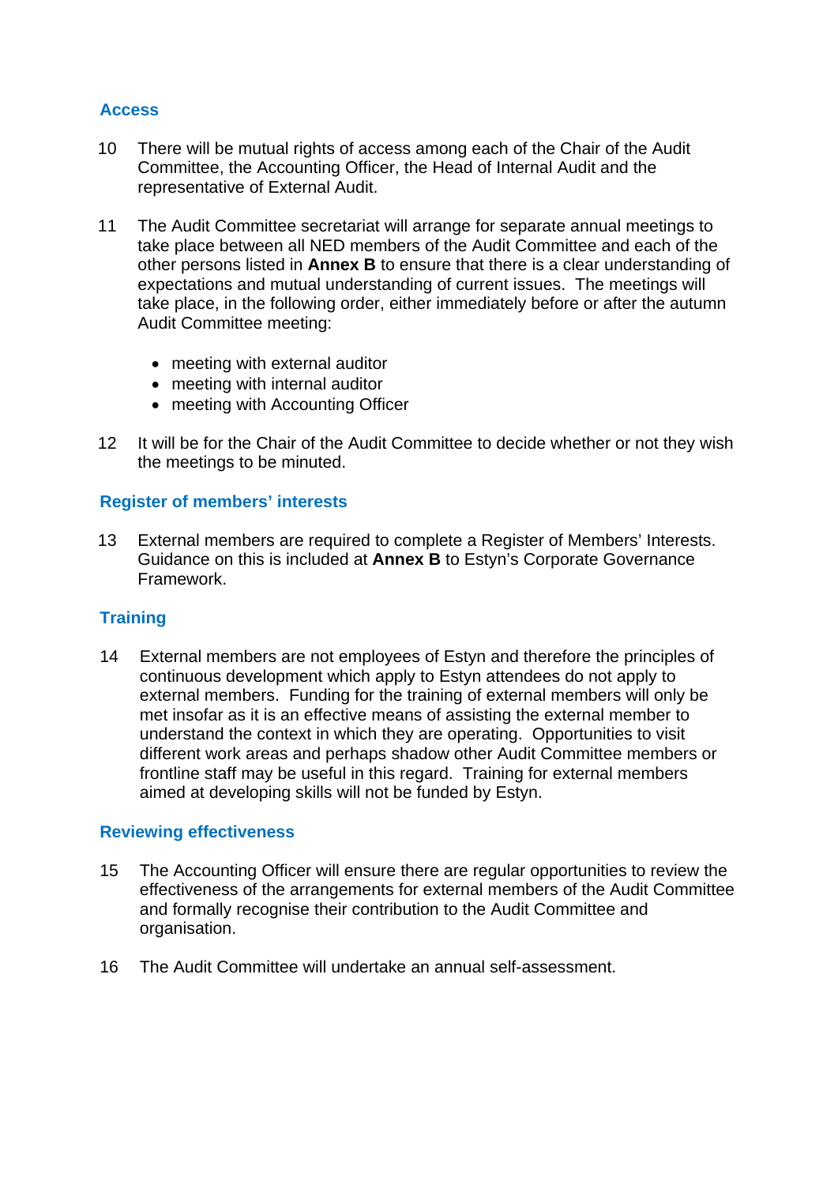## Access

10 There will be mutual rights of access among each of the Chair of the Audit Committee, the Accounting Officer, the Head of Internal Audit and the representative of External Audit.

11 The Audit Committee secretariat will arrange for separate annual meetings to take place between all NED members of the Audit Committee and each of the other persons listed in **Annex B** to ensure that there is a clear understanding of expectations and mutual understanding of current issues. The meetings will take place, in the following order, either immediately before or after the autumn Audit Committee meeting:

- meeting with external auditor
- meeting with internal auditor
- meeting with Accounting Officer

12 It will be for the Chair of the Audit Committee to decide whether or not they wish the meetings to be minuted.

## Register of members' interests

13 External members are required to complete a Register of Members' Interests. Guidance on this is included at **Annex B** to Estyn's Corporate Governance Framework.

## Training

14 External members are not employees of Estyn and therefore the principles of continuous development which apply to Estyn attendees do not apply to external members. Funding for the training of external members will only be met insofar as it is an effective means of assisting the external member to understand the context in which they are operating. Opportunities to visit different work areas and perhaps shadow other Audit Committee members or frontline staff may be useful in this regard. Training for external members aimed at developing skills will not be funded by Estyn.

## Reviewing effectiveness

15 The Accounting Officer will ensure there are regular opportunities to review the effectiveness of the arrangements for external members of the Audit Committee and formally recognise their contribution to the Audit Committee and organisation.

16 The Audit Committee will undertake an annual self-assessment.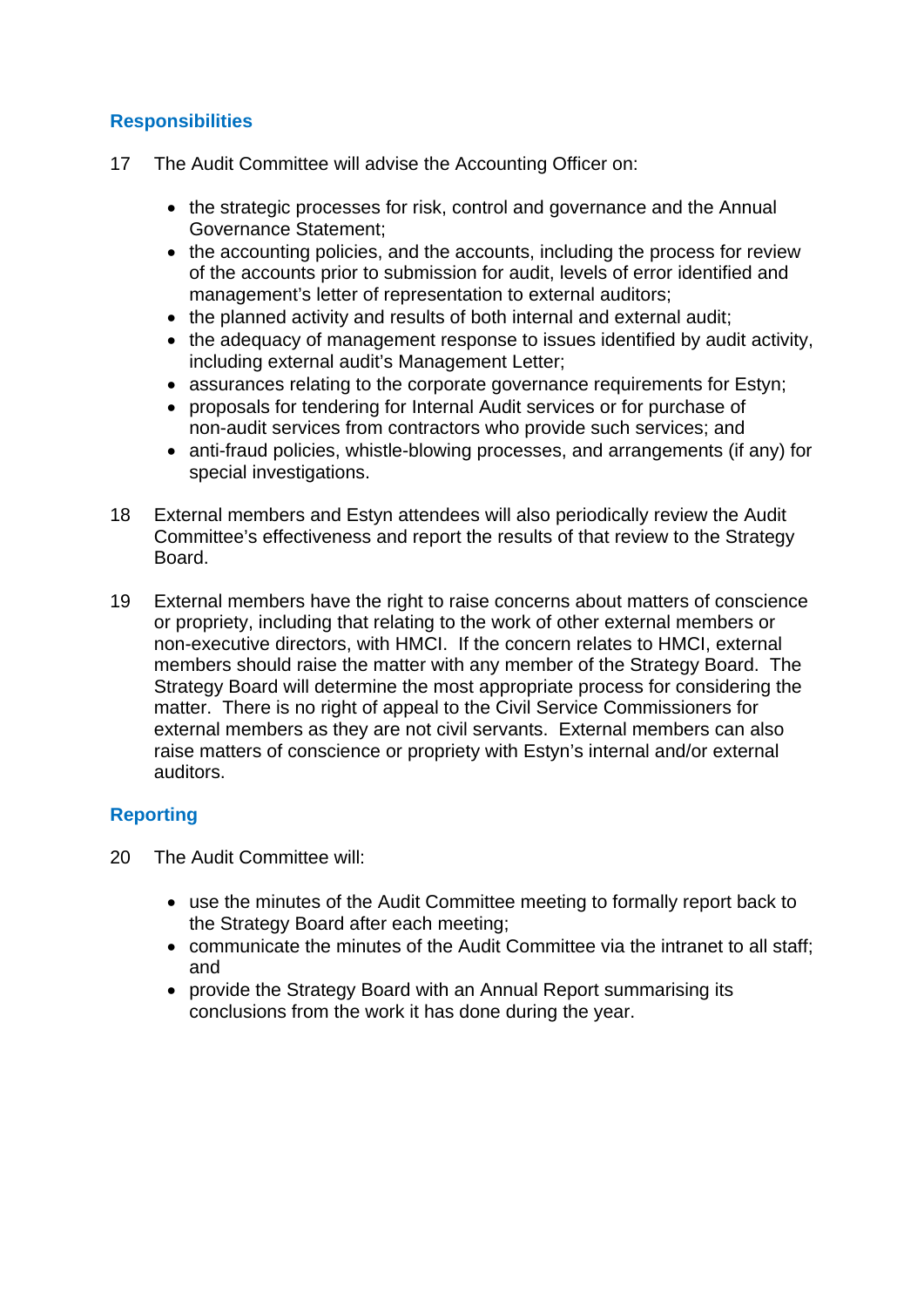## Responsibilities

17 The Audit Committee will advise the Accounting Officer on:

- the strategic processes for risk, control and governance and the Annual Governance Statement;
- the accounting policies, and the accounts, including the process for review of the accounts prior to submission for audit, levels of error identified and management's letter of representation to external auditors;
- the planned activity and results of both internal and external audit;
- the adequacy of management response to issues identified by audit activity, including external audit's Management Letter;
- assurances relating to the corporate governance requirements for Estyn;
- proposals for tendering for Internal Audit services or for purchase of non-audit services from contractors who provide such services; and
- anti-fraud policies, whistle-blowing processes, and arrangements (if any) for special investigations.

18 External members and Estyn attendees will also periodically review the Audit Committee's effectiveness and report the results of that review to the Strategy Board.

19 External members have the right to raise concerns about matters of conscience or propriety, including that relating to the work of other external members or non-executive directors, with HMCI. If the concern relates to HMCI, external members should raise the matter with any member of the Strategy Board. The Strategy Board will determine the most appropriate process for considering the matter. There is no right of appeal to the Civil Service Commissioners for external members as they are not civil servants. External members can also raise matters of conscience or propriety with Estyn's internal and/or external auditors.

## Reporting

20 The Audit Committee will:

- use the minutes of the Audit Committee meeting to formally report back to the Strategy Board after each meeting;
- communicate the minutes of the Audit Committee via the intranet to all staff; and
- provide the Strategy Board with an Annual Report summarising its conclusions from the work it has done during the year.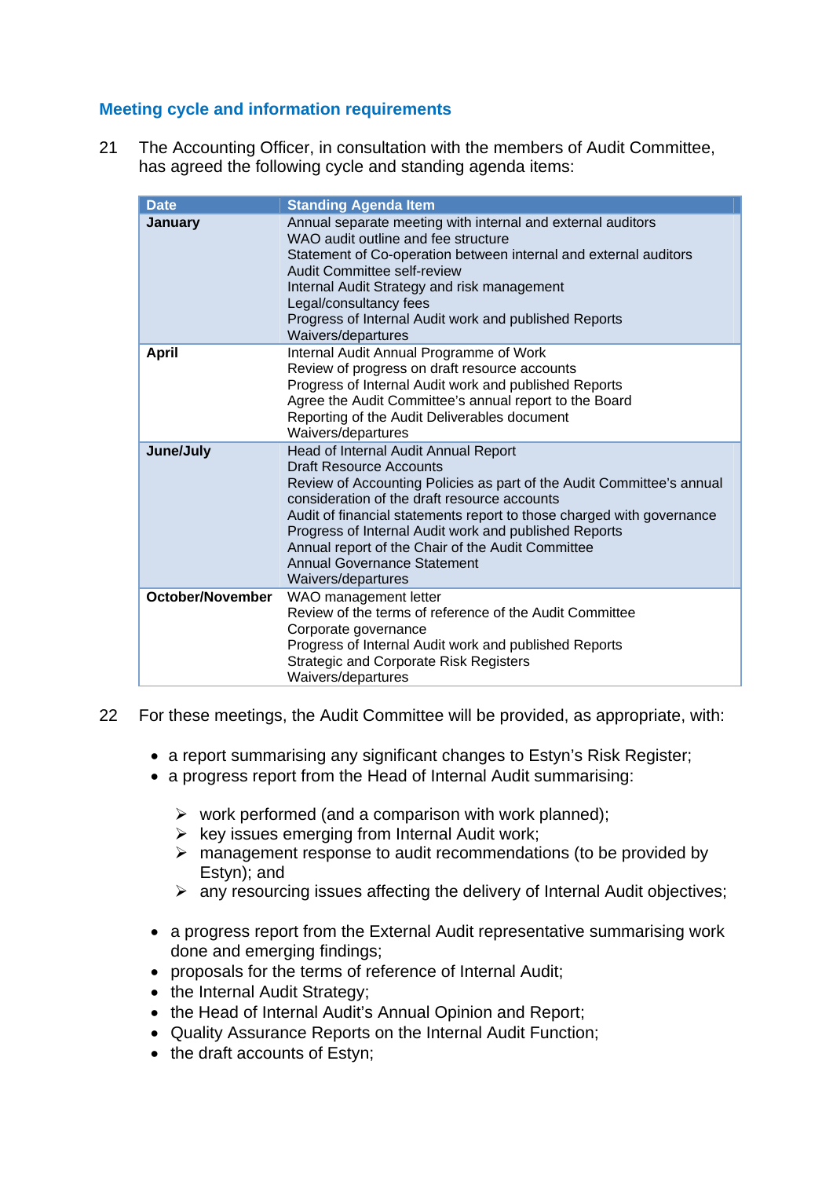## Meeting cycle and information requirements

21 The Accounting Officer, in consultation with the members of Audit Committee, has agreed the following cycle and standing agenda items:

| Date | Standing Agenda Item |
|---|---|
| **January** | Annual separate meeting with internal and external auditors<br>WAO audit outline and fee structure<br>Statement of Co-operation between internal and external auditors<br>Audit Committee self-review<br>Internal Audit Strategy and risk management<br>Legal/consultancy fees<br>Progress of Internal Audit work and published Reports<br>Waivers/departures |
| **April** | Internal Audit Annual Programme of Work<br>Review of progress on draft resource accounts<br>Progress of Internal Audit work and published Reports<br>Agree the Audit Committee's annual report to the Board<br>Reporting of the Audit Deliverables document<br>Waivers/departures |
| **June/July** | Head of Internal Audit Annual Report<br>Draft Resource Accounts<br>Review of Accounting Policies as part of the Audit Committee's annual consideration of the draft resource accounts<br>Audit of financial statements report to those charged with governance<br>Progress of Internal Audit work and published Reports<br>Annual report of the Chair of the Audit Committee<br>Annual Governance Statement<br>Waivers/departures |
| **October/November** | WAO management letter<br>Review of the terms of reference of the Audit Committee<br>Corporate governance<br>Progress of Internal Audit work and published Reports<br>Strategic and Corporate Risk Registers<br>Waivers/departures |

22 For these meetings, the Audit Committee will be provided, as appropriate, with:

- a report summarising any significant changes to Estyn's Risk Register;
- a progress report from the Head of Internal Audit summarising:
  - work performed (and a comparison with work planned);
  - key issues emerging from Internal Audit work;
  - management response to audit recommendations (to be provided by Estyn); and
  - any resourcing issues affecting the delivery of Internal Audit objectives;
- a progress report from the External Audit representative summarising work done and emerging findings;
- proposals for the terms of reference of Internal Audit;
- the Internal Audit Strategy;
- the Head of Internal Audit's Annual Opinion and Report;
- Quality Assurance Reports on the Internal Audit Function;
- the draft accounts of Estyn;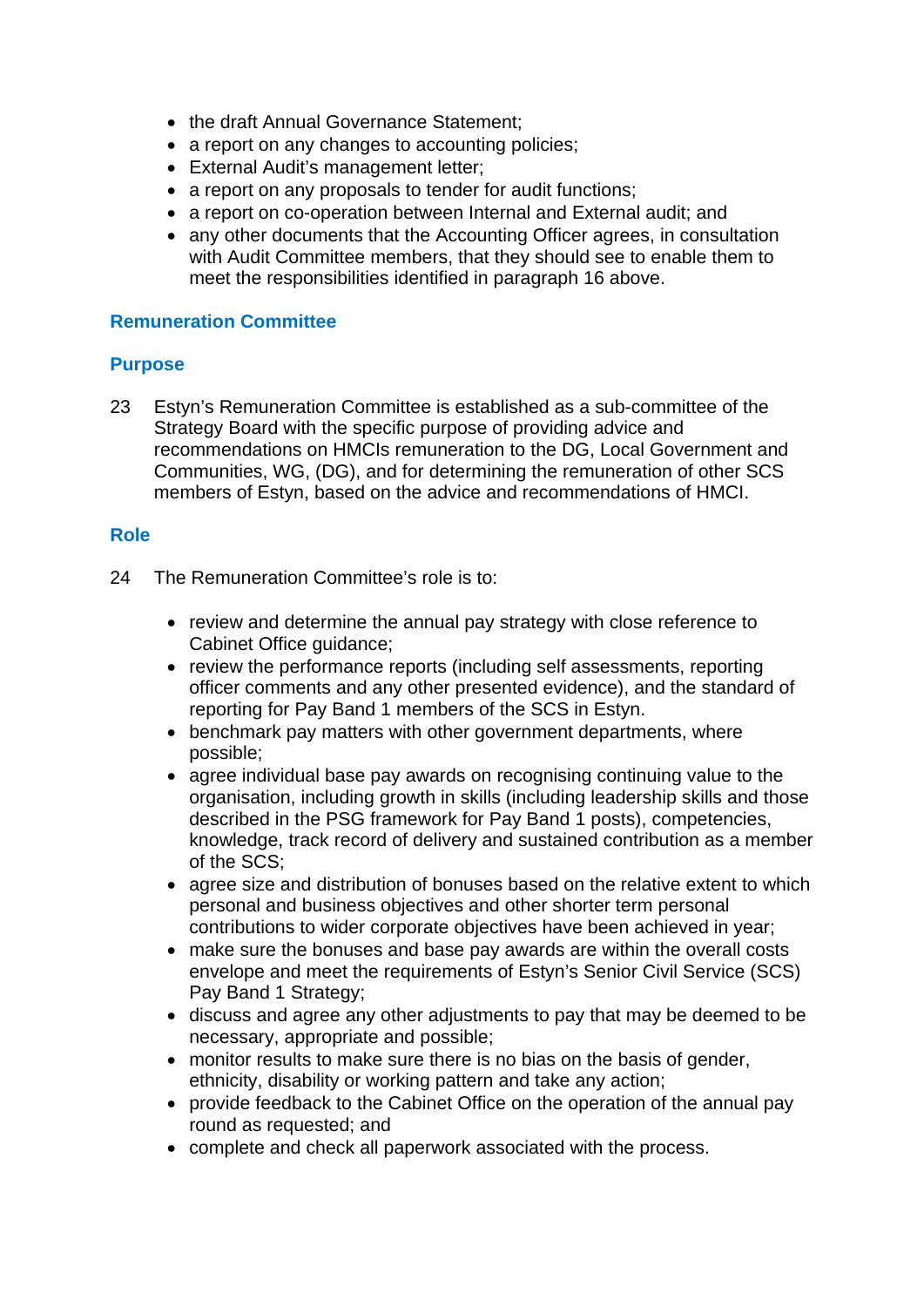- the draft Annual Governance Statement;
- a report on any changes to accounting policies;
- External Audit's management letter;
- a report on any proposals to tender for audit functions;
- a report on co-operation between Internal and External audit; and
- any other documents that the Accounting Officer agrees, in consultation with Audit Committee members, that they should see to enable them to meet the responsibilities identified in paragraph 16 above.

## Remuneration Committee

### Purpose

23 Estyn's Remuneration Committee is established as a sub-committee of the Strategy Board with the specific purpose of providing advice and recommendations on HMCIs remuneration to the DG, Local Government and Communities, WG, (DG), and for determining the remuneration of other SCS members of Estyn, based on the advice and recommendations of HMCI.

### Role

24 The Remuneration Committee's role is to:

- review and determine the annual pay strategy with close reference to Cabinet Office guidance;
- review the performance reports (including self assessments, reporting officer comments and any other presented evidence), and the standard of reporting for Pay Band 1 members of the SCS in Estyn.
- benchmark pay matters with other government departments, where possible;
- agree individual base pay awards on recognising continuing value to the organisation, including growth in skills (including leadership skills and those described in the PSG framework for Pay Band 1 posts), competencies, knowledge, track record of delivery and sustained contribution as a member of the SCS;
- agree size and distribution of bonuses based on the relative extent to which personal and business objectives and other shorter term personal contributions to wider corporate objectives have been achieved in year;
- make sure the bonuses and base pay awards are within the overall costs envelope and meet the requirements of Estyn's Senior Civil Service (SCS) Pay Band 1 Strategy;
- discuss and agree any other adjustments to pay that may be deemed to be necessary, appropriate and possible;
- monitor results to make sure there is no bias on the basis of gender, ethnicity, disability or working pattern and take any action;
- provide feedback to the Cabinet Office on the operation of the annual pay round as requested; and
- complete and check all paperwork associated with the process.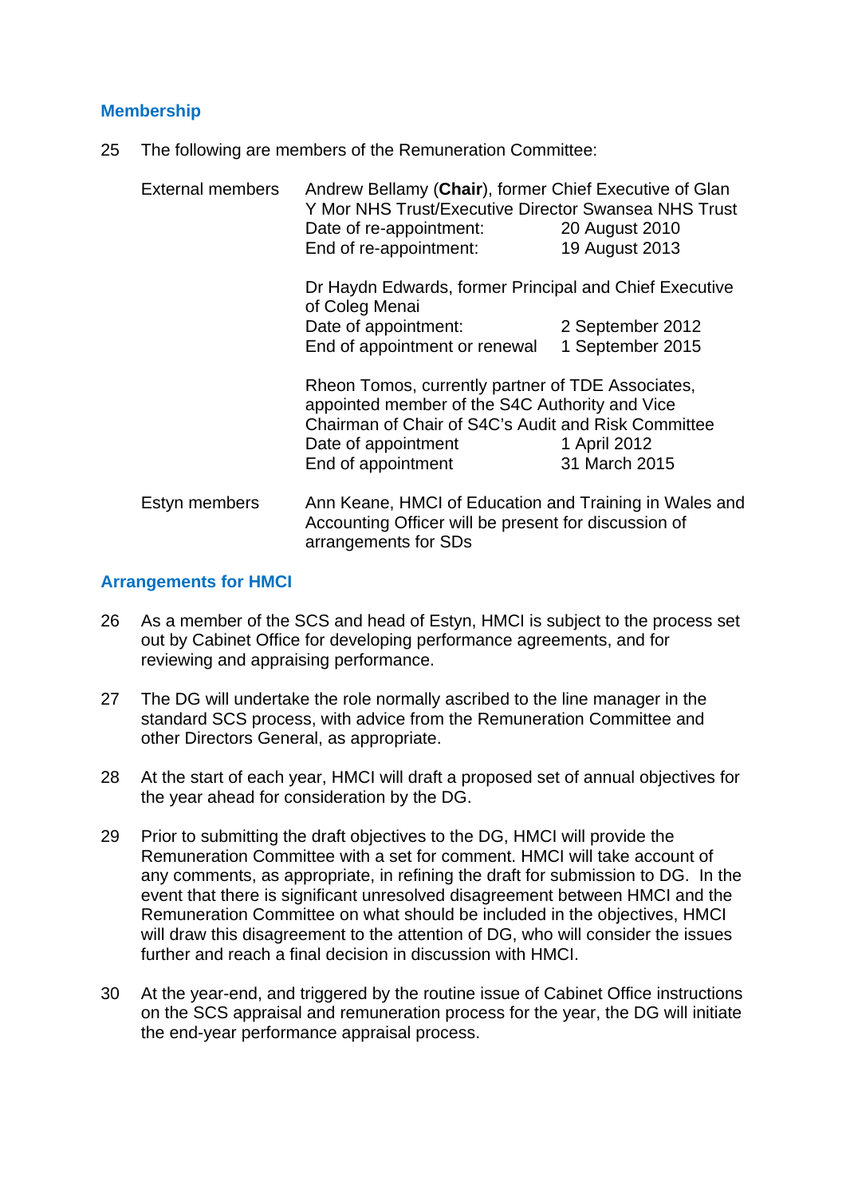## Membership

25 The following are members of the Remuneration Committee:

| | |
|---|---|
| External members | Andrew Bellamy (**Chair**), former Chief Executive of Glan Y Mor NHS Trust/Executive Director Swansea NHS Trust<br>Date of re-appointment: 20 August 2010<br>End of re-appointment: 19 August 2013 |
| | Dr Haydn Edwards, former Principal and Chief Executive of Coleg Menai<br>Date of appointment: 2 September 2012<br>End of appointment or renewal 1 September 2015 |
| | Rheon Tomos, currently partner of TDE Associates, appointed member of the S4C Authority and Vice Chairman of Chair of S4C's Audit and Risk Committee<br>Date of appointment 1 April 2012<br>End of appointment 31 March 2015 |
| Estyn members | Ann Keane, HMCI of Education and Training in Wales and Accounting Officer will be present for discussion of arrangements for SDs |

## Arrangements for HMCI

26 As a member of the SCS and head of Estyn, HMCI is subject to the process set out by Cabinet Office for developing performance agreements, and for reviewing and appraising performance.

27 The DG will undertake the role normally ascribed to the line manager in the standard SCS process, with advice from the Remuneration Committee and other Directors General, as appropriate.

28 At the start of each year, HMCI will draft a proposed set of annual objectives for the year ahead for consideration by the DG.

29 Prior to submitting the draft objectives to the DG, HMCI will provide the Remuneration Committee with a set for comment. HMCI will take account of any comments, as appropriate, in refining the draft for submission to DG. In the event that there is significant unresolved disagreement between HMCI and the Remuneration Committee on what should be included in the objectives, HMCI will draw this disagreement to the attention of DG, who will consider the issues further and reach a final decision in discussion with HMCI.

30 At the year-end, and triggered by the routine issue of Cabinet Office instructions on the SCS appraisal and remuneration process for the year, the DG will initiate the end-year performance appraisal process.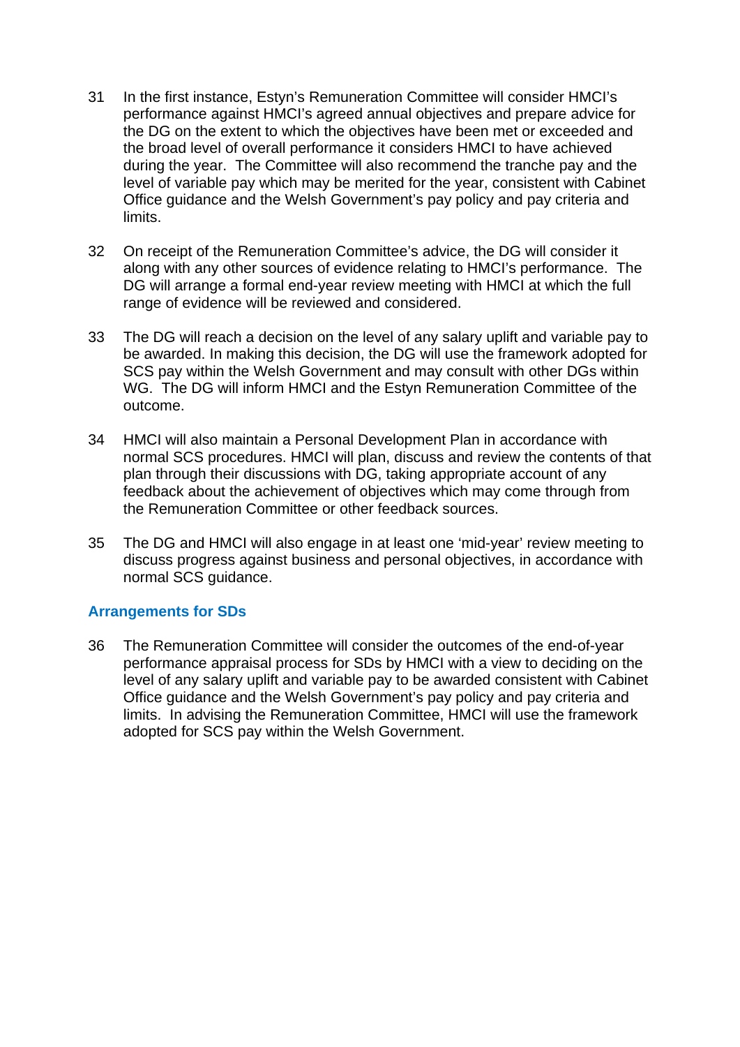31 In the first instance, Estyn's Remuneration Committee will consider HMCI's performance against HMCI's agreed annual objectives and prepare advice for the DG on the extent to which the objectives have been met or exceeded and the broad level of overall performance it considers HMCI to have achieved during the year. The Committee will also recommend the tranche pay and the level of variable pay which may be merited for the year, consistent with Cabinet Office guidance and the Welsh Government's pay policy and pay criteria and limits.

32 On receipt of the Remuneration Committee's advice, the DG will consider it along with any other sources of evidence relating to HMCI's performance. The DG will arrange a formal end-year review meeting with HMCI at which the full range of evidence will be reviewed and considered.

33 The DG will reach a decision on the level of any salary uplift and variable pay to be awarded. In making this decision, the DG will use the framework adopted for SCS pay within the Welsh Government and may consult with other DGs within WG. The DG will inform HMCI and the Estyn Remuneration Committee of the outcome.

34 HMCI will also maintain a Personal Development Plan in accordance with normal SCS procedures. HMCI will plan, discuss and review the contents of that plan through their discussions with DG, taking appropriate account of any feedback about the achievement of objectives which may come through from the Remuneration Committee or other feedback sources.

35 The DG and HMCI will also engage in at least one 'mid-year' review meeting to discuss progress against business and personal objectives, in accordance with normal SCS guidance.

### Arrangements for SDs

36 The Remuneration Committee will consider the outcomes of the end-of-year performance appraisal process for SDs by HMCI with a view to deciding on the level of any salary uplift and variable pay to be awarded consistent with Cabinet Office guidance and the Welsh Government's pay policy and pay criteria and limits. In advising the Remuneration Committee, HMCI will use the framework adopted for SCS pay within the Welsh Government.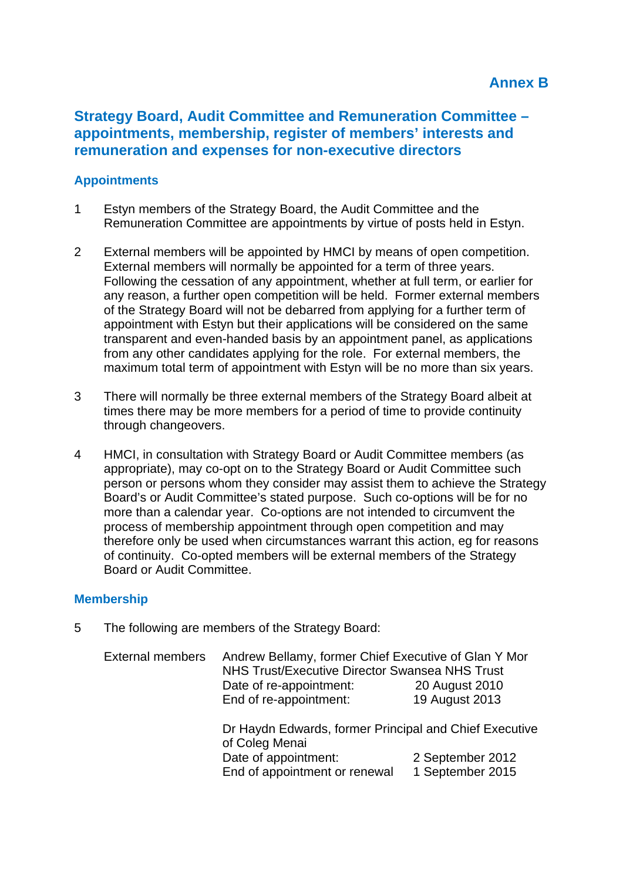## Annex B

## Strategy Board, Audit Committee and Remuneration Committee – appointments, membership, register of members' interests and remuneration and expenses for non-executive directors

### Appointments

1 Estyn members of the Strategy Board, the Audit Committee and the Remuneration Committee are appointments by virtue of posts held in Estyn.

2 External members will be appointed by HMCI by means of open competition. External members will normally be appointed for a term of three years. Following the cessation of any appointment, whether at full term, or earlier for any reason, a further open competition will be held. Former external members of the Strategy Board will not be debarred from applying for a further term of appointment with Estyn but their applications will be considered on the same transparent and even-handed basis by an appointment panel, as applications from any other candidates applying for the role. For external members, the maximum total term of appointment with Estyn will be no more than six years.

3 There will normally be three external members of the Strategy Board albeit at times there may be more members for a period of time to provide continuity through changeovers.

4 HMCI, in consultation with Strategy Board or Audit Committee members (as appropriate), may co-opt on to the Strategy Board or Audit Committee such person or persons whom they consider may assist them to achieve the Strategy Board's or Audit Committee's stated purpose. Such co-options will be for no more than a calendar year. Co-options are not intended to circumvent the process of membership appointment through open competition and may therefore only be used when circumstances warrant this action, eg for reasons of continuity. Co-opted members will be external members of the Strategy Board or Audit Committee.

### Membership

5 The following are members of the Strategy Board:

External members

Andrew Bellamy, former Chief Executive of Glan Y Mor NHS Trust/Executive Director Swansea NHS Trust
Date of re-appointment: 20 August 2010
End of re-appointment: 19 August 2013

Dr Haydn Edwards, former Principal and Chief Executive of Coleg Menai
Date of appointment: 2 September 2012
End of appointment or renewal 1 September 2015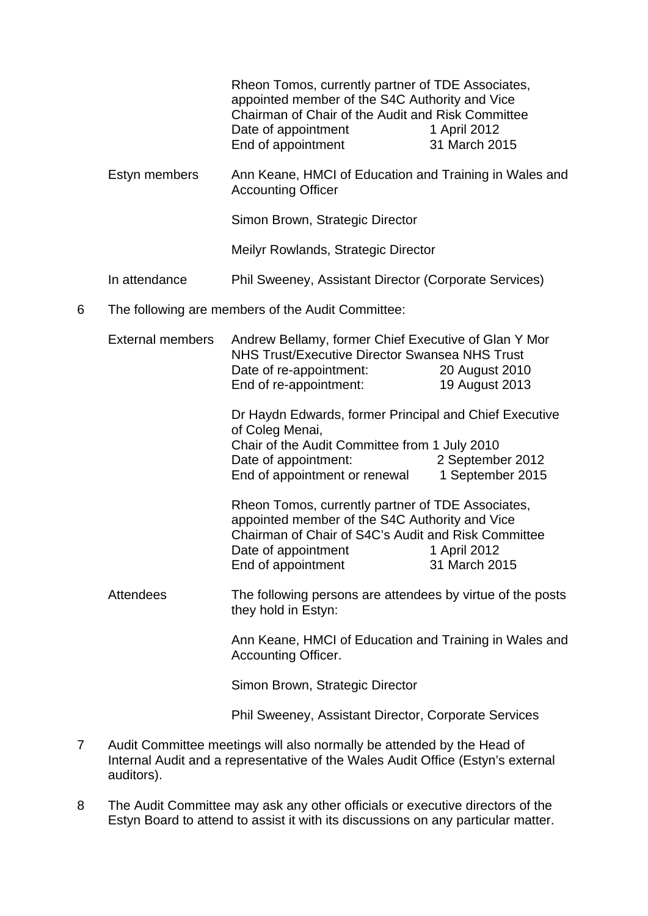| | |
|---|---|
| | Rheon Tomos, currently partner of TDE Associates, appointed member of the S4C Authority and Vice Chairman of Chair of the Audit and Risk Committee<br>Date of appointment 1 April 2012<br>End of appointment 31 March 2015 |
| Estyn members | Ann Keane, HMCI of Education and Training in Wales and Accounting Officer |
| | Simon Brown, Strategic Director |
| | Meilyr Rowlands, Strategic Director |
| In attendance | Phil Sweeney, Assistant Director (Corporate Services) |

6 The following are members of the Audit Committee:

| | |
|---|---|
| External members | Andrew Bellamy, former Chief Executive of Glan Y Mor NHS Trust/Executive Director Swansea NHS Trust<br>Date of re-appointment: 20 August 2010<br>End of re-appointment: 19 August 2013 |
| | Dr Haydn Edwards, former Principal and Chief Executive of Coleg Menai,<br>Chair of the Audit Committee from 1 July 2010<br>Date of appointment: 2 September 2012<br>End of appointment or renewal 1 September 2015 |
| | Rheon Tomos, currently partner of TDE Associates, appointed member of the S4C Authority and Vice Chairman of Chair of S4C's Audit and Risk Committee<br>Date of appointment 1 April 2012<br>End of appointment 31 March 2015 |
| Attendees | The following persons are attendees by virtue of the posts they hold in Estyn: |
| | Ann Keane, HMCI of Education and Training in Wales and Accounting Officer. |
| | Simon Brown, Strategic Director |
| | Phil Sweeney, Assistant Director, Corporate Services |

7 Audit Committee meetings will also normally be attended by the Head of Internal Audit and a representative of the Wales Audit Office (Estyn's external auditors).

8 The Audit Committee may ask any other officials or executive directors of the Estyn Board to attend to assist it with its discussions on any particular matter.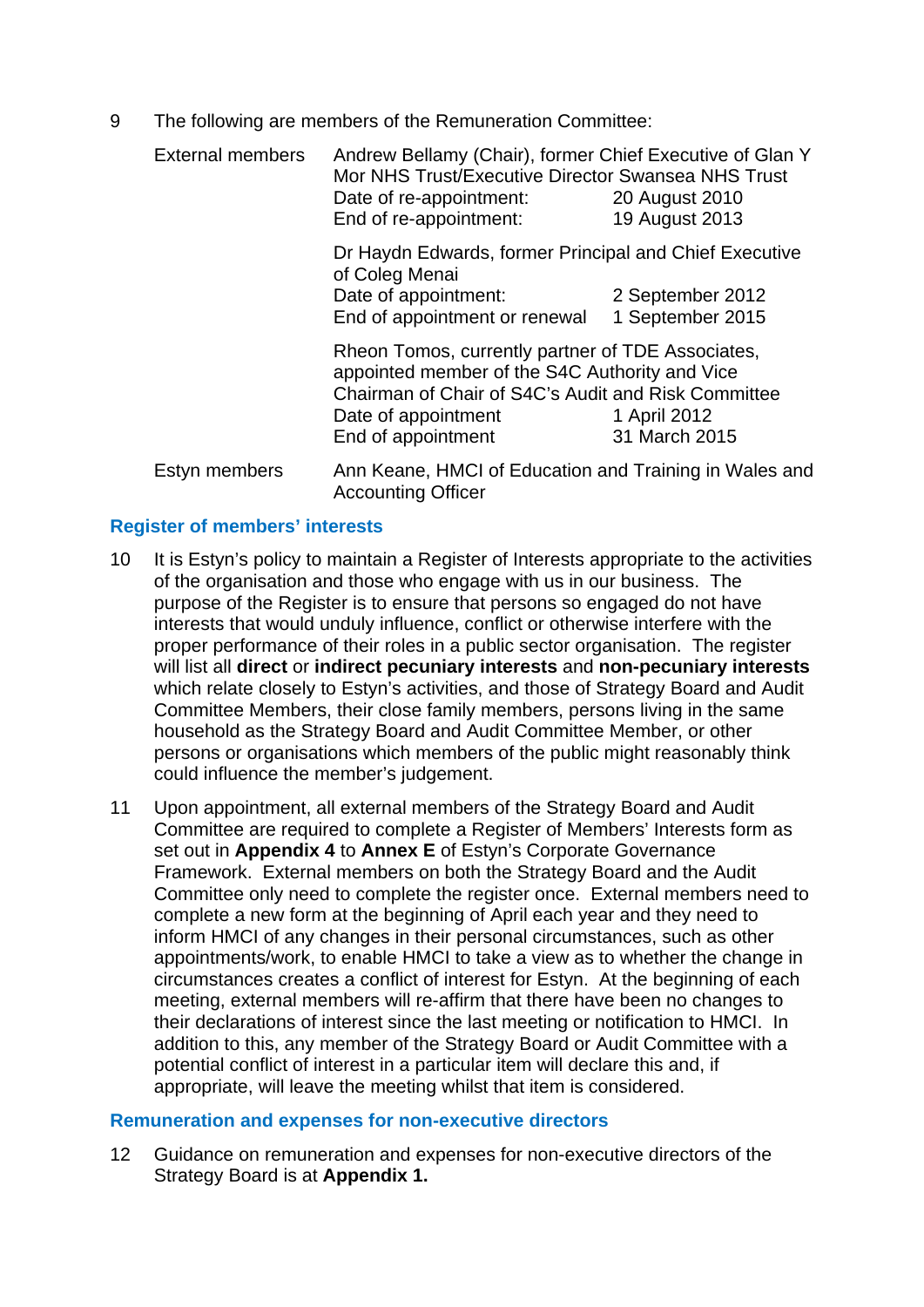9 The following are members of the Remuneration Committee:

| | | |
|---|---|---|
| External members | Andrew Bellamy (Chair), former Chief Executive of Glan Y Mor NHS Trust/Executive Director Swansea NHS Trust | |
| | Date of re-appointment: | 20 August 2010 |
| | End of re-appointment: | 19 August 2013 |
| | Dr Haydn Edwards, former Principal and Chief Executive of Coleg Menai | |
| | Date of appointment: | 2 September 2012 |
| | End of appointment or renewal | 1 September 2015 |
| | Rheon Tomos, currently partner of TDE Associates, appointed member of the S4C Authority and Vice Chairman of Chair of S4C's Audit and Risk Committee | |
| | Date of appointment | 1 April 2012 |
| | End of appointment | 31 March 2015 |
| Estyn members | Ann Keane, HMCI of Education and Training in Wales and Accounting Officer | |

## Register of members' interests

10 It is Estyn's policy to maintain a Register of Interests appropriate to the activities of the organisation and those who engage with us in our business. The purpose of the Register is to ensure that persons so engaged do not have interests that would unduly influence, conflict or otherwise interfere with the proper performance of their roles in a public sector organisation. The register will list all **direct** or **indirect pecuniary interests** and **non-pecuniary interests** which relate closely to Estyn's activities, and those of Strategy Board and Audit Committee Members, their close family members, persons living in the same household as the Strategy Board and Audit Committee Member, or other persons or organisations which members of the public might reasonably think could influence the member's judgement.

11 Upon appointment, all external members of the Strategy Board and Audit Committee are required to complete a Register of Members' Interests form as set out in **Appendix 4** to **Annex E** of Estyn's Corporate Governance Framework. External members on both the Strategy Board and the Audit Committee only need to complete the register once. External members need to complete a new form at the beginning of April each year and they need to inform HMCI of any changes in their personal circumstances, such as other appointments/work, to enable HMCI to take a view as to whether the change in circumstances creates a conflict of interest for Estyn. At the beginning of each meeting, external members will re-affirm that there have been no changes to their declarations of interest since the last meeting or notification to HMCI. In addition to this, any member of the Strategy Board or Audit Committee with a potential conflict of interest in a particular item will declare this and, if appropriate, will leave the meeting whilst that item is considered.

## Remuneration and expenses for non-executive directors

12 Guidance on remuneration and expenses for non-executive directors of the Strategy Board is at **Appendix 1.**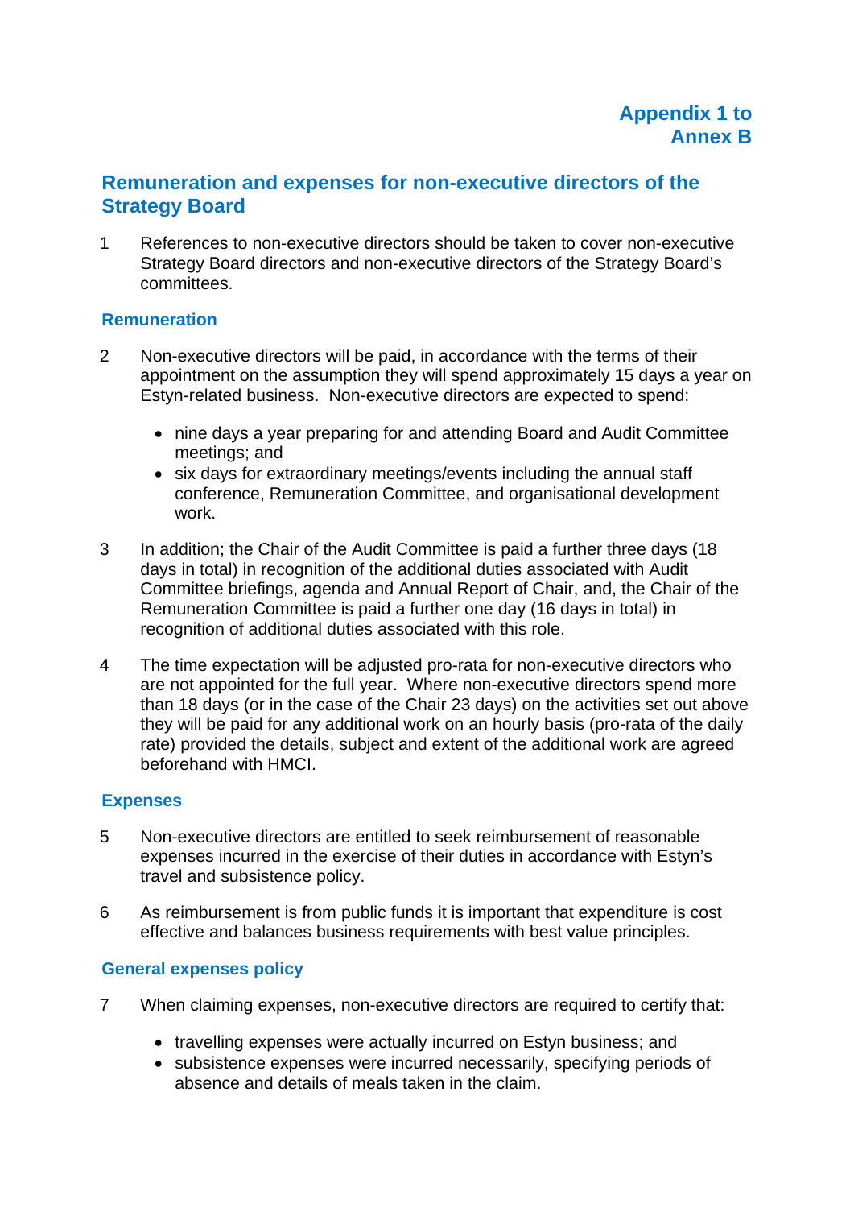**Appendix 1 to Annex B**

## Remuneration and expenses for non-executive directors of the Strategy Board

1 References to non-executive directors should be taken to cover non-executive Strategy Board directors and non-executive directors of the Strategy Board's committees.

### Remuneration

2 Non-executive directors will be paid, in accordance with the terms of their appointment on the assumption they will spend approximately 15 days a year on Estyn-related business. Non-executive directors are expected to spend:

- nine days a year preparing for and attending Board and Audit Committee meetings; and
- six days for extraordinary meetings/events including the annual staff conference, Remuneration Committee, and organisational development work.

3 In addition; the Chair of the Audit Committee is paid a further three days (18 days in total) in recognition of the additional duties associated with Audit Committee briefings, agenda and Annual Report of Chair, and, the Chair of the Remuneration Committee is paid a further one day (16 days in total) in recognition of additional duties associated with this role.

4 The time expectation will be adjusted pro-rata for non-executive directors who are not appointed for the full year. Where non-executive directors spend more than 18 days (or in the case of the Chair 23 days) on the activities set out above they will be paid for any additional work on an hourly basis (pro-rata of the daily rate) provided the details, subject and extent of the additional work are agreed beforehand with HMCI.

### Expenses

5 Non-executive directors are entitled to seek reimbursement of reasonable expenses incurred in the exercise of their duties in accordance with Estyn's travel and subsistence policy.

6 As reimbursement is from public funds it is important that expenditure is cost effective and balances business requirements with best value principles.

### General expenses policy

7 When claiming expenses, non-executive directors are required to certify that:

- travelling expenses were actually incurred on Estyn business; and
- subsistence expenses were incurred necessarily, specifying periods of absence and details of meals taken in the claim.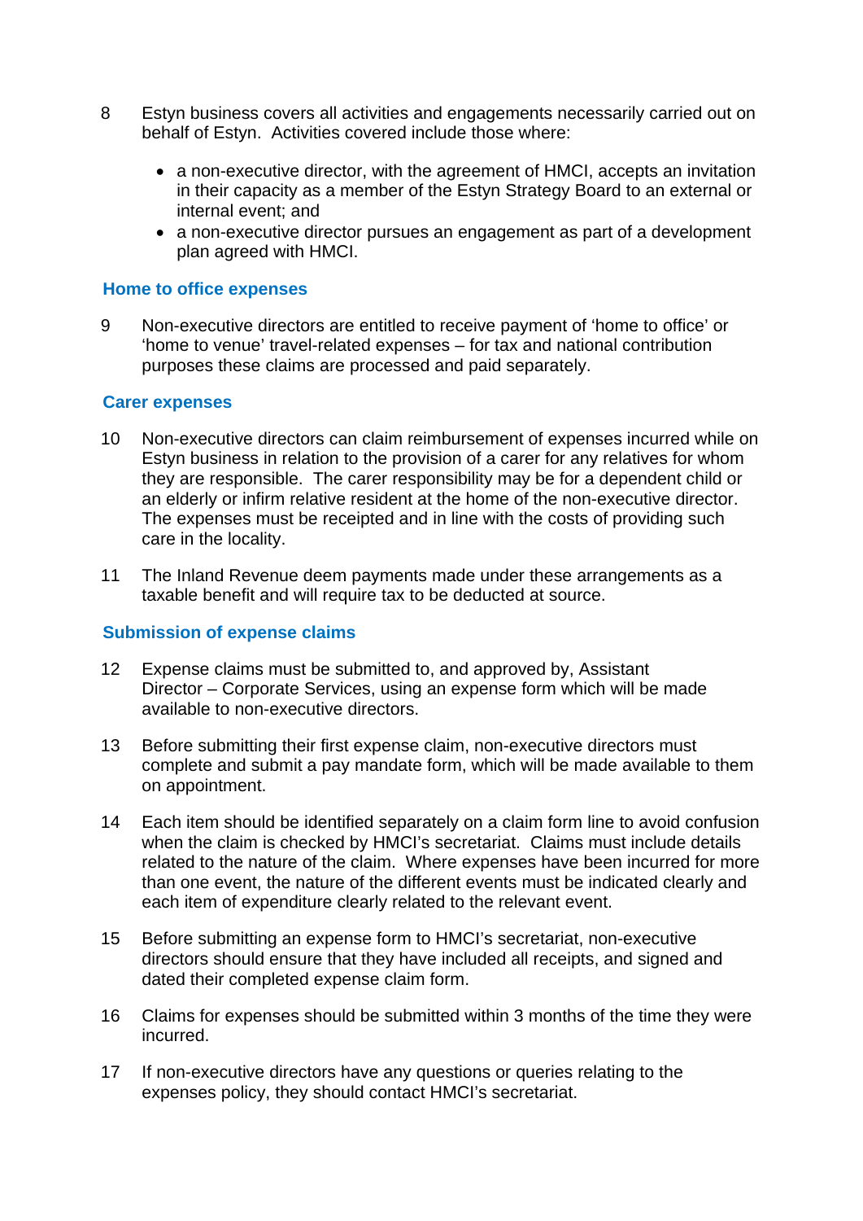8 Estyn business covers all activities and engagements necessarily carried out on behalf of Estyn. Activities covered include those where:

- a non-executive director, with the agreement of HMCI, accepts an invitation in their capacity as a member of the Estyn Strategy Board to an external or internal event; and
- a non-executive director pursues an engagement as part of a development plan agreed with HMCI.

### Home to office expenses

9 Non-executive directors are entitled to receive payment of 'home to office' or 'home to venue' travel-related expenses – for tax and national contribution purposes these claims are processed and paid separately.

### Carer expenses

10 Non-executive directors can claim reimbursement of expenses incurred while on Estyn business in relation to the provision of a carer for any relatives for whom they are responsible. The carer responsibility may be for a dependent child or an elderly or infirm relative resident at the home of the non-executive director. The expenses must be receipted and in line with the costs of providing such care in the locality.

11 The Inland Revenue deem payments made under these arrangements as a taxable benefit and will require tax to be deducted at source.

### Submission of expense claims

12 Expense claims must be submitted to, and approved by, Assistant Director – Corporate Services, using an expense form which will be made available to non-executive directors.

13 Before submitting their first expense claim, non-executive directors must complete and submit a pay mandate form, which will be made available to them on appointment.

14 Each item should be identified separately on a claim form line to avoid confusion when the claim is checked by HMCI's secretariat. Claims must include details related to the nature of the claim. Where expenses have been incurred for more than one event, the nature of the different events must be indicated clearly and each item of expenditure clearly related to the relevant event.

15 Before submitting an expense form to HMCI's secretariat, non-executive directors should ensure that they have included all receipts, and signed and dated their completed expense claim form.

16 Claims for expenses should be submitted within 3 months of the time they were incurred.

17 If non-executive directors have any questions or queries relating to the expenses policy, they should contact HMCI's secretariat.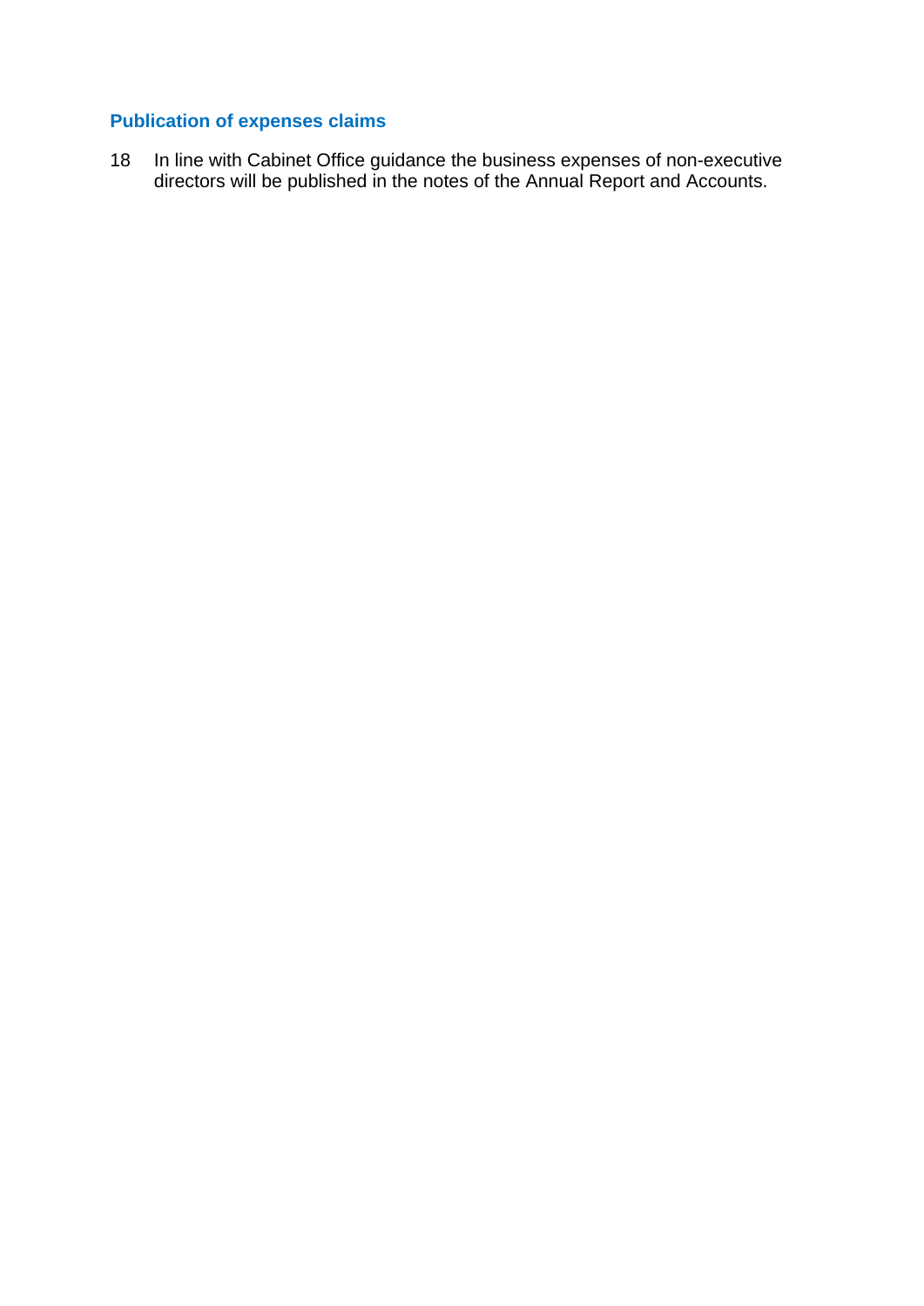### Publication of expenses claims

18 In line with Cabinet Office guidance the business expenses of non-executive directors will be published in the notes of the Annual Report and Accounts.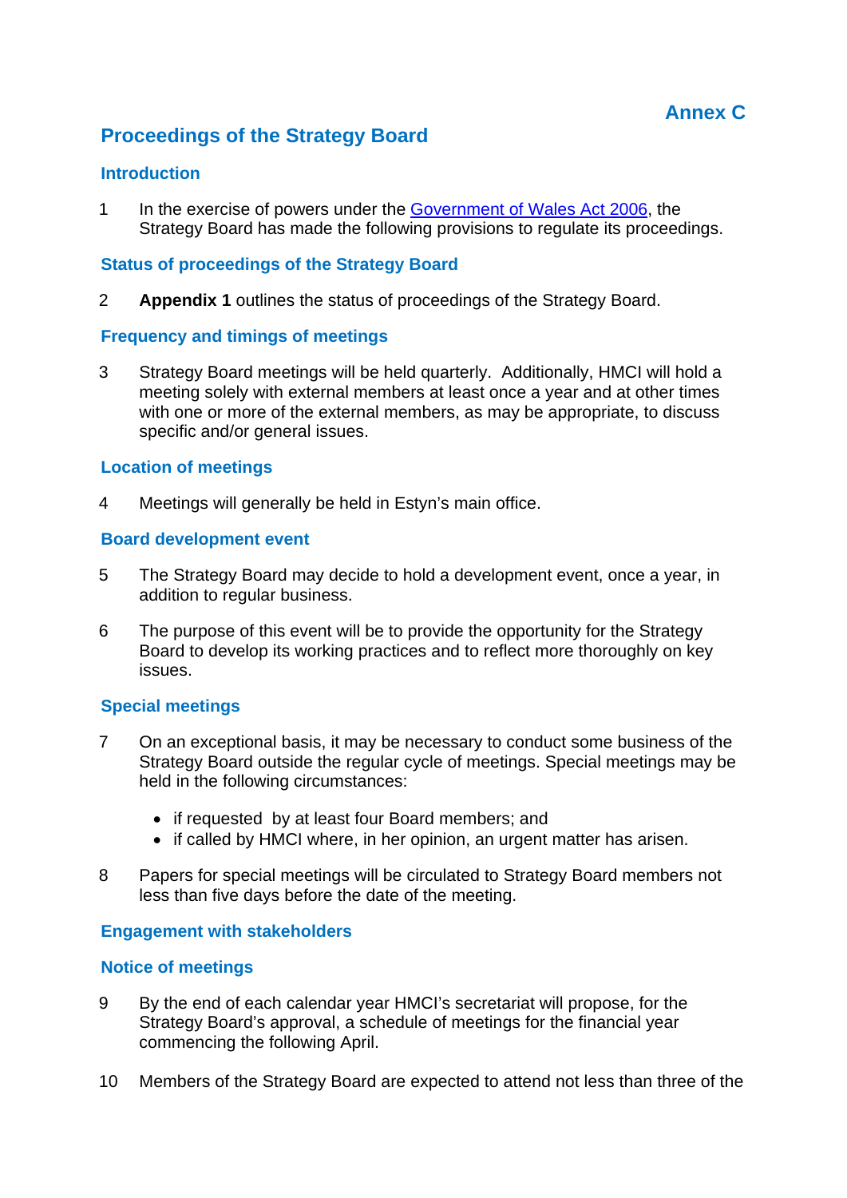**Annex C**

# Proceedings of the Strategy Board

## Introduction

1 In the exercise of powers under the [Government of Wales Act 2006](), the Strategy Board has made the following provisions to regulate its proceedings.

## Status of proceedings of the Strategy Board

2 **Appendix 1** outlines the status of proceedings of the Strategy Board.

## Frequency and timings of meetings

3 Strategy Board meetings will be held quarterly. Additionally, HMCI will hold a meeting solely with external members at least once a year and at other times with one or more of the external members, as may be appropriate, to discuss specific and/or general issues.

## Location of meetings

4 Meetings will generally be held in Estyn's main office.

## Board development event

5 The Strategy Board may decide to hold a development event, once a year, in addition to regular business.

6 The purpose of this event will be to provide the opportunity for the Strategy Board to develop its working practices and to reflect more thoroughly on key issues.

## Special meetings

7 On an exceptional basis, it may be necessary to conduct some business of the Strategy Board outside the regular cycle of meetings. Special meetings may be held in the following circumstances:

- if requested by at least four Board members; and
- if called by HMCI where, in her opinion, an urgent matter has arisen.

8 Papers for special meetings will be circulated to Strategy Board members not less than five days before the date of the meeting.

## Engagement with stakeholders

## Notice of meetings

9 By the end of each calendar year HMCI's secretariat will propose, for the Strategy Board's approval, a schedule of meetings for the financial year commencing the following April.

10 Members of the Strategy Board are expected to attend not less than three of the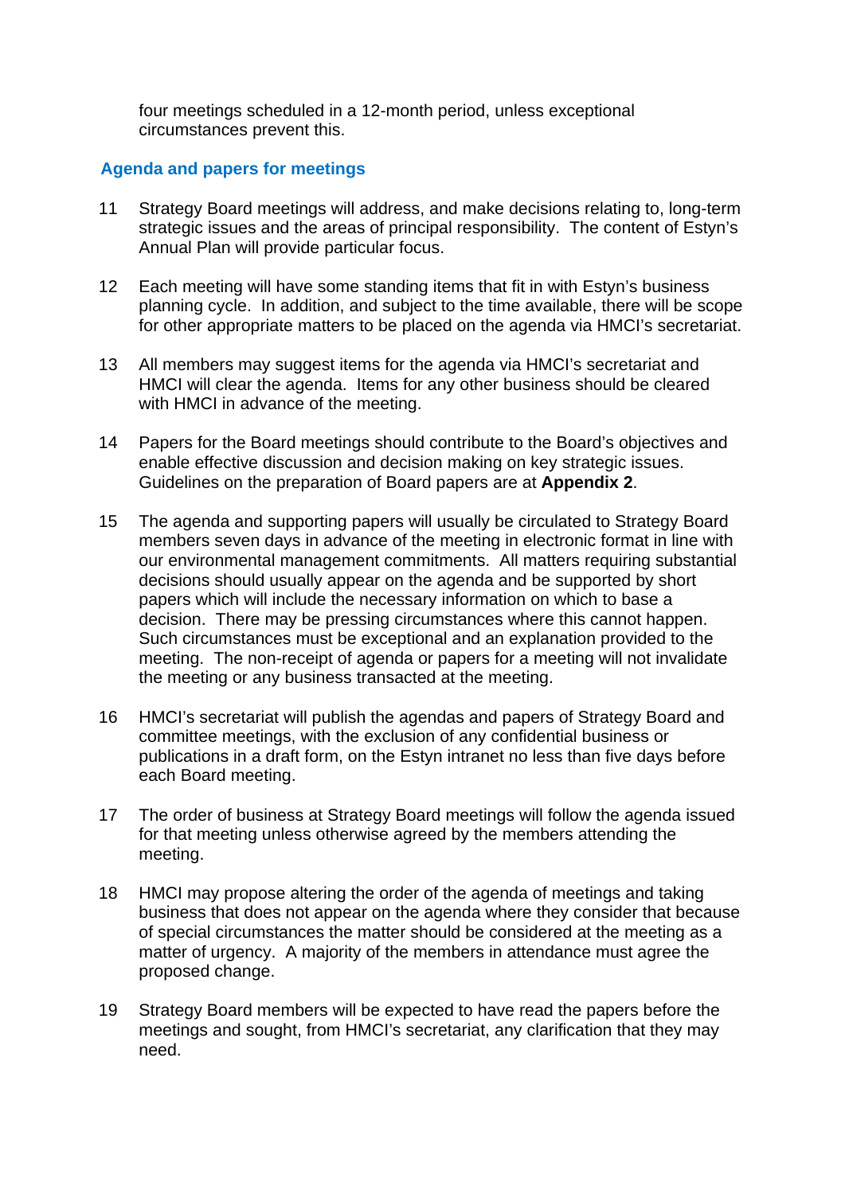four meetings scheduled in a 12-month period, unless exceptional circumstances prevent this.

## Agenda and papers for meetings

11 Strategy Board meetings will address, and make decisions relating to, long-term strategic issues and the areas of principal responsibility. The content of Estyn's Annual Plan will provide particular focus.

12 Each meeting will have some standing items that fit in with Estyn's business planning cycle. In addition, and subject to the time available, there will be scope for other appropriate matters to be placed on the agenda via HMCI's secretariat.

13 All members may suggest items for the agenda via HMCI's secretariat and HMCI will clear the agenda. Items for any other business should be cleared with HMCI in advance of the meeting.

14 Papers for the Board meetings should contribute to the Board's objectives and enable effective discussion and decision making on key strategic issues. Guidelines on the preparation of Board papers are at **Appendix 2**.

15 The agenda and supporting papers will usually be circulated to Strategy Board members seven days in advance of the meeting in electronic format in line with our environmental management commitments. All matters requiring substantial decisions should usually appear on the agenda and be supported by short papers which will include the necessary information on which to base a decision. There may be pressing circumstances where this cannot happen. Such circumstances must be exceptional and an explanation provided to the meeting. The non-receipt of agenda or papers for a meeting will not invalidate the meeting or any business transacted at the meeting.

16 HMCI's secretariat will publish the agendas and papers of Strategy Board and committee meetings, with the exclusion of any confidential business or publications in a draft form, on the Estyn intranet no less than five days before each Board meeting.

17 The order of business at Strategy Board meetings will follow the agenda issued for that meeting unless otherwise agreed by the members attending the meeting.

18 HMCI may propose altering the order of the agenda of meetings and taking business that does not appear on the agenda where they consider that because of special circumstances the matter should be considered at the meeting as a matter of urgency. A majority of the members in attendance must agree the proposed change.

19 Strategy Board members will be expected to have read the papers before the meetings and sought, from HMCI's secretariat, any clarification that they may need.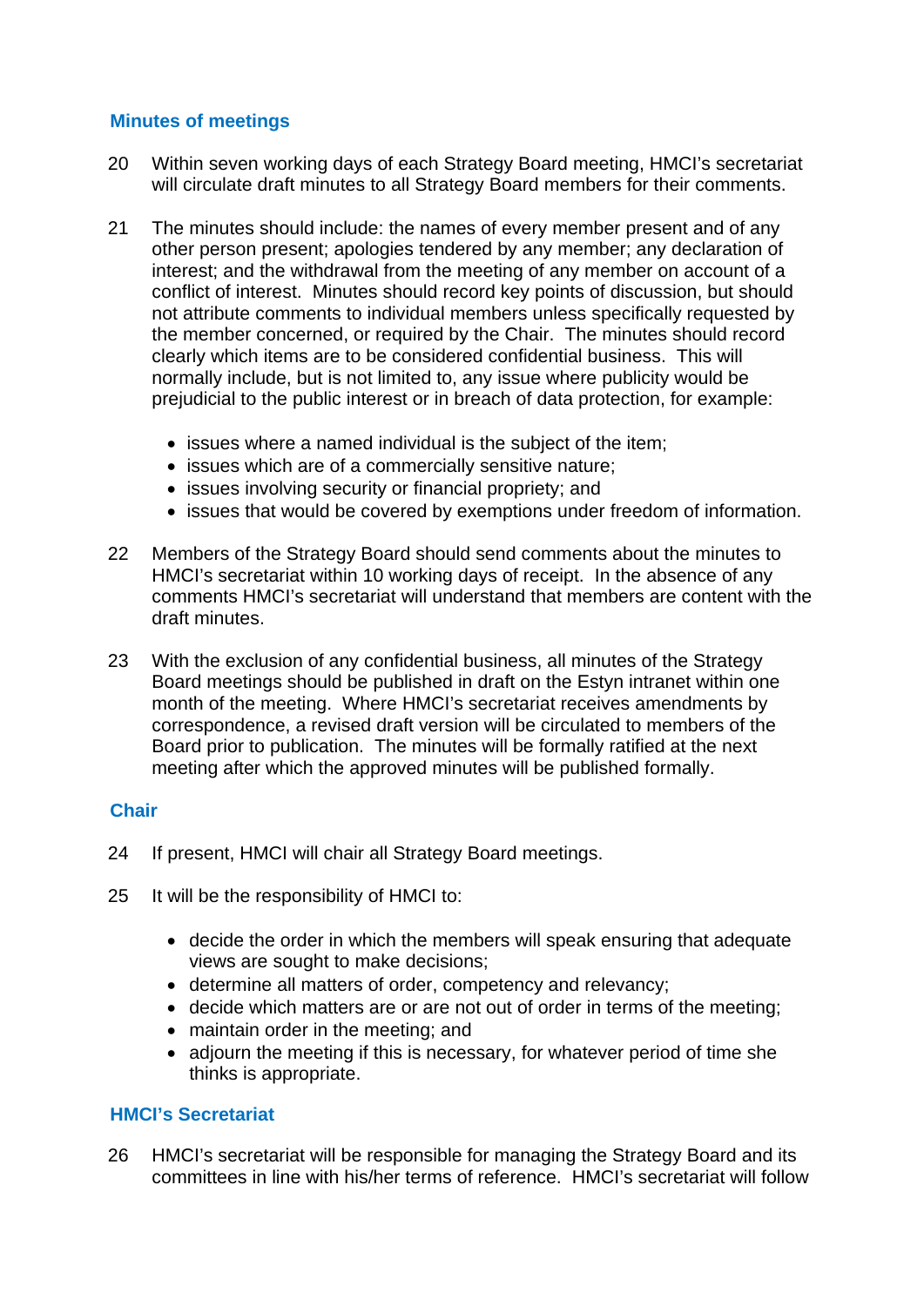### Minutes of meetings

20 Within seven working days of each Strategy Board meeting, HMCI's secretariat will circulate draft minutes to all Strategy Board members for their comments.

21 The minutes should include: the names of every member present and of any other person present; apologies tendered by any member; any declaration of interest; and the withdrawal from the meeting of any member on account of a conflict of interest. Minutes should record key points of discussion, but should not attribute comments to individual members unless specifically requested by the member concerned, or required by the Chair. The minutes should record clearly which items are to be considered confidential business. This will normally include, but is not limited to, any issue where publicity would be prejudicial to the public interest or in breach of data protection, for example:

- issues where a named individual is the subject of the item;
- issues which are of a commercially sensitive nature;
- issues involving security or financial propriety; and
- issues that would be covered by exemptions under freedom of information.

22 Members of the Strategy Board should send comments about the minutes to HMCI's secretariat within 10 working days of receipt. In the absence of any comments HMCI's secretariat will understand that members are content with the draft minutes.

23 With the exclusion of any confidential business, all minutes of the Strategy Board meetings should be published in draft on the Estyn intranet within one month of the meeting. Where HMCI's secretariat receives amendments by correspondence, a revised draft version will be circulated to members of the Board prior to publication. The minutes will be formally ratified at the next meeting after which the approved minutes will be published formally.

### Chair

24 If present, HMCI will chair all Strategy Board meetings.

25 It will be the responsibility of HMCI to:

- decide the order in which the members will speak ensuring that adequate views are sought to make decisions;
- determine all matters of order, competency and relevancy;
- decide which matters are or are not out of order in terms of the meeting;
- maintain order in the meeting; and
- adjourn the meeting if this is necessary, for whatever period of time she thinks is appropriate.

### HMCI's Secretariat

26 HMCI's secretariat will be responsible for managing the Strategy Board and its committees in line with his/her terms of reference. HMCI's secretariat will follow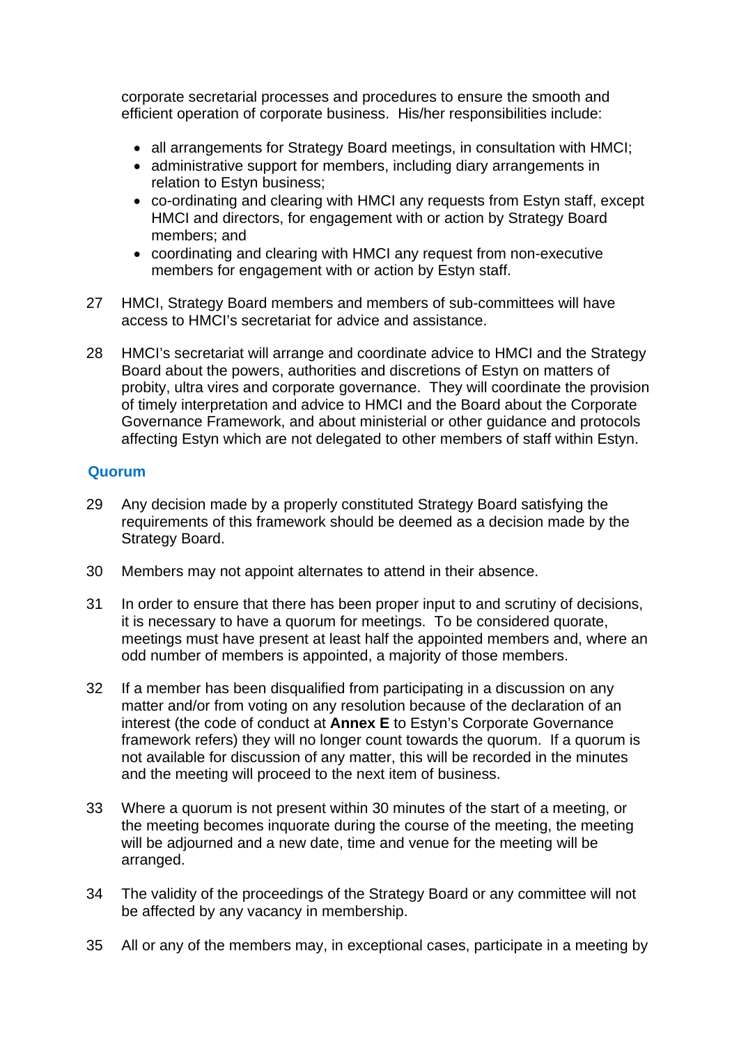corporate secretarial processes and procedures to ensure the smooth and efficient operation of corporate business. His/her responsibilities include:

- all arrangements for Strategy Board meetings, in consultation with HMCI;
- administrative support for members, including diary arrangements in relation to Estyn business;
- co-ordinating and clearing with HMCI any requests from Estyn staff, except HMCI and directors, for engagement with or action by Strategy Board members; and
- coordinating and clearing with HMCI any request from non-executive members for engagement with or action by Estyn staff.

27 HMCI, Strategy Board members and members of sub-committees will have access to HMCI's secretariat for advice and assistance.

28 HMCI's secretariat will arrange and coordinate advice to HMCI and the Strategy Board about the powers, authorities and discretions of Estyn on matters of probity, ultra vires and corporate governance. They will coordinate the provision of timely interpretation and advice to HMCI and the Board about the Corporate Governance Framework, and about ministerial or other guidance and protocols affecting Estyn which are not delegated to other members of staff within Estyn.

## Quorum

29 Any decision made by a properly constituted Strategy Board satisfying the requirements of this framework should be deemed as a decision made by the Strategy Board.

30 Members may not appoint alternates to attend in their absence.

31 In order to ensure that there has been proper input to and scrutiny of decisions, it is necessary to have a quorum for meetings. To be considered quorate, meetings must have present at least half the appointed members and, where an odd number of members is appointed, a majority of those members.

32 If a member has been disqualified from participating in a discussion on any matter and/or from voting on any resolution because of the declaration of an interest (the code of conduct at **Annex E** to Estyn's Corporate Governance framework refers) they will no longer count towards the quorum. If a quorum is not available for discussion of any matter, this will be recorded in the minutes and the meeting will proceed to the next item of business.

33 Where a quorum is not present within 30 minutes of the start of a meeting, or the meeting becomes inquorate during the course of the meeting, the meeting will be adjourned and a new date, time and venue for the meeting will be arranged.

34 The validity of the proceedings of the Strategy Board or any committee will not be affected by any vacancy in membership.

35 All or any of the members may, in exceptional cases, participate in a meeting by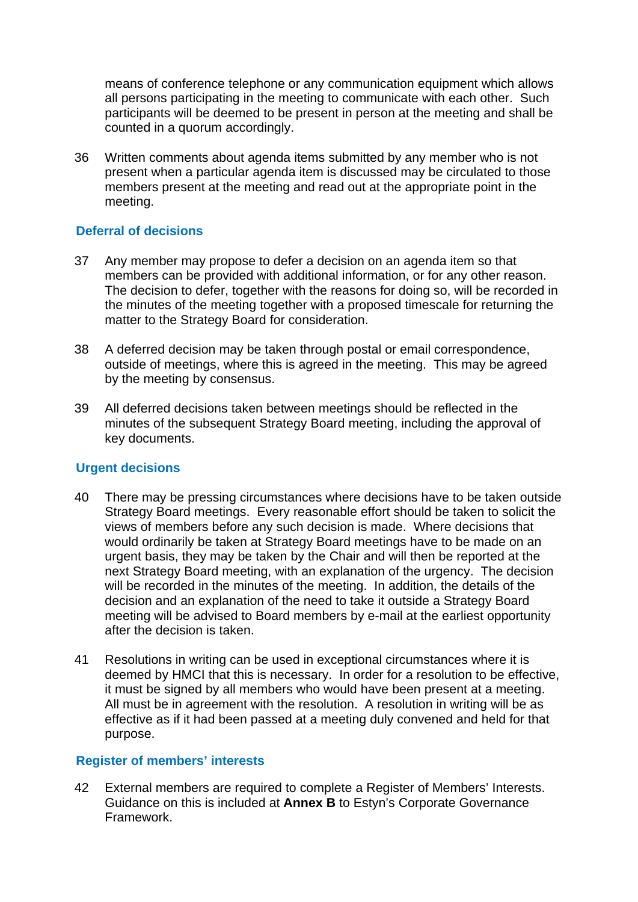means of conference telephone or any communication equipment which allows all persons participating in the meeting to communicate with each other. Such participants will be deemed to be present in person at the meeting and shall be counted in a quorum accordingly.

36 Written comments about agenda items submitted by any member who is not present when a particular agenda item is discussed may be circulated to those members present at the meeting and read out at the appropriate point in the meeting.

### Deferral of decisions

37 Any member may propose to defer a decision on an agenda item so that members can be provided with additional information, or for any other reason. The decision to defer, together with the reasons for doing so, will be recorded in the minutes of the meeting together with a proposed timescale for returning the matter to the Strategy Board for consideration.

38 A deferred decision may be taken through postal or email correspondence, outside of meetings, where this is agreed in the meeting. This may be agreed by the meeting by consensus.

39 All deferred decisions taken between meetings should be reflected in the minutes of the subsequent Strategy Board meeting, including the approval of key documents.

### Urgent decisions

40 There may be pressing circumstances where decisions have to be taken outside Strategy Board meetings. Every reasonable effort should be taken to solicit the views of members before any such decision is made. Where decisions that would ordinarily be taken at Strategy Board meetings have to be made on an urgent basis, they may be taken by the Chair and will then be reported at the next Strategy Board meeting, with an explanation of the urgency. The decision will be recorded in the minutes of the meeting. In addition, the details of the decision and an explanation of the need to take it outside a Strategy Board meeting will be advised to Board members by e-mail at the earliest opportunity after the decision is taken.

41 Resolutions in writing can be used in exceptional circumstances where it is deemed by HMCI that this is necessary. In order for a resolution to be effective, it must be signed by all members who would have been present at a meeting. All must be in agreement with the resolution. A resolution in writing will be as effective as if it had been passed at a meeting duly convened and held for that purpose.

### Register of members' interests

42 External members are required to complete a Register of Members' Interests. Guidance on this is included at **Annex B** to Estyn's Corporate Governance Framework.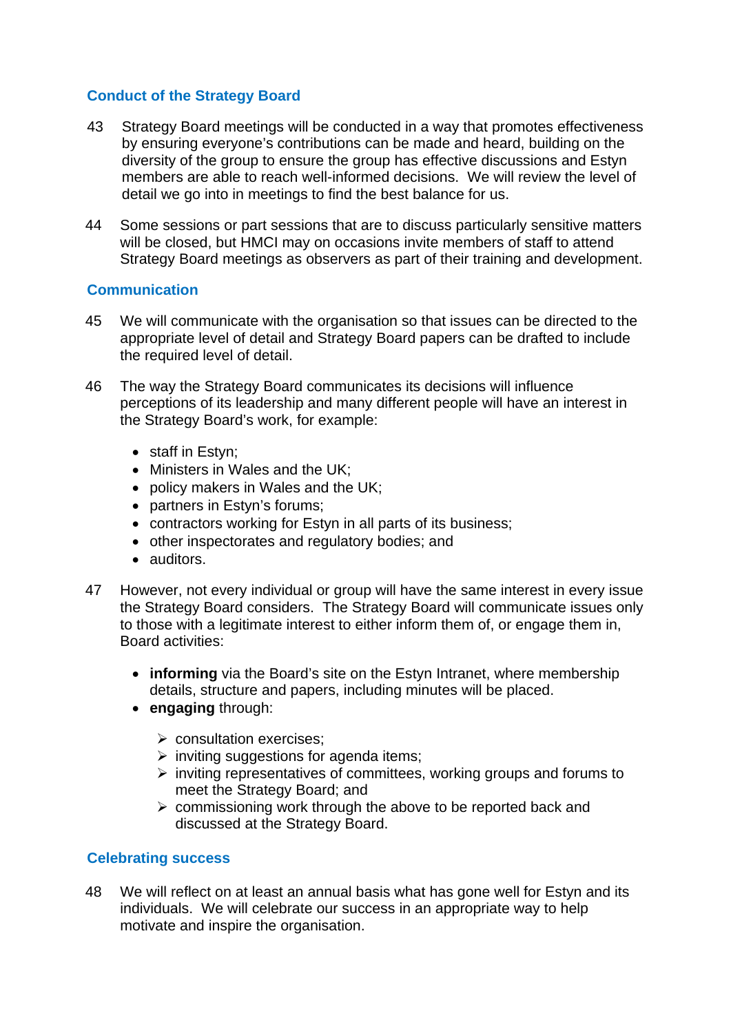### Conduct of the Strategy Board

43 Strategy Board meetings will be conducted in a way that promotes effectiveness by ensuring everyone's contributions can be made and heard, building on the diversity of the group to ensure the group has effective discussions and Estyn members are able to reach well-informed decisions. We will review the level of detail we go into in meetings to find the best balance for us.

44 Some sessions or part sessions that are to discuss particularly sensitive matters will be closed, but HMCI may on occasions invite members of staff to attend Strategy Board meetings as observers as part of their training and development.

### Communication

45 We will communicate with the organisation so that issues can be directed to the appropriate level of detail and Strategy Board papers can be drafted to include the required level of detail.

46 The way the Strategy Board communicates its decisions will influence perceptions of its leadership and many different people will have an interest in the Strategy Board's work, for example:

- staff in Estyn;
- Ministers in Wales and the UK;
- policy makers in Wales and the UK;
- partners in Estyn's forums;
- contractors working for Estyn in all parts of its business;
- other inspectorates and regulatory bodies; and
- auditors.

47 However, not every individual or group will have the same interest in every issue the Strategy Board considers. The Strategy Board will communicate issues only to those with a legitimate interest to either inform them of, or engage them in, Board activities:

- **informing** via the Board's site on the Estyn Intranet, where membership details, structure and papers, including minutes will be placed.
- **engaging** through:
  - consultation exercises;
  - inviting suggestions for agenda items;
  - inviting representatives of committees, working groups and forums to meet the Strategy Board; and
  - commissioning work through the above to be reported back and discussed at the Strategy Board.

### Celebrating success

48 We will reflect on at least an annual basis what has gone well for Estyn and its individuals. We will celebrate our success in an appropriate way to help motivate and inspire the organisation.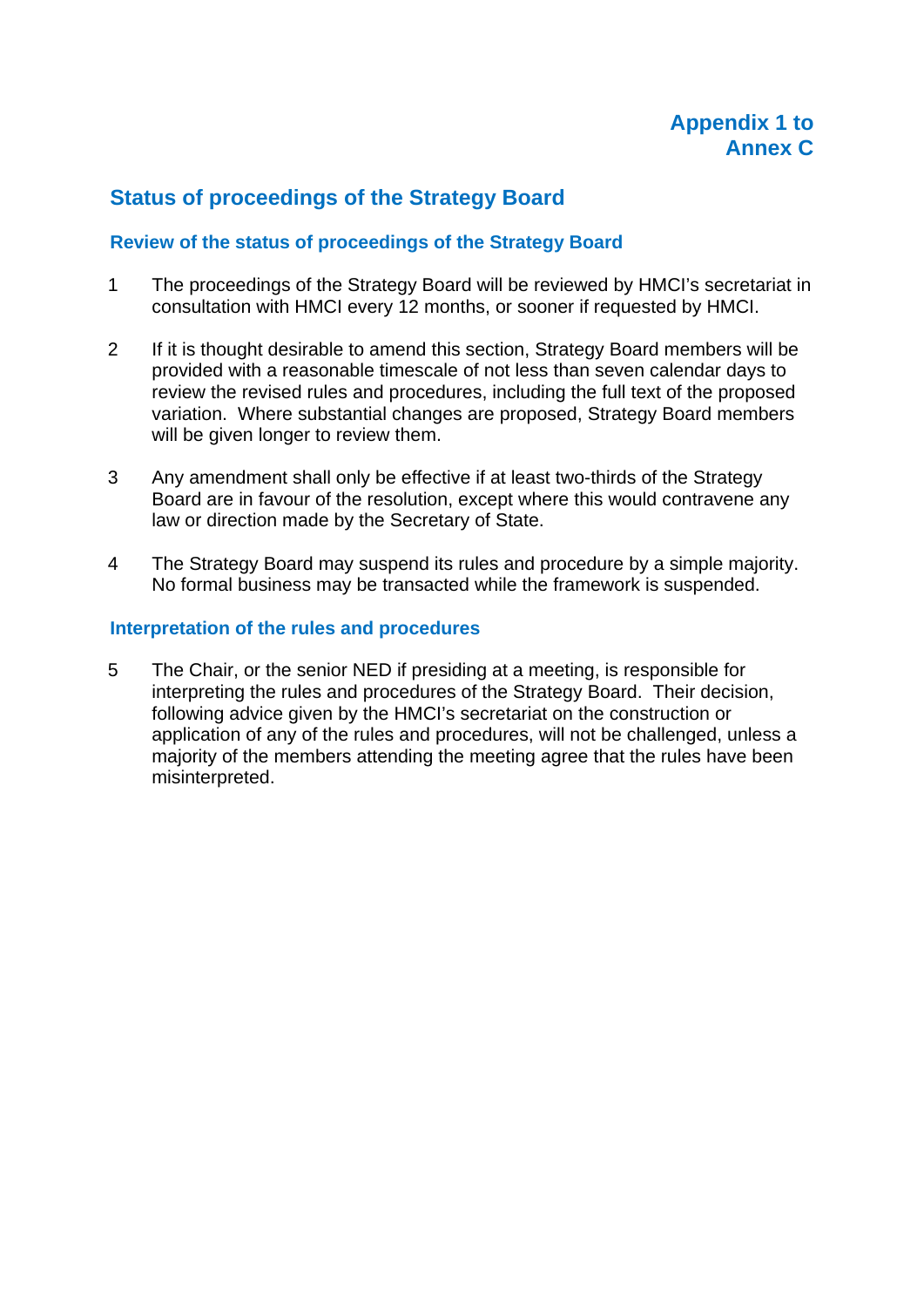**Appendix 1 to Annex C**

## Status of proceedings of the Strategy Board

### Review of the status of proceedings of the Strategy Board

1. The proceedings of the Strategy Board will be reviewed by HMCI's secretariat in consultation with HMCI every 12 months, or sooner if requested by HMCI.

2. If it is thought desirable to amend this section, Strategy Board members will be provided with a reasonable timescale of not less than seven calendar days to review the revised rules and procedures, including the full text of the proposed variation. Where substantial changes are proposed, Strategy Board members will be given longer to review them.

3. Any amendment shall only be effective if at least two-thirds of the Strategy Board are in favour of the resolution, except where this would contravene any law or direction made by the Secretary of State.

4. The Strategy Board may suspend its rules and procedure by a simple majority. No formal business may be transacted while the framework is suspended.

### Interpretation of the rules and procedures

5. The Chair, or the senior NED if presiding at a meeting, is responsible for interpreting the rules and procedures of the Strategy Board. Their decision, following advice given by the HMCI's secretariat on the construction or application of any of the rules and procedures, will not be challenged, unless a majority of the members attending the meeting agree that the rules have been misinterpreted.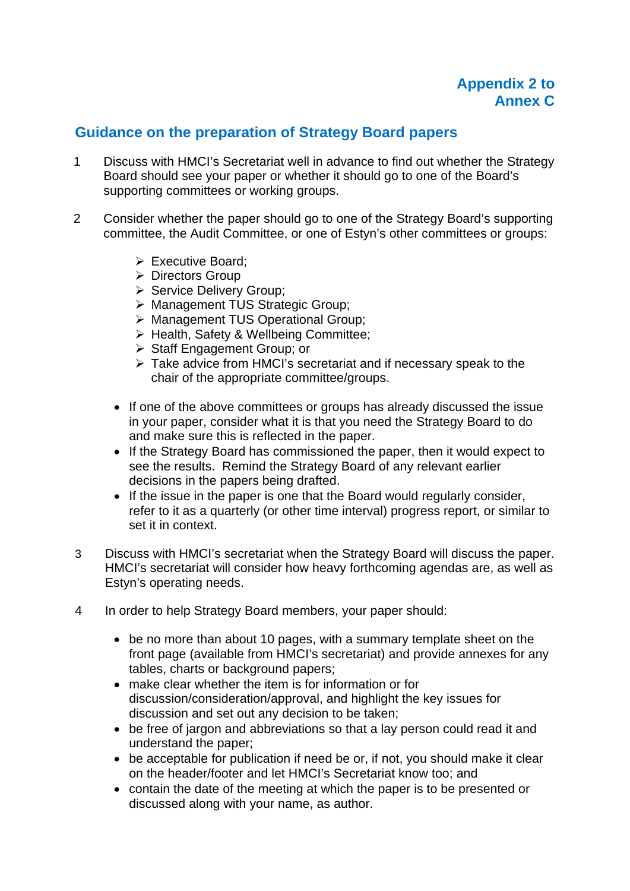**Appendix 2 to Annex C**

## Guidance on the preparation of Strategy Board papers

1. Discuss with HMCI's Secretariat well in advance to find out whether the Strategy Board should see your paper or whether it should go to one of the Board's supporting committees or working groups.

2. Consider whether the paper should go to one of the Strategy Board's supporting committee, the Audit Committee, or one of Estyn's other committees or groups:

   - Executive Board;
   - Directors Group
   - Service Delivery Group;
   - Management TUS Strategic Group;
   - Management TUS Operational Group;
   - Health, Safety & Wellbeing Committee;
   - Staff Engagement Group; or
   - Take advice from HMCI's secretariat and if necessary speak to the chair of the appropriate committee/groups.

   - If one of the above committees or groups has already discussed the issue in your paper, consider what it is that you need the Strategy Board to do and make sure this is reflected in the paper.
   - If the Strategy Board has commissioned the paper, then it would expect to see the results. Remind the Strategy Board of any relevant earlier decisions in the papers being drafted.
   - If the issue in the paper is one that the Board would regularly consider, refer to it as a quarterly (or other time interval) progress report, or similar to set it in context.

3. Discuss with HMCI's secretariat when the Strategy Board will discuss the paper. HMCI's secretariat will consider how heavy forthcoming agendas are, as well as Estyn's operating needs.

4. In order to help Strategy Board members, your paper should:

   - be no more than about 10 pages, with a summary template sheet on the front page (available from HMCI's secretariat) and provide annexes for any tables, charts or background papers;
   - make clear whether the item is for information or for discussion/consideration/approval, and highlight the key issues for discussion and set out any decision to be taken;
   - be free of jargon and abbreviations so that a lay person could read it and understand the paper;
   - be acceptable for publication if need be or, if not, you should make it clear on the header/footer and let HMCI's Secretariat know too; and
   - contain the date of the meeting at which the paper is to be presented or discussed along with your name, as author.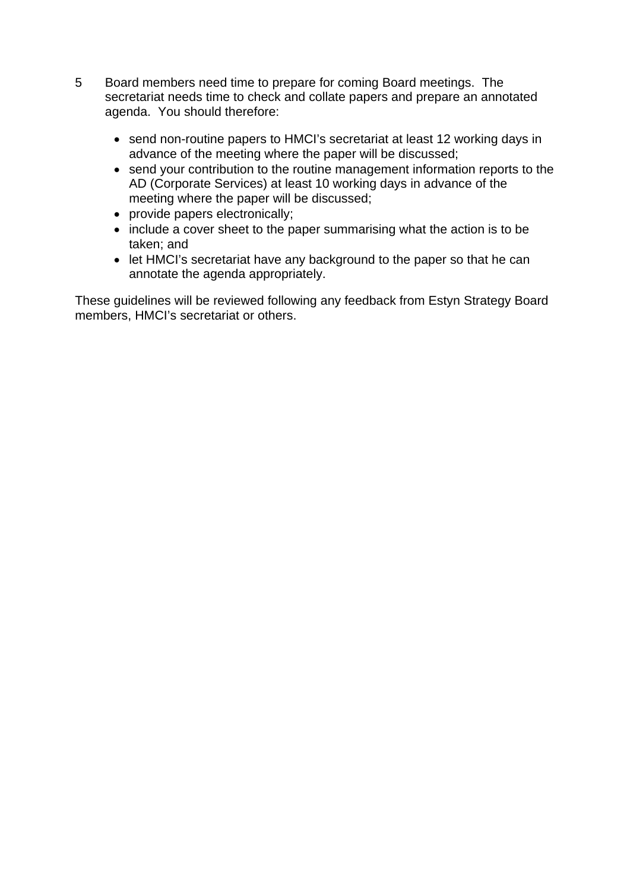5 Board members need time to prepare for coming Board meetings. The secretariat needs time to check and collate papers and prepare an annotated agenda. You should therefore:

- send non-routine papers to HMCI's secretariat at least 12 working days in advance of the meeting where the paper will be discussed;
- send your contribution to the routine management information reports to the AD (Corporate Services) at least 10 working days in advance of the meeting where the paper will be discussed;
- provide papers electronically;
- include a cover sheet to the paper summarising what the action is to be taken; and
- let HMCI's secretariat have any background to the paper so that he can annotate the agenda appropriately.

These guidelines will be reviewed following any feedback from Estyn Strategy Board members, HMCI's secretariat or others.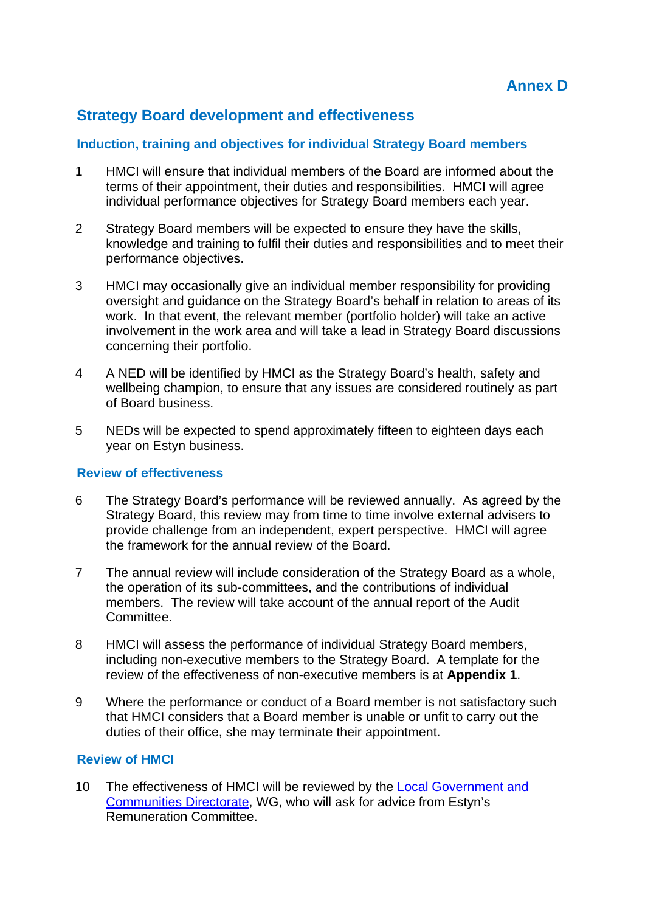**Annex D**

## Strategy Board development and effectiveness

### Induction, training and objectives for individual Strategy Board members

1 HMCI will ensure that individual members of the Board are informed about the terms of their appointment, their duties and responsibilities. HMCI will agree individual performance objectives for Strategy Board members each year.

2 Strategy Board members will be expected to ensure they have the skills, knowledge and training to fulfil their duties and responsibilities and to meet their performance objectives.

3 HMCI may occasionally give an individual member responsibility for providing oversight and guidance on the Strategy Board's behalf in relation to areas of its work. In that event, the relevant member (portfolio holder) will take an active involvement in the work area and will take a lead in Strategy Board discussions concerning their portfolio.

4 A NED will be identified by HMCI as the Strategy Board's health, safety and wellbeing champion, to ensure that any issues are considered routinely as part of Board business.

5 NEDs will be expected to spend approximately fifteen to eighteen days each year on Estyn business.

### Review of effectiveness

6 The Strategy Board's performance will be reviewed annually. As agreed by the Strategy Board, this review may from time to time involve external advisers to provide challenge from an independent, expert perspective. HMCI will agree the framework for the annual review of the Board.

7 The annual review will include consideration of the Strategy Board as a whole, the operation of its sub-committees, and the contributions of individual members. The review will take account of the annual report of the Audit Committee.

8 HMCI will assess the performance of individual Strategy Board members, including non-executive members to the Strategy Board. A template for the review of the effectiveness of non-executive members is at **Appendix 1**.

9 Where the performance or conduct of a Board member is not satisfactory such that HMCI considers that a Board member is unable or unfit to carry out the duties of their office, she may terminate their appointment.

### Review of HMCI

10 The effectiveness of HMCI will be reviewed by the Local Government and Communities Directorate, WG, who will ask for advice from Estyn's Remuneration Committee.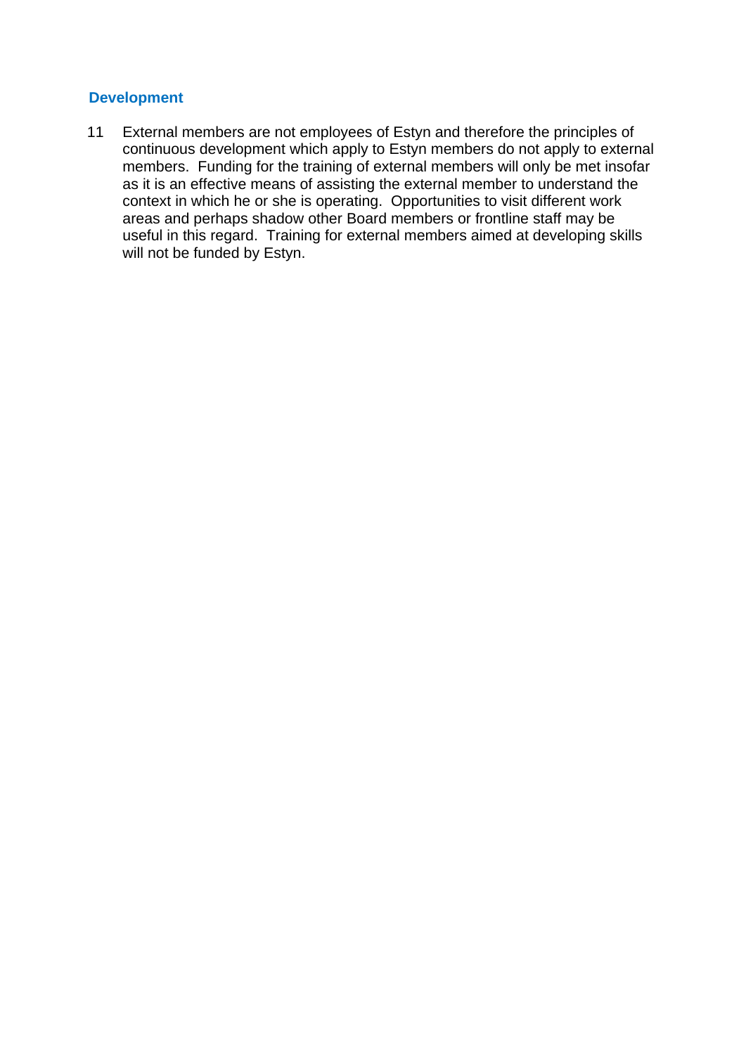## Development

11 External members are not employees of Estyn and therefore the principles of continuous development which apply to Estyn members do not apply to external members. Funding for the training of external members will only be met insofar as it is an effective means of assisting the external member to understand the context in which he or she is operating. Opportunities to visit different work areas and perhaps shadow other Board members or frontline staff may be useful in this regard. Training for external members aimed at developing skills will not be funded by Estyn.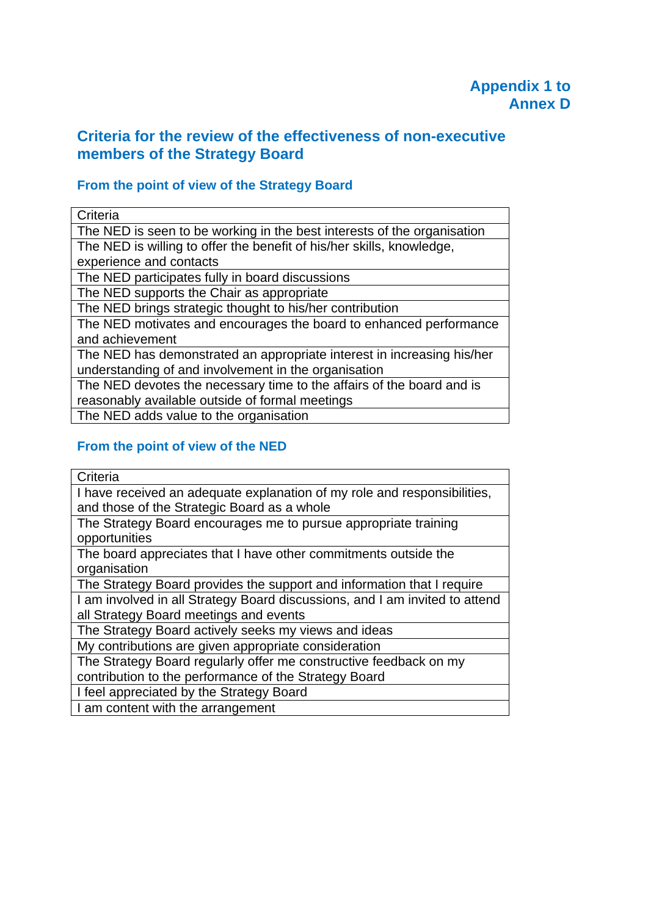**Appendix 1 to Annex D**

## Criteria for the review of the effectiveness of non-executive members of the Strategy Board

### From the point of view of the Strategy Board

| Criteria |
|---|
| The NED is seen to be working in the best interests of the organisation |
| The NED is willing to offer the benefit of his/her skills, knowledge, experience and contacts |
| The NED participates fully in board discussions |
| The NED supports the Chair as appropriate |
| The NED brings strategic thought to his/her contribution |
| The NED motivates and encourages the board to enhanced performance and achievement |
| The NED has demonstrated an appropriate interest in increasing his/her understanding of and involvement in the organisation |
| The NED devotes the necessary time to the affairs of the board and is reasonably available outside of formal meetings |
| The NED adds value to the organisation |

### From the point of view of the NED

| Criteria |
|---|
| I have received an adequate explanation of my role and responsibilities, and those of the Strategic Board as a whole |
| The Strategy Board encourages me to pursue appropriate training opportunities |
| The board appreciates that I have other commitments outside the organisation |
| The Strategy Board provides the support and information that I require |
| I am involved in all Strategy Board discussions, and I am invited to attend all Strategy Board meetings and events |
| The Strategy Board actively seeks my views and ideas |
| My contributions are given appropriate consideration |
| The Strategy Board regularly offer me constructive feedback on my contribution to the performance of the Strategy Board |
| I feel appreciated by the Strategy Board |
| I am content with the arrangement |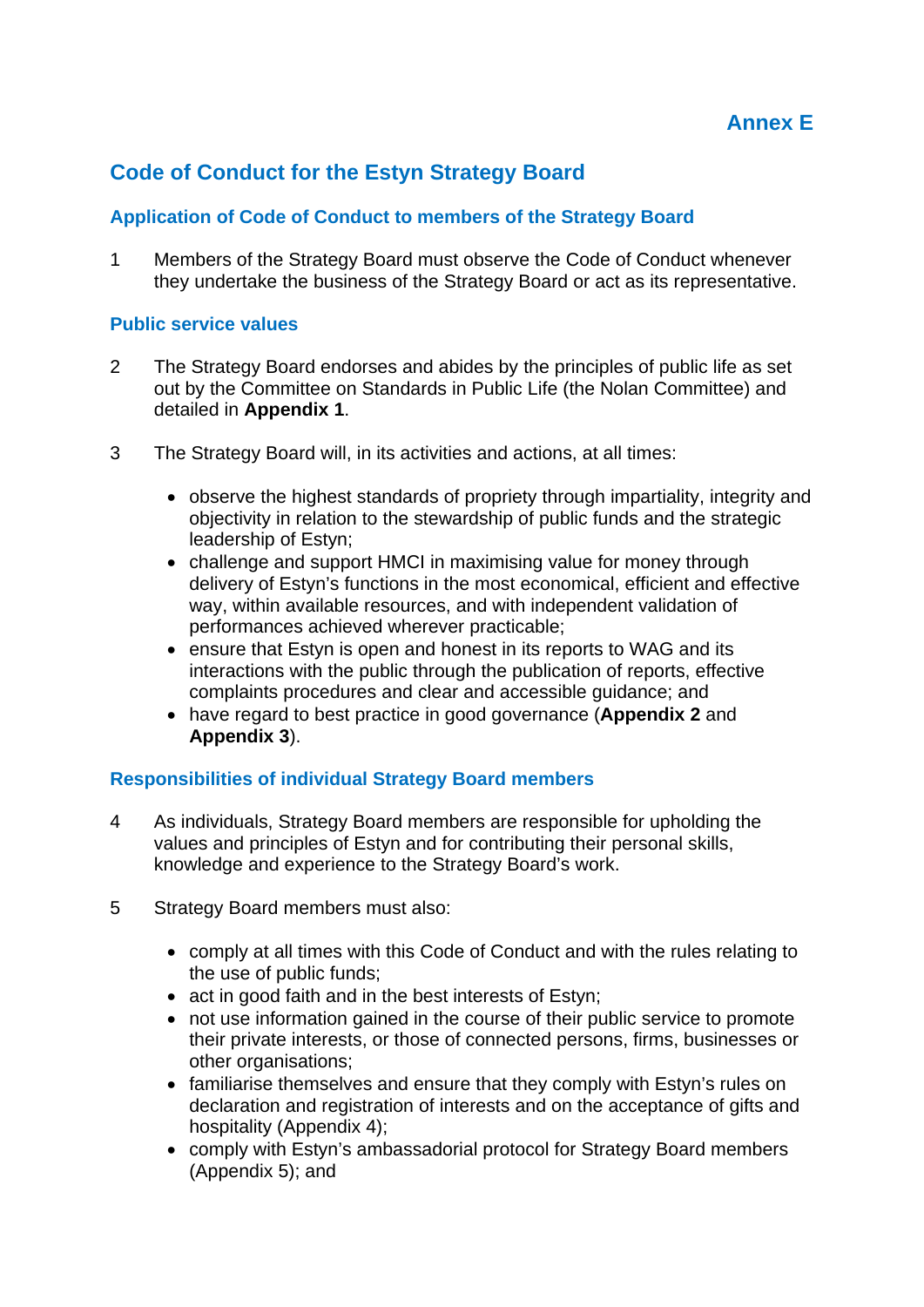# Annex E

## Code of Conduct for the Estyn Strategy Board

### Application of Code of Conduct to members of the Strategy Board

1 Members of the Strategy Board must observe the Code of Conduct whenever they undertake the business of the Strategy Board or act as its representative.

### Public service values

2 The Strategy Board endorses and abides by the principles of public life as set out by the Committee on Standards in Public Life (the Nolan Committee) and detailed in **Appendix 1**.

3 The Strategy Board will, in its activities and actions, at all times:

- observe the highest standards of propriety through impartiality, integrity and objectivity in relation to the stewardship of public funds and the strategic leadership of Estyn;
- challenge and support HMCI in maximising value for money through delivery of Estyn's functions in the most economical, efficient and effective way, within available resources, and with independent validation of performances achieved wherever practicable;
- ensure that Estyn is open and honest in its reports to WAG and its interactions with the public through the publication of reports, effective complaints procedures and clear and accessible guidance; and
- have regard to best practice in good governance (**Appendix 2** and **Appendix 3**).

### Responsibilities of individual Strategy Board members

4 As individuals, Strategy Board members are responsible for upholding the values and principles of Estyn and for contributing their personal skills, knowledge and experience to the Strategy Board's work.

5 Strategy Board members must also:

- comply at all times with this Code of Conduct and with the rules relating to the use of public funds;
- act in good faith and in the best interests of Estyn;
- not use information gained in the course of their public service to promote their private interests, or those of connected persons, firms, businesses or other organisations;
- familiarise themselves and ensure that they comply with Estyn's rules on declaration and registration of interests and on the acceptance of gifts and hospitality (Appendix 4);
- comply with Estyn's ambassadorial protocol for Strategy Board members (Appendix 5); and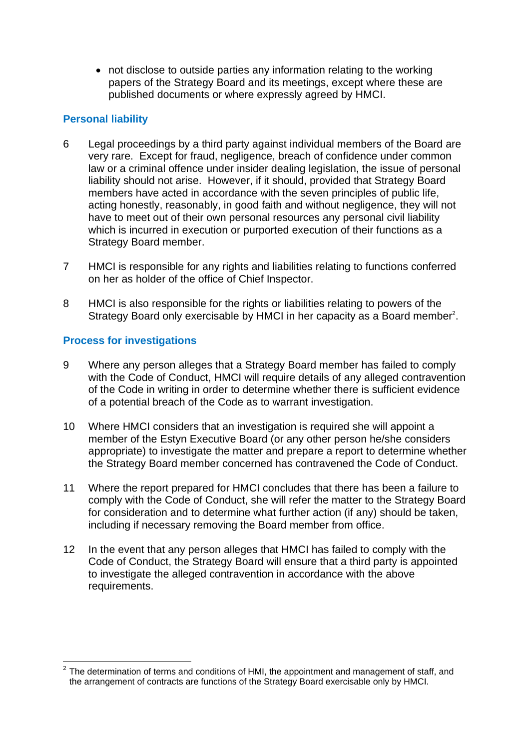- not disclose to outside parties any information relating to the working papers of the Strategy Board and its meetings, except where these are published documents or where expressly agreed by HMCI.

## Personal liability

6 Legal proceedings by a third party against individual members of the Board are very rare. Except for fraud, negligence, breach of confidence under common law or a criminal offence under insider dealing legislation, the issue of personal liability should not arise. However, if it should, provided that Strategy Board members have acted in accordance with the seven principles of public life, acting honestly, reasonably, in good faith and without negligence, they will not have to meet out of their own personal resources any personal civil liability which is incurred in execution or purported execution of their functions as a Strategy Board member.

7 HMCI is responsible for any rights and liabilities relating to functions conferred on her as holder of the office of Chief Inspector.

8 HMCI is also responsible for the rights or liabilities relating to powers of the Strategy Board only exercisable by HMCI in her capacity as a Board member[2].

## Process for investigations

9 Where any person alleges that a Strategy Board member has failed to comply with the Code of Conduct, HMCI will require details of any alleged contravention of the Code in writing in order to determine whether there is sufficient evidence of a potential breach of the Code as to warrant investigation.

10 Where HMCI considers that an investigation is required she will appoint a member of the Estyn Executive Board (or any other person he/she considers appropriate) to investigate the matter and prepare a report to determine whether the Strategy Board member concerned has contravened the Code of Conduct.

11 Where the report prepared for HMCI concludes that there has been a failure to comply with the Code of Conduct, she will refer the matter to the Strategy Board for consideration and to determine what further action (if any) should be taken, including if necessary removing the Board member from office.

12 In the event that any person alleges that HMCI has failed to comply with the Code of Conduct, the Strategy Board will ensure that a third party is appointed to investigate the alleged contravention in accordance with the above requirements.

---

[2] The determination of terms and conditions of HMI, the appointment and management of staff, and the arrangement of contracts are functions of the Strategy Board exercisable only by HMCI.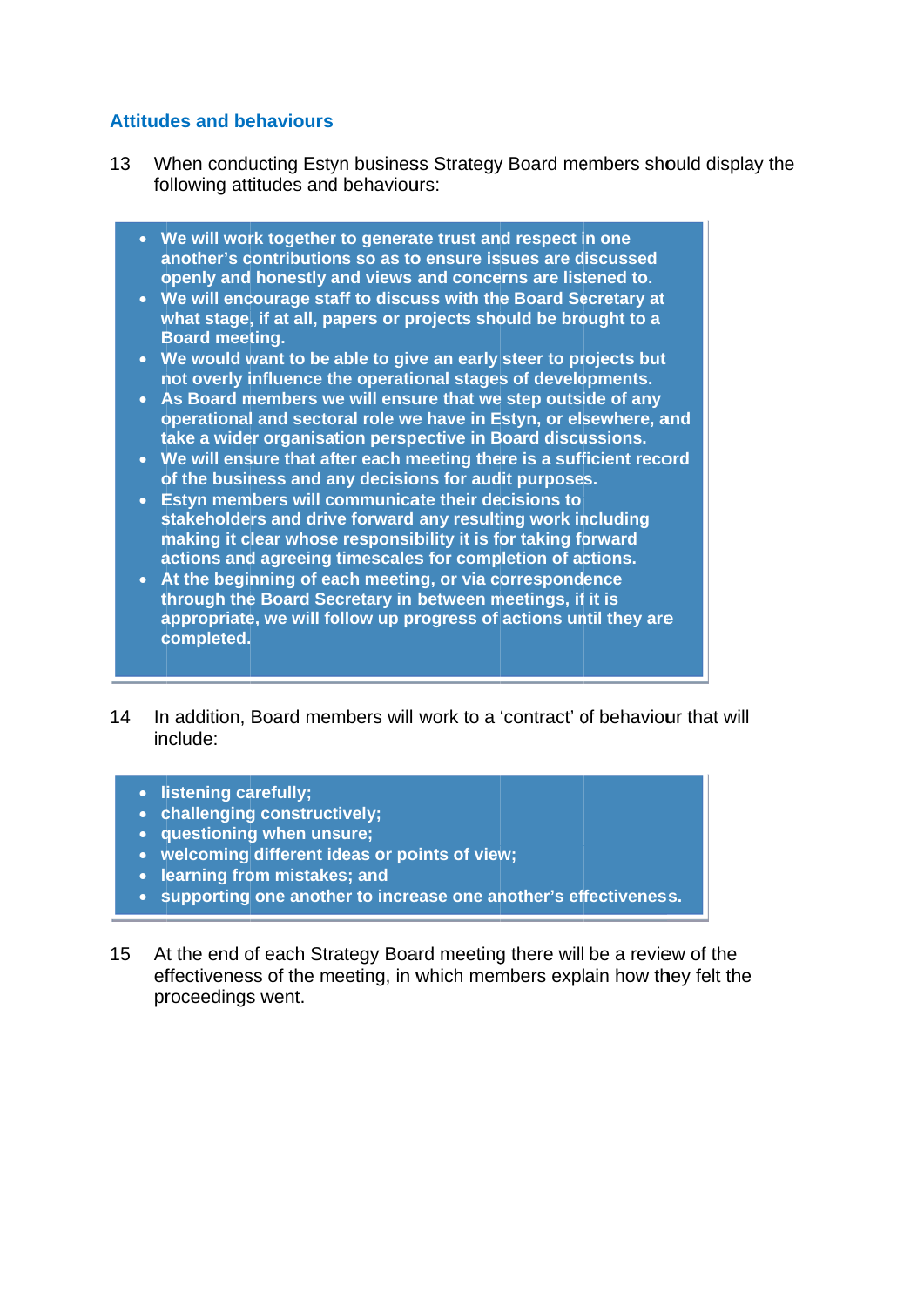### Attitudes and behaviours

13 When conducting Estyn business Strategy Board members should display the following attitudes and behaviours:

- **We will work together to generate trust and respect in one another's contributions so as to ensure issues are discussed openly and honestly and views and concerns are listened to.**
- **We will encourage staff to discuss with the Board Secretary at what stage, if at all, papers or projects should be brought to a Board meeting.**
- **We would want to be able to give an early steer to projects but not overly influence the operational stages of developments.**
- **As Board members we will ensure that we step outside of any operational and sectoral role we have in Estyn, or elsewhere, and take a wider organisation perspective in Board discussions.**
- **We will ensure that after each meeting there is a sufficient record of the business and any decisions for audit purposes.**
- **Estyn members will communicate their decisions to stakeholders and drive forward any resulting work including making it clear whose responsibility it is for taking forward actions and agreeing timescales for completion of actions.**
- **At the beginning of each meeting, or via correspondence through the Board Secretary in between meetings, if it is appropriate, we will follow up progress of actions until they are completed.**

14 In addition, Board members will work to a 'contract' of behaviour that will include:

- **listening carefully;**
- **challenging constructively;**
- **questioning when unsure;**
- **welcoming different ideas or points of view;**
- **learning from mistakes; and**
- **supporting one another to increase one another's effectiveness.**

15 At the end of each Strategy Board meeting there will be a review of the effectiveness of the meeting, in which members explain how they felt the proceedings went.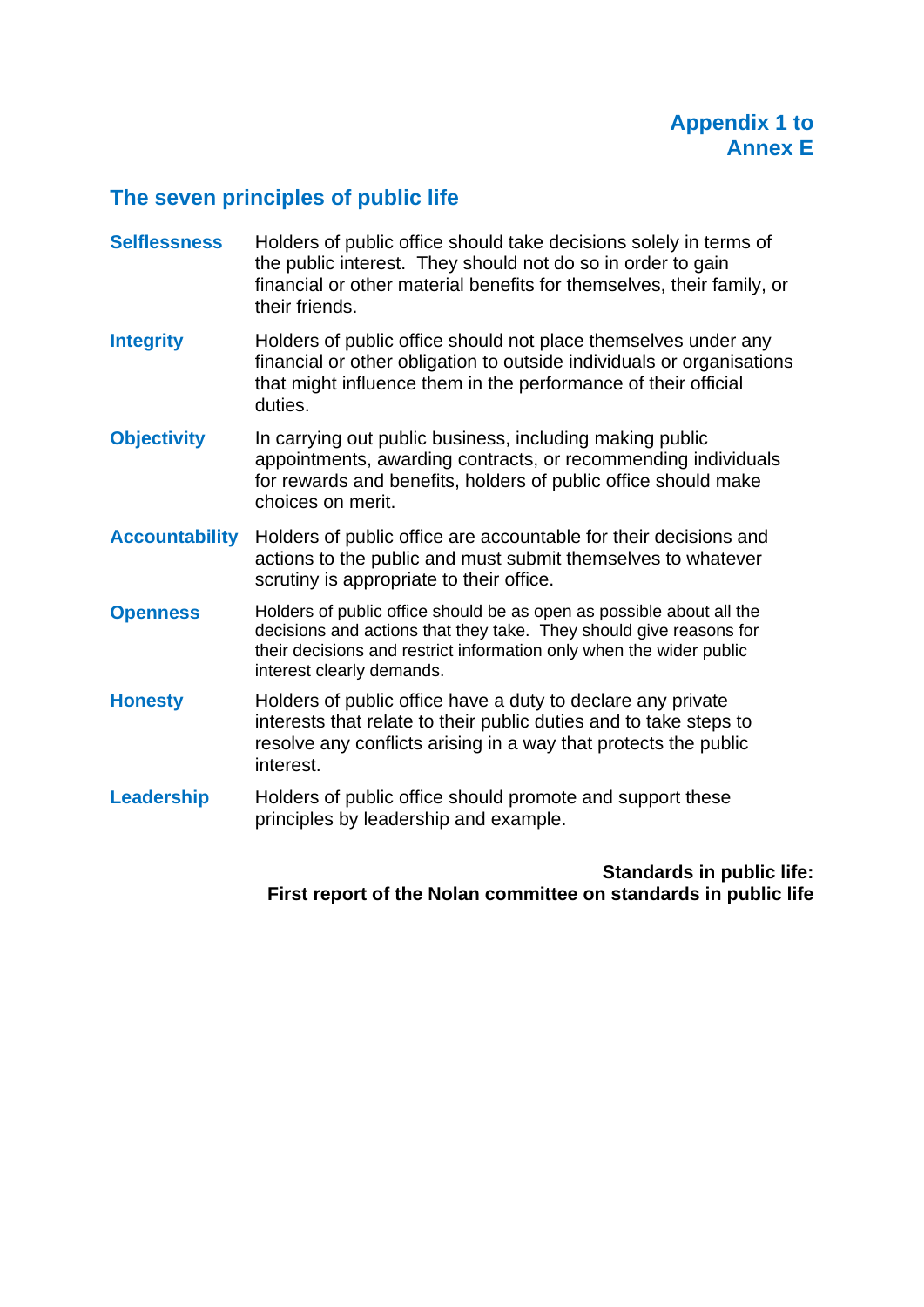**Appendix 1 to Annex E**

## The seven principles of public life

**Selflessness** Holders of public office should take decisions solely in terms of the public interest. They should not do so in order to gain financial or other material benefits for themselves, their family, or their friends.

**Integrity** Holders of public office should not place themselves under any financial or other obligation to outside individuals or organisations that might influence them in the performance of their official duties.

**Objectivity** In carrying out public business, including making public appointments, awarding contracts, or recommending individuals for rewards and benefits, holders of public office should make choices on merit.

**Accountability** Holders of public office are accountable for their decisions and actions to the public and must submit themselves to whatever scrutiny is appropriate to their office.

**Openness** Holders of public office should be as open as possible about all the decisions and actions that they take. They should give reasons for their decisions and restrict information only when the wider public interest clearly demands.

**Honesty** Holders of public office have a duty to declare any private interests that relate to their public duties and to take steps to resolve any conflicts arising in a way that protects the public interest.

**Leadership** Holders of public office should promote and support these principles by leadership and example.

**Standards in public life:**
**First report of the Nolan committee on standards in public life**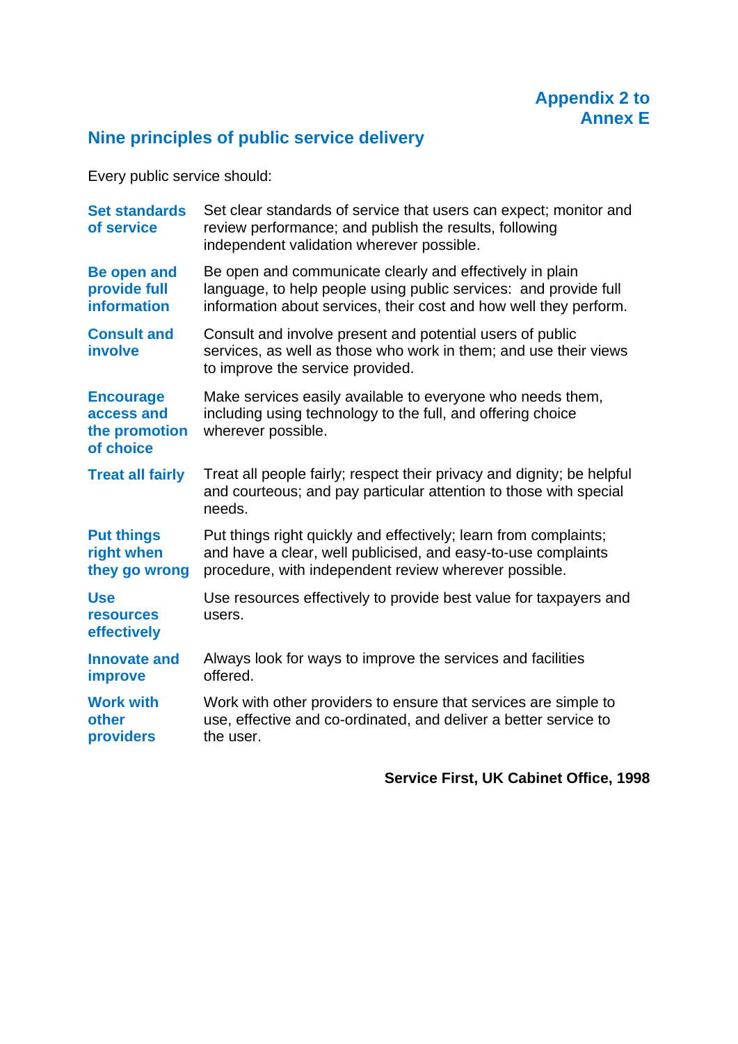**Appendix 2 to Annex E**

## Nine principles of public service delivery

Every public service should:

| | |
|---|---|
| **Set standards of service** | Set clear standards of service that users can expect; monitor and review performance; and publish the results, following independent validation wherever possible. |
| **Be open and provide full information** | Be open and communicate clearly and effectively in plain language, to help people using public services:  and provide full information about services, their cost and how well they perform. |
| **Consult and involve** | Consult and involve present and potential users of public services, as well as those who work in them; and use their views to improve the service provided. |
| **Encourage access and the promotion of choice** | Make services easily available to everyone who needs them, including using technology to the full, and offering choice wherever possible. |
| **Treat all fairly** | Treat all people fairly; respect their privacy and dignity; be helpful and courteous; and pay particular attention to those with special needs. |
| **Put things right when they go wrong** | Put things right quickly and effectively; learn from complaints; and have a clear, well publicised, and easy-to-use complaints procedure, with independent review wherever possible. |
| **Use resources effectively** | Use resources effectively to provide best value for taxpayers and users. |
| **Innovate and improve** | Always look for ways to improve the services and facilities offered. |
| **Work with other providers** | Work with other providers to ensure that services are simple to use, effective and co-ordinated, and deliver a better service to the user. |

**Service First, UK Cabinet Office, 1998**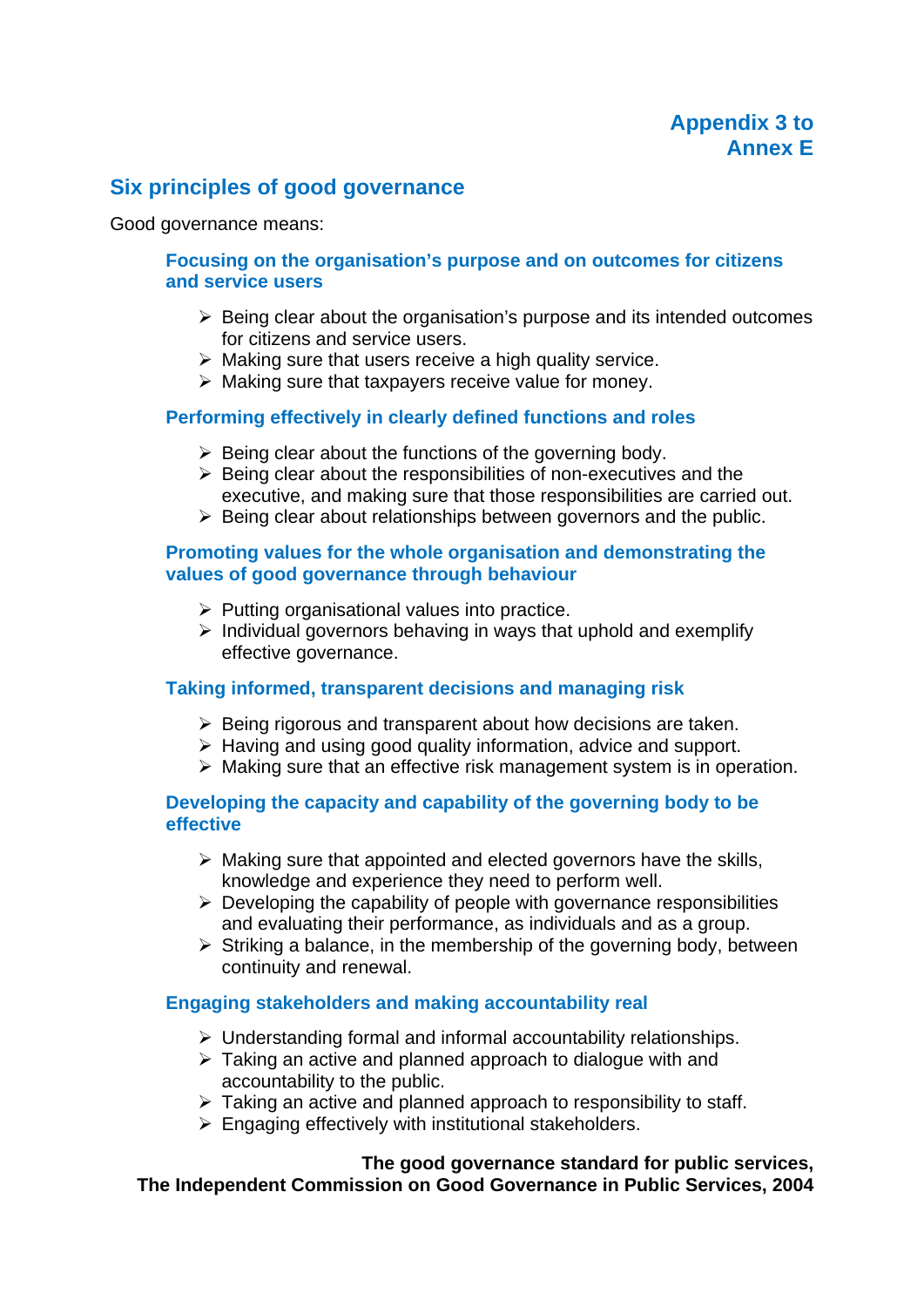**Appendix 3 to Annex E**

## Six principles of good governance

Good governance means:

### Focusing on the organisation's purpose and on outcomes for citizens and service users

- Being clear about the organisation's purpose and its intended outcomes for citizens and service users.
- Making sure that users receive a high quality service.
- Making sure that taxpayers receive value for money.

### Performing effectively in clearly defined functions and roles

- Being clear about the functions of the governing body.
- Being clear about the responsibilities of non-executives and the executive, and making sure that those responsibilities are carried out.
- Being clear about relationships between governors and the public.

### Promoting values for the whole organisation and demonstrating the values of good governance through behaviour

- Putting organisational values into practice.
- Individual governors behaving in ways that uphold and exemplify effective governance.

### Taking informed, transparent decisions and managing risk

- Being rigorous and transparent about how decisions are taken.
- Having and using good quality information, advice and support.
- Making sure that an effective risk management system is in operation.

### Developing the capacity and capability of the governing body to be effective

- Making sure that appointed and elected governors have the skills, knowledge and experience they need to perform well.
- Developing the capability of people with governance responsibilities and evaluating their performance, as individuals and as a group.
- Striking a balance, in the membership of the governing body, between continuity and renewal.

### Engaging stakeholders and making accountability real

- Understanding formal and informal accountability relationships.
- Taking an active and planned approach to dialogue with and accountability to the public.
- Taking an active and planned approach to responsibility to staff.
- Engaging effectively with institutional stakeholders.

**The good governance standard for public services,**
**The Independent Commission on Good Governance in Public Services, 2004**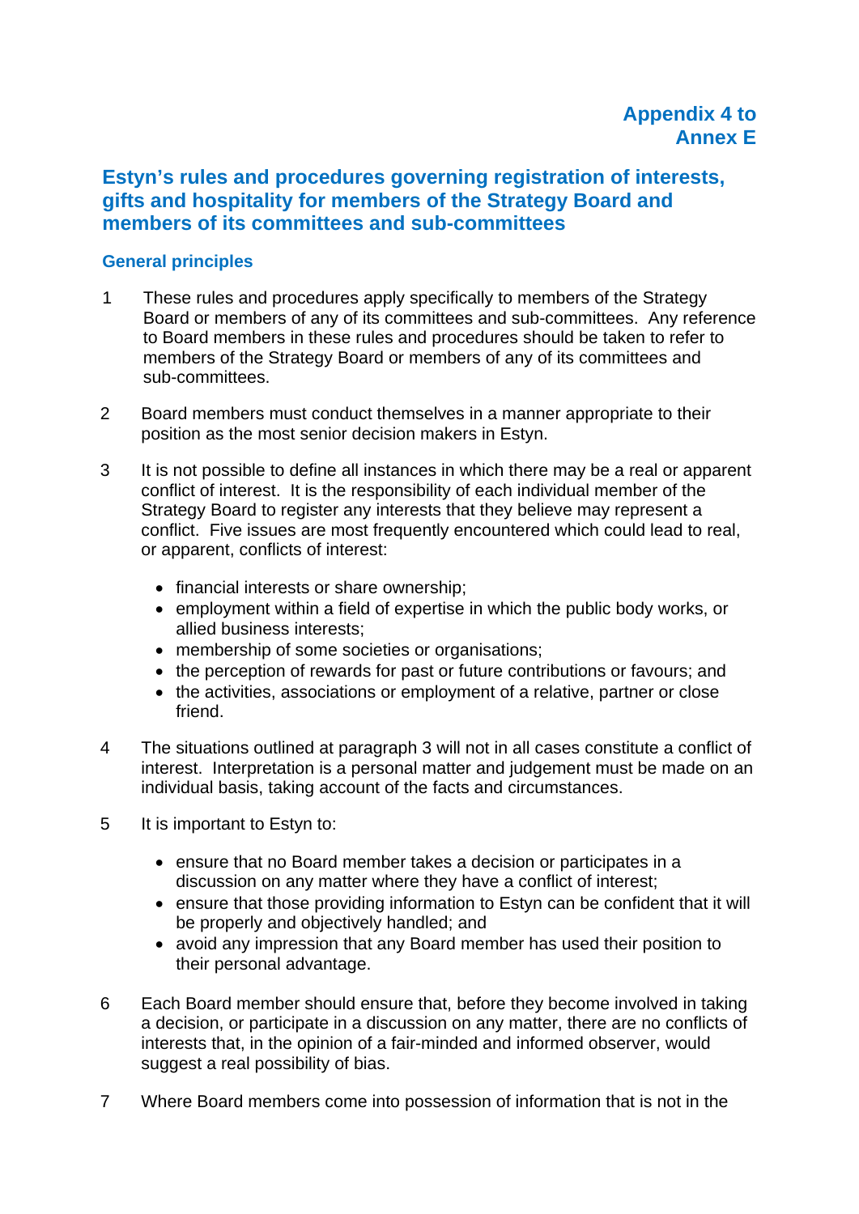**Appendix 4 to Annex E**

# Estyn's rules and procedures governing registration of interests, gifts and hospitality for members of the Strategy Board and members of its committees and sub-committees

## General principles

1. These rules and procedures apply specifically to members of the Strategy Board or members of any of its committees and sub-committees. Any reference to Board members in these rules and procedures should be taken to refer to members of the Strategy Board or members of any of its committees and sub-committees.

2. Board members must conduct themselves in a manner appropriate to their position as the most senior decision makers in Estyn.

3. It is not possible to define all instances in which there may be a real or apparent conflict of interest. It is the responsibility of each individual member of the Strategy Board to register any interests that they believe may represent a conflict. Five issues are most frequently encountered which could lead to real, or apparent, conflicts of interest:

   - financial interests or share ownership;
   - employment within a field of expertise in which the public body works, or allied business interests;
   - membership of some societies or organisations;
   - the perception of rewards for past or future contributions or favours; and
   - the activities, associations or employment of a relative, partner or close friend.

4. The situations outlined at paragraph 3 will not in all cases constitute a conflict of interest. Interpretation is a personal matter and judgement must be made on an individual basis, taking account of the facts and circumstances.

5. It is important to Estyn to:

   - ensure that no Board member takes a decision or participates in a discussion on any matter where they have a conflict of interest;
   - ensure that those providing information to Estyn can be confident that it will be properly and objectively handled; and
   - avoid any impression that any Board member has used their position to their personal advantage.

6. Each Board member should ensure that, before they become involved in taking a decision, or participate in a discussion on any matter, there are no conflicts of interests that, in the opinion of a fair-minded and informed observer, would suggest a real possibility of bias.

7. Where Board members come into possession of information that is not in the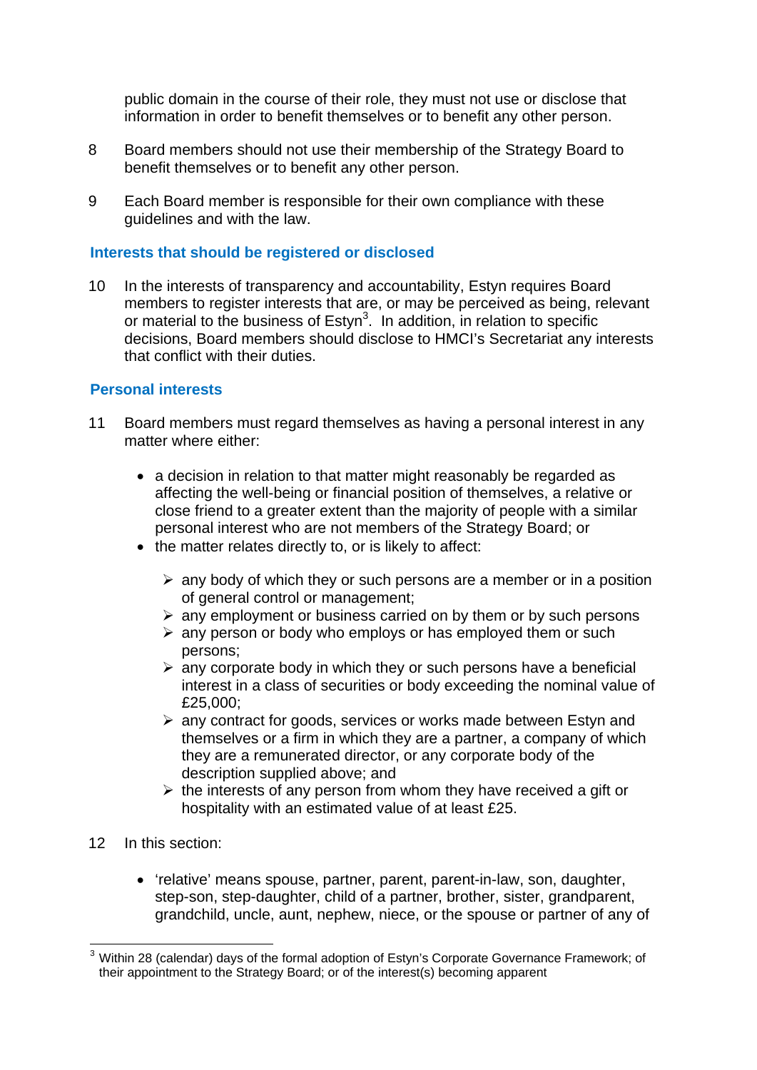public domain in the course of their role, they must not use or disclose that information in order to benefit themselves or to benefit any other person.

8 Board members should not use their membership of the Strategy Board to benefit themselves or to benefit any other person.

9 Each Board member is responsible for their own compliance with these guidelines and with the law.

### Interests that should be registered or disclosed

10 In the interests of transparency and accountability, Estyn requires Board members to register interests that are, or may be perceived as being, relevant or material to the business of Estyn[3]. In addition, in relation to specific decisions, Board members should disclose to HMCI's Secretariat any interests that conflict with their duties.

### Personal interests

11 Board members must regard themselves as having a personal interest in any matter where either:

- a decision in relation to that matter might reasonably be regarded as affecting the well-being or financial position of themselves, a relative or close friend to a greater extent than the majority of people with a similar personal interest who are not members of the Strategy Board; or
- the matter relates directly to, or is likely to affect:
  - any body of which they or such persons are a member or in a position of general control or management;
  - any employment or business carried on by them or by such persons
  - any person or body who employs or has employed them or such persons;
  - any corporate body in which they or such persons have a beneficial interest in a class of securities or body exceeding the nominal value of £25,000;
  - any contract for goods, services or works made between Estyn and themselves or a firm in which they are a partner, a company of which they are a remunerated director, or any corporate body of the description supplied above; and
  - the interests of any person from whom they have received a gift or hospitality with an estimated value of at least £25.

12 In this section:

- 'relative' means spouse, partner, parent, parent-in-law, son, daughter, step-son, step-daughter, child of a partner, brother, sister, grandparent, grandchild, uncle, aunt, nephew, niece, or the spouse or partner of any of

---

[3] Within 28 (calendar) days of the formal adoption of Estyn's Corporate Governance Framework; of their appointment to the Strategy Board; or of the interest(s) becoming apparent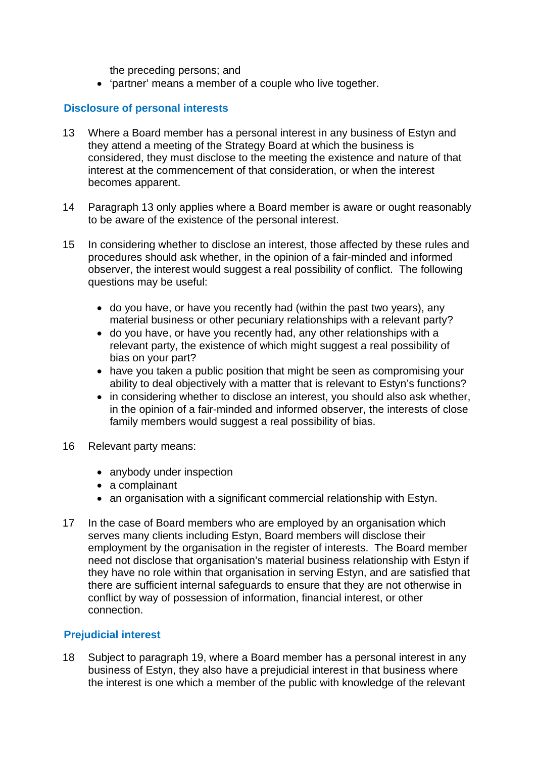the preceding persons; and

- 'partner' means a member of a couple who live together.

## Disclosure of personal interests

13 Where a Board member has a personal interest in any business of Estyn and they attend a meeting of the Strategy Board at which the business is considered, they must disclose to the meeting the existence and nature of that interest at the commencement of that consideration, or when the interest becomes apparent.

14 Paragraph 13 only applies where a Board member is aware or ought reasonably to be aware of the existence of the personal interest.

15 In considering whether to disclose an interest, those affected by these rules and procedures should ask whether, in the opinion of a fair-minded and informed observer, the interest would suggest a real possibility of conflict. The following questions may be useful:

- do you have, or have you recently had (within the past two years), any material business or other pecuniary relationships with a relevant party?
- do you have, or have you recently had, any other relationships with a relevant party, the existence of which might suggest a real possibility of bias on your part?
- have you taken a public position that might be seen as compromising your ability to deal objectively with a matter that is relevant to Estyn's functions?
- in considering whether to disclose an interest, you should also ask whether, in the opinion of a fair-minded and informed observer, the interests of close family members would suggest a real possibility of bias.

16 Relevant party means:

- anybody under inspection
- a complainant
- an organisation with a significant commercial relationship with Estyn.

17 In the case of Board members who are employed by an organisation which serves many clients including Estyn, Board members will disclose their employment by the organisation in the register of interests. The Board member need not disclose that organisation's material business relationship with Estyn if they have no role within that organisation in serving Estyn, and are satisfied that there are sufficient internal safeguards to ensure that they are not otherwise in conflict by way of possession of information, financial interest, or other connection.

## Prejudicial interest

18 Subject to paragraph 19, where a Board member has a personal interest in any business of Estyn, they also have a prejudicial interest in that business where the interest is one which a member of the public with knowledge of the relevant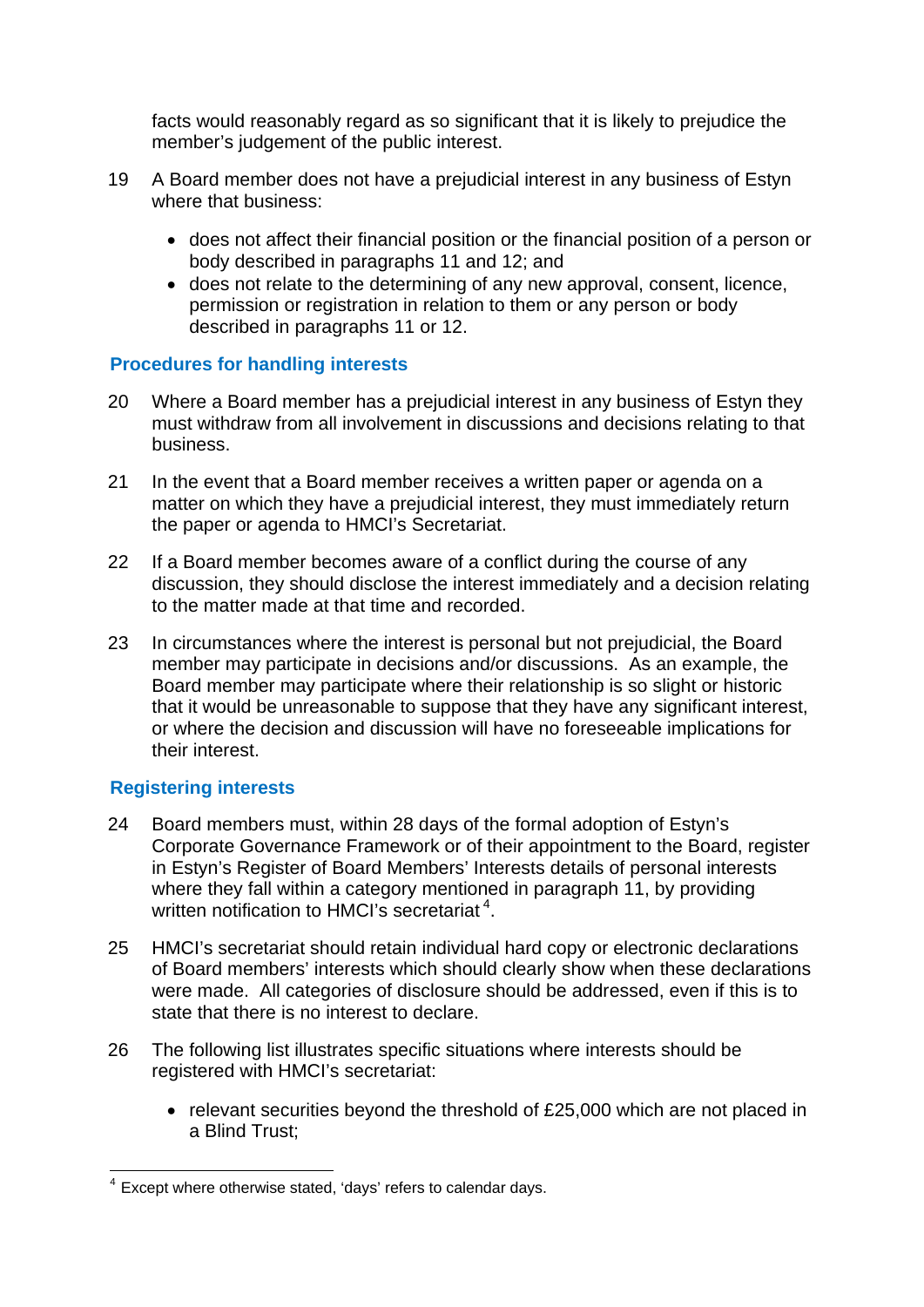facts would reasonably regard as so significant that it is likely to prejudice the member's judgement of the public interest.

19 A Board member does not have a prejudicial interest in any business of Estyn where that business:

- does not affect their financial position or the financial position of a person or body described in paragraphs 11 and 12; and
- does not relate to the determining of any new approval, consent, licence, permission or registration in relation to them or any person or body described in paragraphs 11 or 12.

### Procedures for handling interests

20 Where a Board member has a prejudicial interest in any business of Estyn they must withdraw from all involvement in discussions and decisions relating to that business.

21 In the event that a Board member receives a written paper or agenda on a matter on which they have a prejudicial interest, they must immediately return the paper or agenda to HMCI's Secretariat.

22 If a Board member becomes aware of a conflict during the course of any discussion, they should disclose the interest immediately and a decision relating to the matter made at that time and recorded.

23 In circumstances where the interest is personal but not prejudicial, the Board member may participate in decisions and/or discussions. As an example, the Board member may participate where their relationship is so slight or historic that it would be unreasonable to suppose that they have any significant interest, or where the decision and discussion will have no foreseeable implications for their interest.

### Registering interests

24 Board members must, within 28 days of the formal adoption of Estyn's Corporate Governance Framework or of their appointment to the Board, register in Estyn's Register of Board Members' Interests details of personal interests where they fall within a category mentioned in paragraph 11, by providing written notification to HMCI's secretariat[4].

25 HMCI's secretariat should retain individual hard copy or electronic declarations of Board members' interests which should clearly show when these declarations were made. All categories of disclosure should be addressed, even if this is to state that there is no interest to declare.

26 The following list illustrates specific situations where interests should be registered with HMCI's secretariat:

- relevant securities beyond the threshold of £25,000 which are not placed in a Blind Trust;

[4] Except where otherwise stated, 'days' refers to calendar days.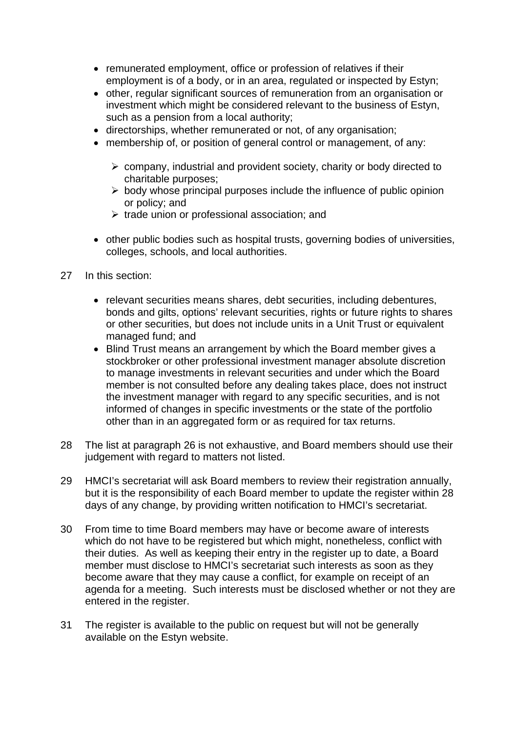- remunerated employment, office or profession of relatives if their employment is of a body, or in an area, regulated or inspected by Estyn;
- other, regular significant sources of remuneration from an organisation or investment which might be considered relevant to the business of Estyn, such as a pension from a local authority;
- directorships, whether remunerated or not, of any organisation;
- membership of, or position of general control or management, of any:
  - company, industrial and provident society, charity or body directed to charitable purposes;
  - body whose principal purposes include the influence of public opinion or policy; and
  - trade union or professional association; and
- other public bodies such as hospital trusts, governing bodies of universities, colleges, schools, and local authorities.

27 In this section:

- relevant securities means shares, debt securities, including debentures, bonds and gilts, options' relevant securities, rights or future rights to shares or other securities, but does not include units in a Unit Trust or equivalent managed fund; and
- Blind Trust means an arrangement by which the Board member gives a stockbroker or other professional investment manager absolute discretion to manage investments in relevant securities and under which the Board member is not consulted before any dealing takes place, does not instruct the investment manager with regard to any specific securities, and is not informed of changes in specific investments or the state of the portfolio other than in an aggregated form or as required for tax returns.

28 The list at paragraph 26 is not exhaustive, and Board members should use their judgement with regard to matters not listed.

29 HMCI's secretariat will ask Board members to review their registration annually, but it is the responsibility of each Board member to update the register within 28 days of any change, by providing written notification to HMCI's secretariat.

30 From time to time Board members may have or become aware of interests which do not have to be registered but which might, nonetheless, conflict with their duties. As well as keeping their entry in the register up to date, a Board member must disclose to HMCI's secretariat such interests as soon as they become aware that they may cause a conflict, for example on receipt of an agenda for a meeting. Such interests must be disclosed whether or not they are entered in the register.

31 The register is available to the public on request but will not be generally available on the Estyn website.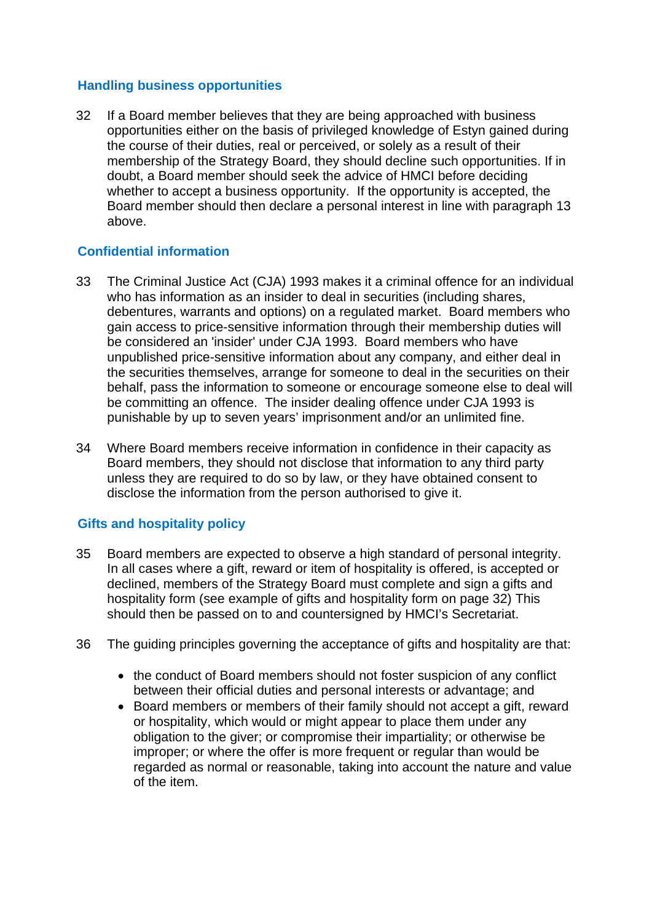## Handling business opportunities

32 If a Board member believes that they are being approached with business opportunities either on the basis of privileged knowledge of Estyn gained during the course of their duties, real or perceived, or solely as a result of their membership of the Strategy Board, they should decline such opportunities. If in doubt, a Board member should seek the advice of HMCI before deciding whether to accept a business opportunity. If the opportunity is accepted, the Board member should then declare a personal interest in line with paragraph 13 above.

## Confidential information

33 The Criminal Justice Act (CJA) 1993 makes it a criminal offence for an individual who has information as an insider to deal in securities (including shares, debentures, warrants and options) on a regulated market. Board members who gain access to price-sensitive information through their membership duties will be considered an 'insider' under CJA 1993. Board members who have unpublished price-sensitive information about any company, and either deal in the securities themselves, arrange for someone to deal in the securities on their behalf, pass the information to someone or encourage someone else to deal will be committing an offence. The insider dealing offence under CJA 1993 is punishable by up to seven years' imprisonment and/or an unlimited fine.

34 Where Board members receive information in confidence in their capacity as Board members, they should not disclose that information to any third party unless they are required to do so by law, or they have obtained consent to disclose the information from the person authorised to give it.

## Gifts and hospitality policy

35 Board members are expected to observe a high standard of personal integrity. In all cases where a gift, reward or item of hospitality is offered, is accepted or declined, members of the Strategy Board must complete and sign a gifts and hospitality form (see example of gifts and hospitality form on page 32) This should then be passed on to and countersigned by HMCI's Secretariat.

36 The guiding principles governing the acceptance of gifts and hospitality are that:

- the conduct of Board members should not foster suspicion of any conflict between their official duties and personal interests or advantage; and
- Board members or members of their family should not accept a gift, reward or hospitality, which would or might appear to place them under any obligation to the giver; or compromise their impartiality; or otherwise be improper; or where the offer is more frequent or regular than would be regarded as normal or reasonable, taking into account the nature and value of the item.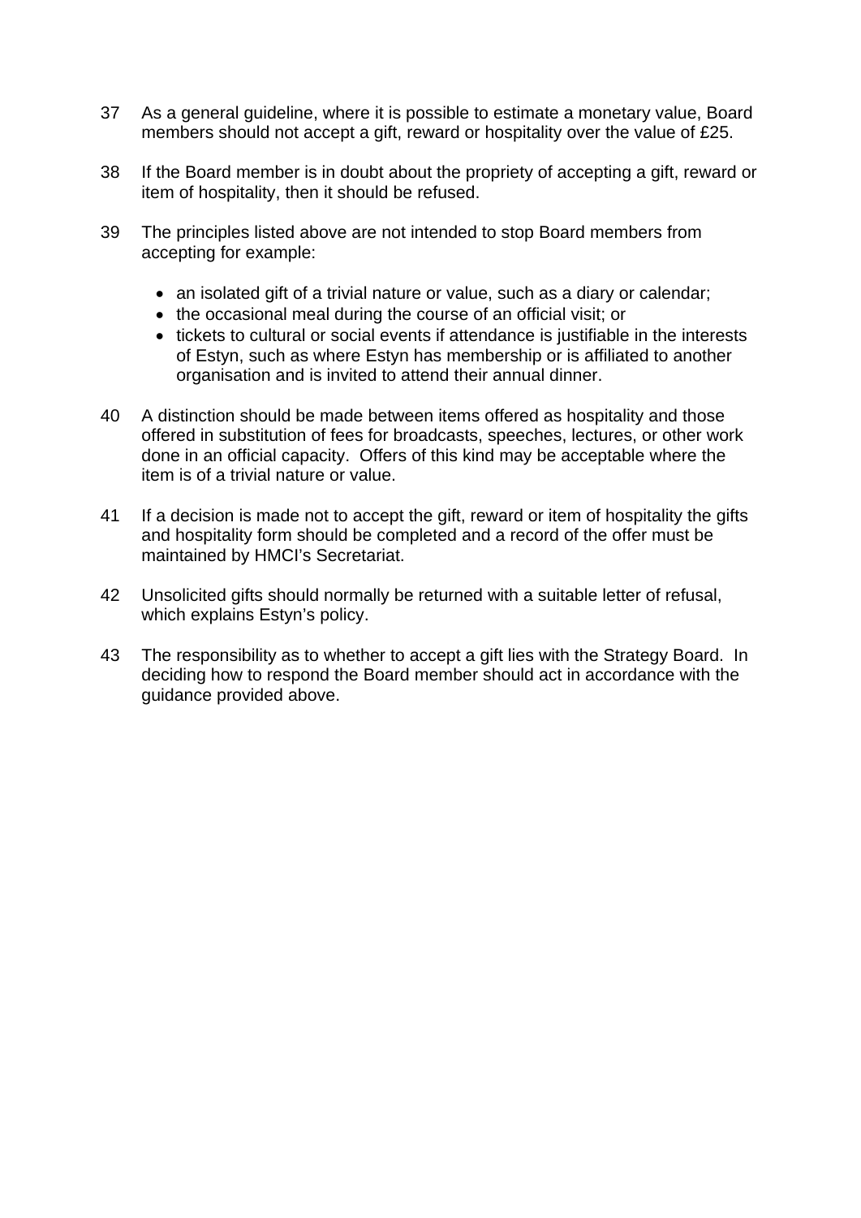37 As a general guideline, where it is possible to estimate a monetary value, Board members should not accept a gift, reward or hospitality over the value of £25.

38 If the Board member is in doubt about the propriety of accepting a gift, reward or item of hospitality, then it should be refused.

39 The principles listed above are not intended to stop Board members from accepting for example:

- an isolated gift of a trivial nature or value, such as a diary or calendar;
- the occasional meal during the course of an official visit; or
- tickets to cultural or social events if attendance is justifiable in the interests of Estyn, such as where Estyn has membership or is affiliated to another organisation and is invited to attend their annual dinner.

40 A distinction should be made between items offered as hospitality and those offered in substitution of fees for broadcasts, speeches, lectures, or other work done in an official capacity. Offers of this kind may be acceptable where the item is of a trivial nature or value.

41 If a decision is made not to accept the gift, reward or item of hospitality the gifts and hospitality form should be completed and a record of the offer must be maintained by HMCI's Secretariat.

42 Unsolicited gifts should normally be returned with a suitable letter of refusal, which explains Estyn's policy.

43 The responsibility as to whether to accept a gift lies with the Strategy Board. In deciding how to respond the Board member should act in accordance with the guidance provided above.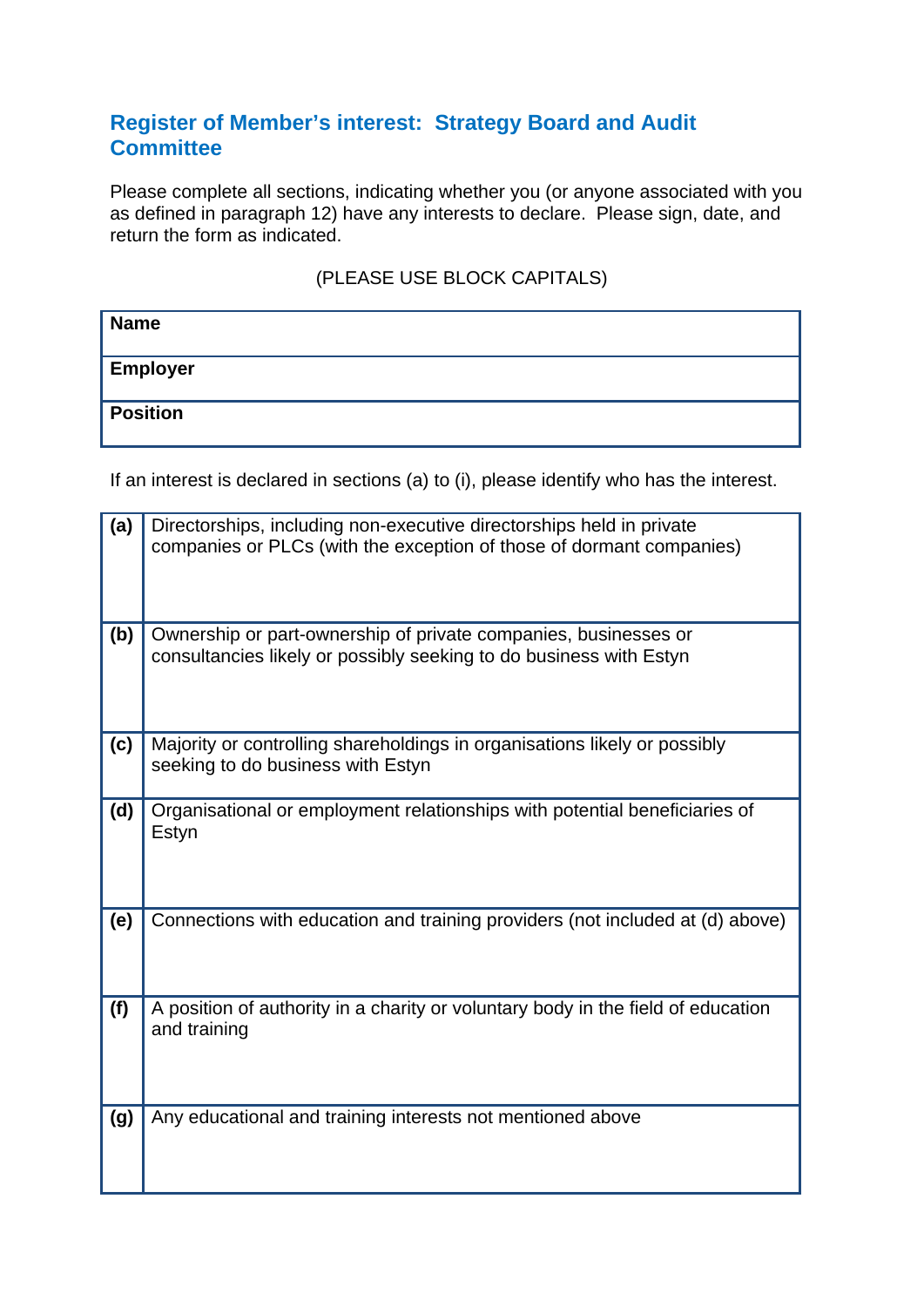## Register of Member's interest: Strategy Board and Audit Committee

Please complete all sections, indicating whether you (or anyone associated with you as defined in paragraph 12) have any interests to declare. Please sign, date, and return the form as indicated.

(PLEASE USE BLOCK CAPITALS)

| | |
|---|---|
| **Name** | |
| **Employer** | |
| **Position** | |

If an interest is declared in sections (a) to (i), please identify who has the interest.

| | |
|---|---|
| **(a)** | Directorships, including non-executive directorships held in private companies or PLCs (with the exception of those of dormant companies) |
| **(b)** | Ownership or part-ownership of private companies, businesses or consultancies likely or possibly seeking to do business with Estyn |
| **(c)** | Majority or controlling shareholdings in organisations likely or possibly seeking to do business with Estyn |
| **(d)** | Organisational or employment relationships with potential beneficiaries of Estyn |
| **(e)** | Connections with education and training providers (not included at (d) above) |
| **(f)** | A position of authority in a charity or voluntary body in the field of education and training |
| **(g)** | Any educational and training interests not mentioned above |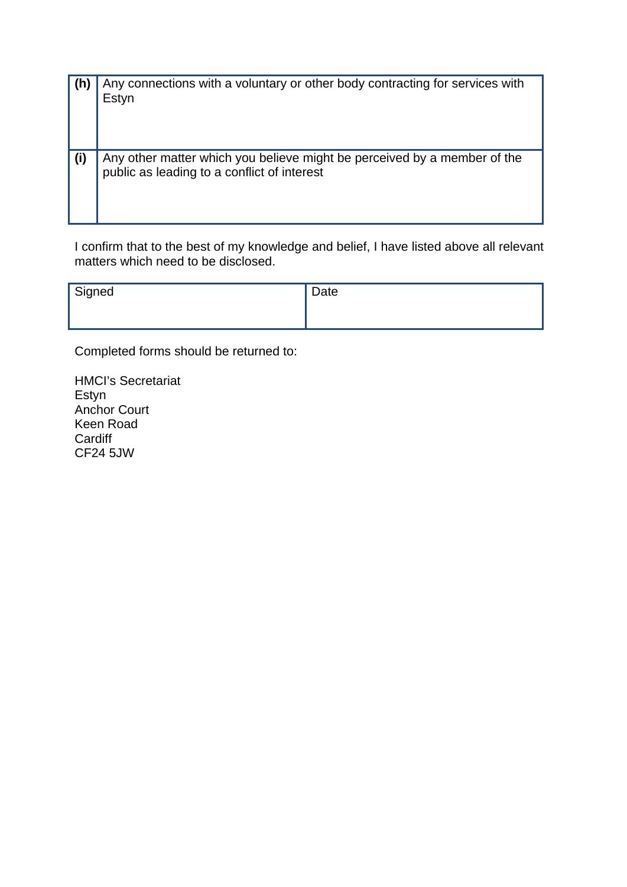| | |
|---|---|
| **(h)** | Any connections with a voluntary or other body contracting for services with Estyn |
| **(i)** | Any other matter which you believe might be perceived by a member of the public as leading to a conflict of interest |

I confirm that to the best of my knowledge and belief, I have listed above all relevant matters which need to be disclosed.

| Signed | Date |
|---|---|
| | |

Completed forms should be returned to:

HMCI's Secretariat
Estyn
Anchor Court
Keen Road
Cardiff
CF24 5JW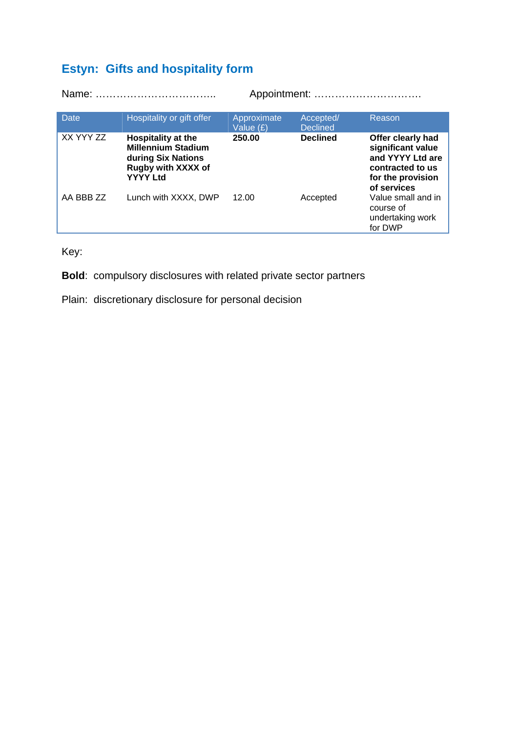## Estyn: Gifts and hospitality form

Name: ……………………………..    Appointment: ………………………….

| Date | Hospitality or gift offer | Approximate Value (£) | Accepted/ Declined | Reason |
|---|---|---|---|---|
| XX YYY ZZ | **Hospitality at the Millennium Stadium during Six Nations Rugby with XXXX of YYYY Ltd** | **250.00** | **Declined** | **Offer clearly had significant value and YYYY Ltd are contracted to us for the provision of services** |
| AA BBB ZZ | Lunch with XXXX, DWP | 12.00 | Accepted | Value small and in course of undertaking work for DWP |

Key:

**Bold**: compulsory disclosures with related private sector partners

Plain: discretionary disclosure for personal decision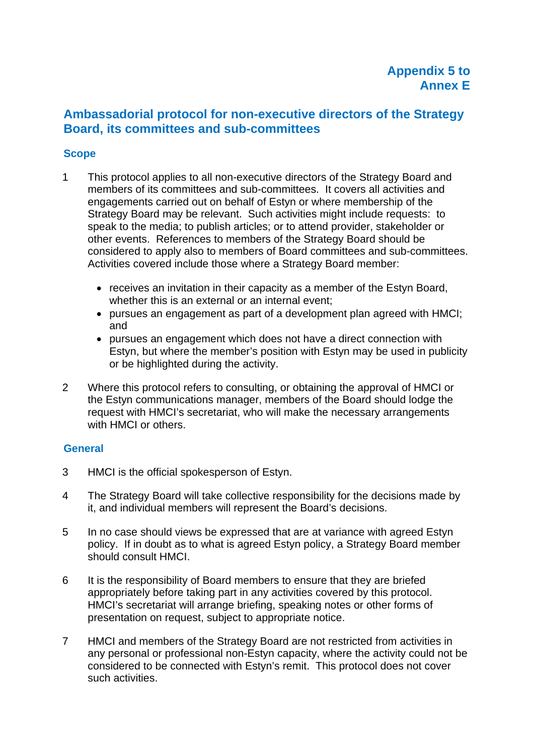Appendix 5 to Annex E

# Ambassadorial protocol for non-executive directors of the Strategy Board, its committees and sub-committees

## Scope

1 This protocol applies to all non-executive directors of the Strategy Board and members of its committees and sub-committees. It covers all activities and engagements carried out on behalf of Estyn or where membership of the Strategy Board may be relevant. Such activities might include requests: to speak to the media; to publish articles; or to attend provider, stakeholder or other events. References to members of the Strategy Board should be considered to apply also to members of Board committees and sub-committees. Activities covered include those where a Strategy Board member:

- receives an invitation in their capacity as a member of the Estyn Board, whether this is an external or an internal event;
- pursues an engagement as part of a development plan agreed with HMCI; and
- pursues an engagement which does not have a direct connection with Estyn, but where the member's position with Estyn may be used in publicity or be highlighted during the activity.

2 Where this protocol refers to consulting, or obtaining the approval of HMCI or the Estyn communications manager, members of the Board should lodge the request with HMCI's secretariat, who will make the necessary arrangements with HMCI or others.

## General

3 HMCI is the official spokesperson of Estyn.

4 The Strategy Board will take collective responsibility for the decisions made by it, and individual members will represent the Board's decisions.

5 In no case should views be expressed that are at variance with agreed Estyn policy. If in doubt as to what is agreed Estyn policy, a Strategy Board member should consult HMCI.

6 It is the responsibility of Board members to ensure that they are briefed appropriately before taking part in any activities covered by this protocol. HMCI's secretariat will arrange briefing, speaking notes or other forms of presentation on request, subject to appropriate notice.

7 HMCI and members of the Strategy Board are not restricted from activities in any personal or professional non-Estyn capacity, where the activity could not be considered to be connected with Estyn's remit. This protocol does not cover such activities.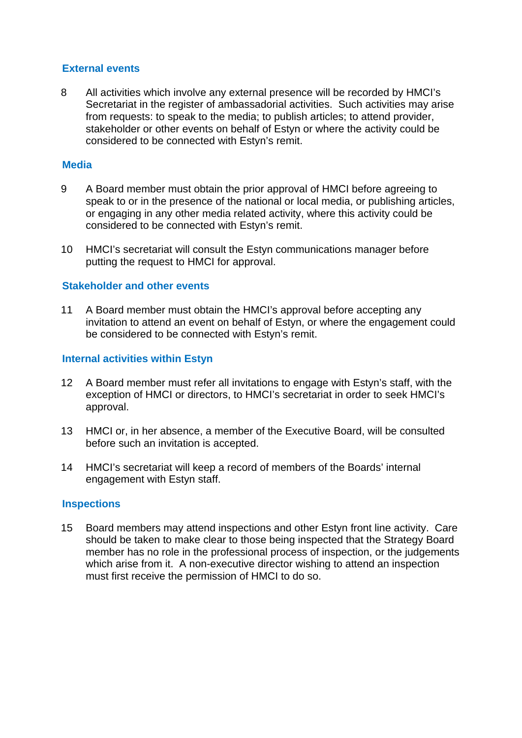### External events

8 All activities which involve any external presence will be recorded by HMCI's Secretariat in the register of ambassadorial activities. Such activities may arise from requests: to speak to the media; to publish articles; to attend provider, stakeholder or other events on behalf of Estyn or where the activity could be considered to be connected with Estyn's remit.

### Media

9 A Board member must obtain the prior approval of HMCI before agreeing to speak to or in the presence of the national or local media, or publishing articles, or engaging in any other media related activity, where this activity could be considered to be connected with Estyn's remit.

10 HMCI's secretariat will consult the Estyn communications manager before putting the request to HMCI for approval.

### Stakeholder and other events

11 A Board member must obtain the HMCI's approval before accepting any invitation to attend an event on behalf of Estyn, or where the engagement could be considered to be connected with Estyn's remit.

### Internal activities within Estyn

12 A Board member must refer all invitations to engage with Estyn's staff, with the exception of HMCI or directors, to HMCI's secretariat in order to seek HMCI's approval.

13 HMCI or, in her absence, a member of the Executive Board, will be consulted before such an invitation is accepted.

14 HMCI's secretariat will keep a record of members of the Boards' internal engagement with Estyn staff.

### Inspections

15 Board members may attend inspections and other Estyn front line activity. Care should be taken to make clear to those being inspected that the Strategy Board member has no role in the professional process of inspection, or the judgements which arise from it. A non-executive director wishing to attend an inspection must first receive the permission of HMCI to do so.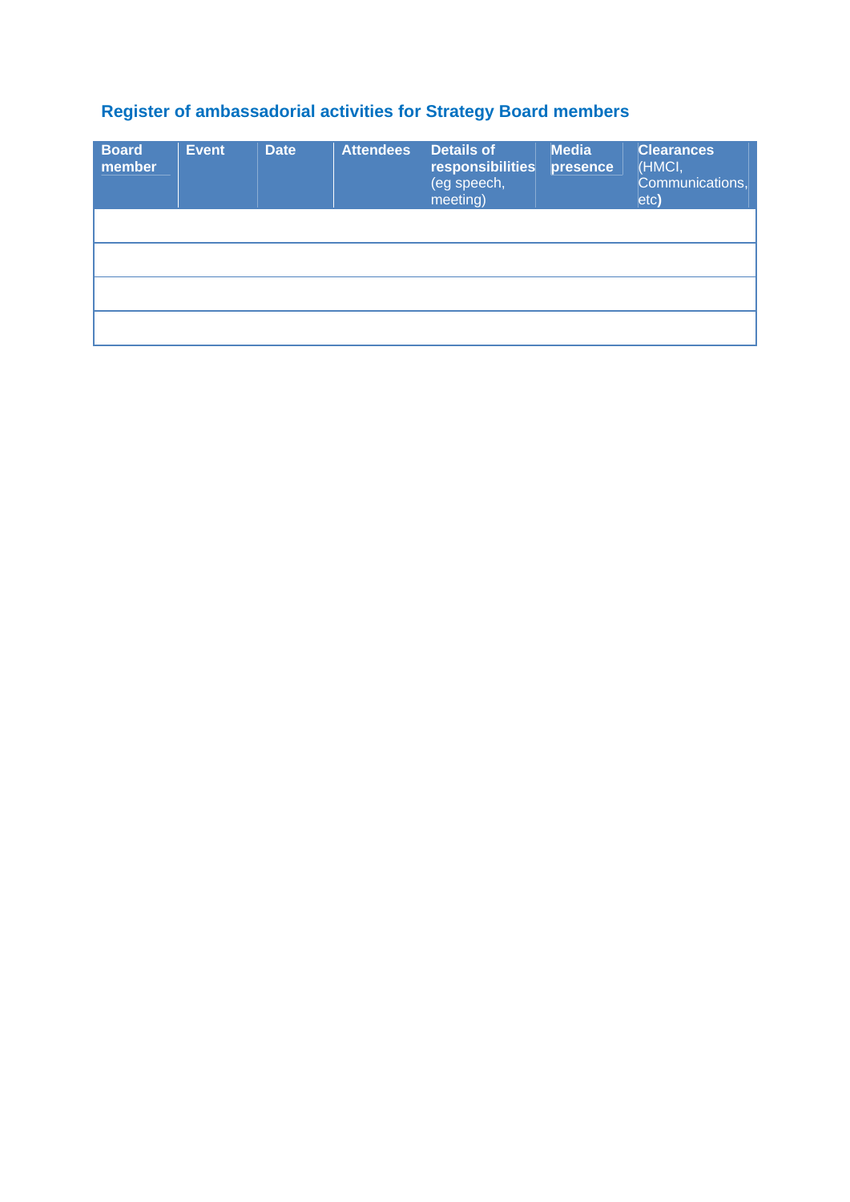## Register of ambassadorial activities for Strategy Board members

| Board member | Event | Date | Attendees | Details of responsibilities (eg speech, meeting) | Media presence | Clearances (HMCI, Communications, etc) |
|---|---|---|---|---|---|---|
| | | | | | | |
| | | | | | | |
| | | | | | | |
| | | | | | | |